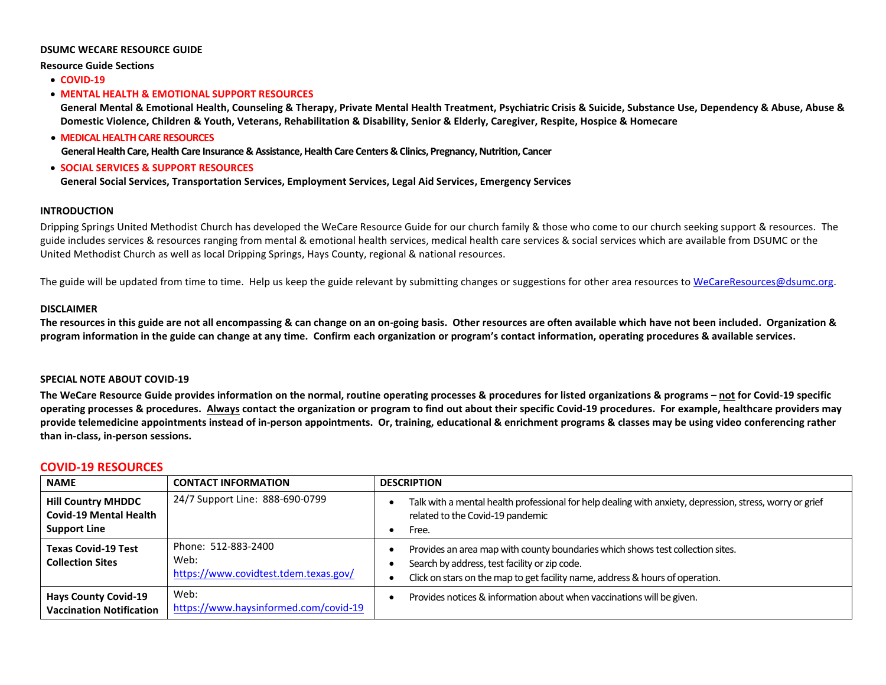**DSUMC WECARE RESOURCE GUIDE**

**Resource Guide Sections**

- **COVID-19**
- **MENTAL HEALTH & EMOTIONAL SUPPORT RESOURCES**
  **General Mental & Emotional Health, Counseling & Therapy, Private Mental Health Treatment, Psychiatric Crisis & Suicide, Substance Use, Dependency & Abuse, Abuse & Domestic Violence, Children & Youth, Veterans, Rehabilitation & Disability, Senior & Elderly, Caregiver, Respite, Hospice & Homecare**
- **MEDICAL HEALTH CARE RESOURCES**
  **General Health Care, Health Care Insurance & Assistance, Health Care Centers & Clinics, Pregnancy, Nutrition, Cancer**
- **SOCIAL SERVICES & SUPPORT RESOURCES**
  **General Social Services, Transportation Services, Employment Services, Legal Aid Services, Emergency Services**

**INTRODUCTION**

Dripping Springs United Methodist Church has developed the WeCare Resource Guide for our church family & those who come to our church seeking support & resources. The guide includes services & resources ranging from mental & emotional health services, medical health care services & social services which are available from DSUMC or the United Methodist Church as well as local Dripping Springs, Hays County, regional & national resources.

The guide will be updated from time to time. Help us keep the guide relevant by submitting changes or suggestions for other area resources to WeCareResources@dsumc.org.

**DISCLAIMER**

**The resources in this guide are not all encompassing & can change on an on-going basis. Other resources are often available which have not been included. Organization & program information in the guide can change at any time. Confirm each organization or program's contact information, operating procedures & available services.**

**SPECIAL NOTE ABOUT COVID-19**

**The WeCare Resource Guide provides information on the normal, routine operating processes & procedures for listed organizations & programs – not for Covid-19 specific operating processes & procedures. Always contact the organization or program to find out about their specific Covid-19 procedures. For example, healthcare providers may provide telemedicine appointments instead of in-person appointments. Or, training, educational & enrichment programs & classes may be using video conferencing rather than in-class, in-person sessions.**

## COVID-19 RESOURCES

| NAME | CONTACT INFORMATION | DESCRIPTION |
|---|---|---|
| **Hill Country MHDDC Covid-19 Mental Health Support Line** | 24/7 Support Line: 888-690-0799 | • Talk with a mental health professional for help dealing with anxiety, depression, stress, worry or grief related to the Covid-19 pandemic<br>• Free. |
| **Texas Covid-19 Test Collection Sites** | Phone: 512-883-2400<br>Web: https://www.covidtest.tdem.texas.gov/ | • Provides an area map with county boundaries which shows test collection sites.<br>• Search by address, test facility or zip code.<br>• Click on stars on the map to get facility name, address & hours of operation. |
| **Hays County Covid-19 Vaccination Notification** | Web: https://www.haysinformed.com/covid-19 | • Provides notices & information about when vaccinations will be given. |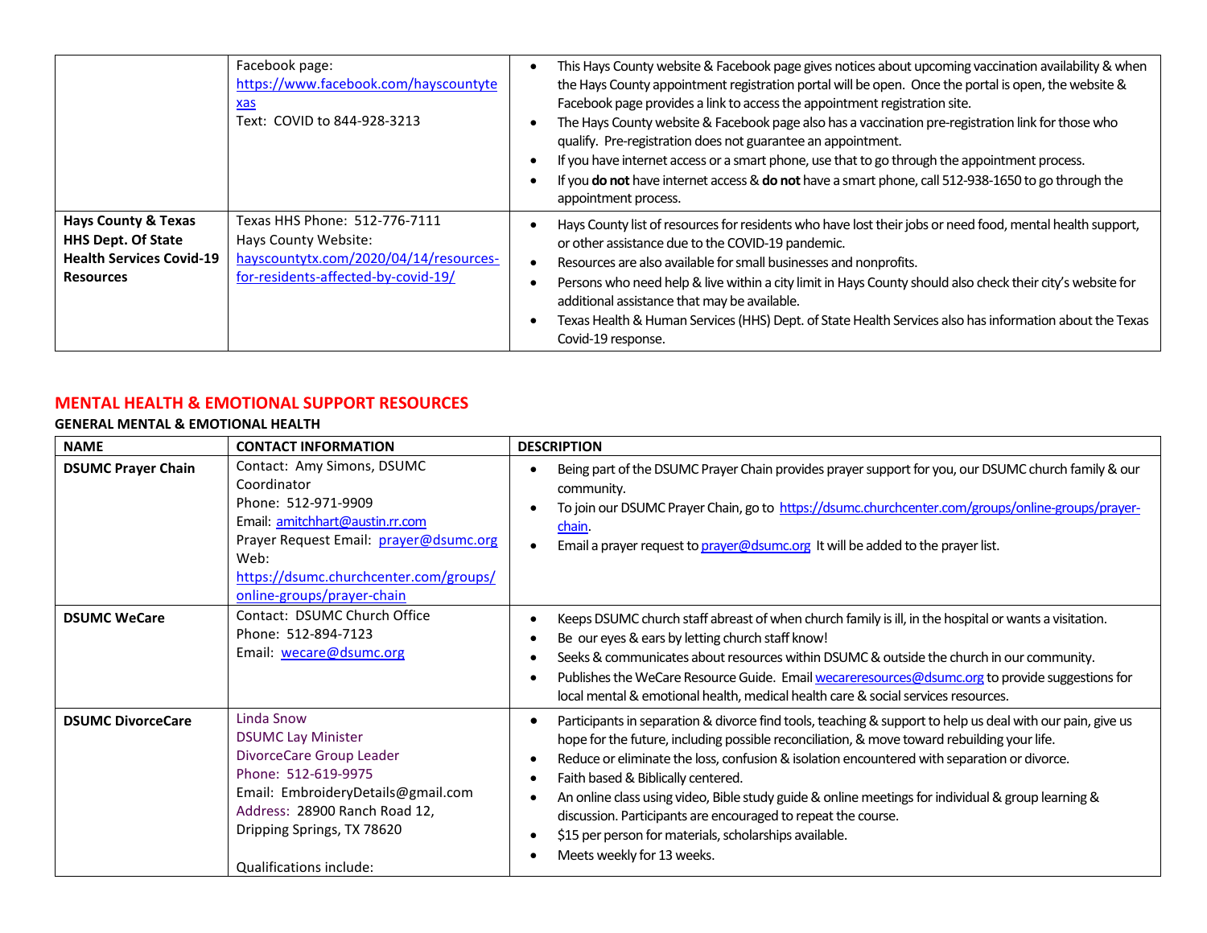| | | |
|---|---|---|
| | Facebook page: https://www.facebook.com/hayscountytexas<br>Text: COVID to 844-928-3213 | • This Hays County website & Facebook page gives notices about upcoming vaccination availability & when the Hays County appointment registration portal will be open. Once the portal is open, the website & Facebook page provides a link to access the appointment registration site.<br>• The Hays County website & Facebook page also has a vaccination pre-registration link for those who qualify. Pre-registration does not guarantee an appointment.<br>• If you have internet access or a smart phone, use that to go through the appointment process.<br>• If you **do not** have internet access & **do not** have a smart phone, call 512-938-1650 to go through the appointment process. |
| **Hays County & Texas HHS Dept. Of State Health Services Covid-19 Resources** | Texas HHS Phone: 512-776-7111<br>Hays County Website: hayscountytx.com/2020/04/14/resources-for-residents-affected-by-covid-19/ | • Hays County list of resources for residents who have lost their jobs or need food, mental health support, or other assistance due to the COVID-19 pandemic.<br>• Resources are also available for small businesses and nonprofits.<br>• Persons who need help & live within a city limit in Hays County should also check their city's website for additional assistance that may be available.<br>• Texas Health & Human Services (HHS) Dept. of State Health Services also has information about the Texas Covid-19 response. |

## MENTAL HEALTH & EMOTIONAL SUPPORT RESOURCES

### GENERAL MENTAL & EMOTIONAL HEALTH

| NAME | CONTACT INFORMATION | DESCRIPTION |
|---|---|---|
| **DSUMC Prayer Chain** | Contact: Amy Simons, DSUMC Coordinator<br>Phone: 512-971-9909<br>Email: amitchhart@austin.rr.com<br>Prayer Request Email: prayer@dsumc.org<br>Web: https://dsumc.churchcenter.com/groups/online-groups/prayer-chain | • Being part of the DSUMC Prayer Chain provides prayer support for you, our DSUMC church family & our community.<br>• To join our DSUMC Prayer Chain, go to https://dsumc.churchcenter.com/groups/online-groups/prayer-chain.<br>• Email a prayer request to prayer@dsumc.org It will be added to the prayer list. |
| **DSUMC WeCare** | Contact: DSUMC Church Office<br>Phone: 512-894-7123<br>Email: wecare@dsumc.org | • Keeps DSUMC church staff abreast of when church family is ill, in the hospital or wants a visitation.<br>• Be our eyes & ears by letting church staff know!<br>• Seeks & communicates about resources within DSUMC & outside the church in our community.<br>• Publishes the WeCare Resource Guide. Email wecareresources@dsumc.org to provide suggestions for local mental & emotional health, medical health care & social services resources. |
| **DSUMC DivorceCare** | Linda Snow<br>DSUMC Lay Minister<br>DivorceCare Group Leader<br>Phone: 512-619-9975<br>Email: EmbroideryDetails@gmail.com<br>Address: 28900 Ranch Road 12, Dripping Springs, TX 78620<br><br>Qualifications include: | • Participants in separation & divorce find tools, teaching & support to help us deal with our pain, give us hope for the future, including possible reconciliation, & move toward rebuilding your life.<br>• Reduce or eliminate the loss, confusion & isolation encountered with separation or divorce.<br>• Faith based & Biblically centered.<br>• An online class using video, Bible study guide & online meetings for individual & group learning & discussion. Participants are encouraged to repeat the course.<br>• $15 per person for materials, scholarships available.<br>• Meets weekly for 13 weeks. |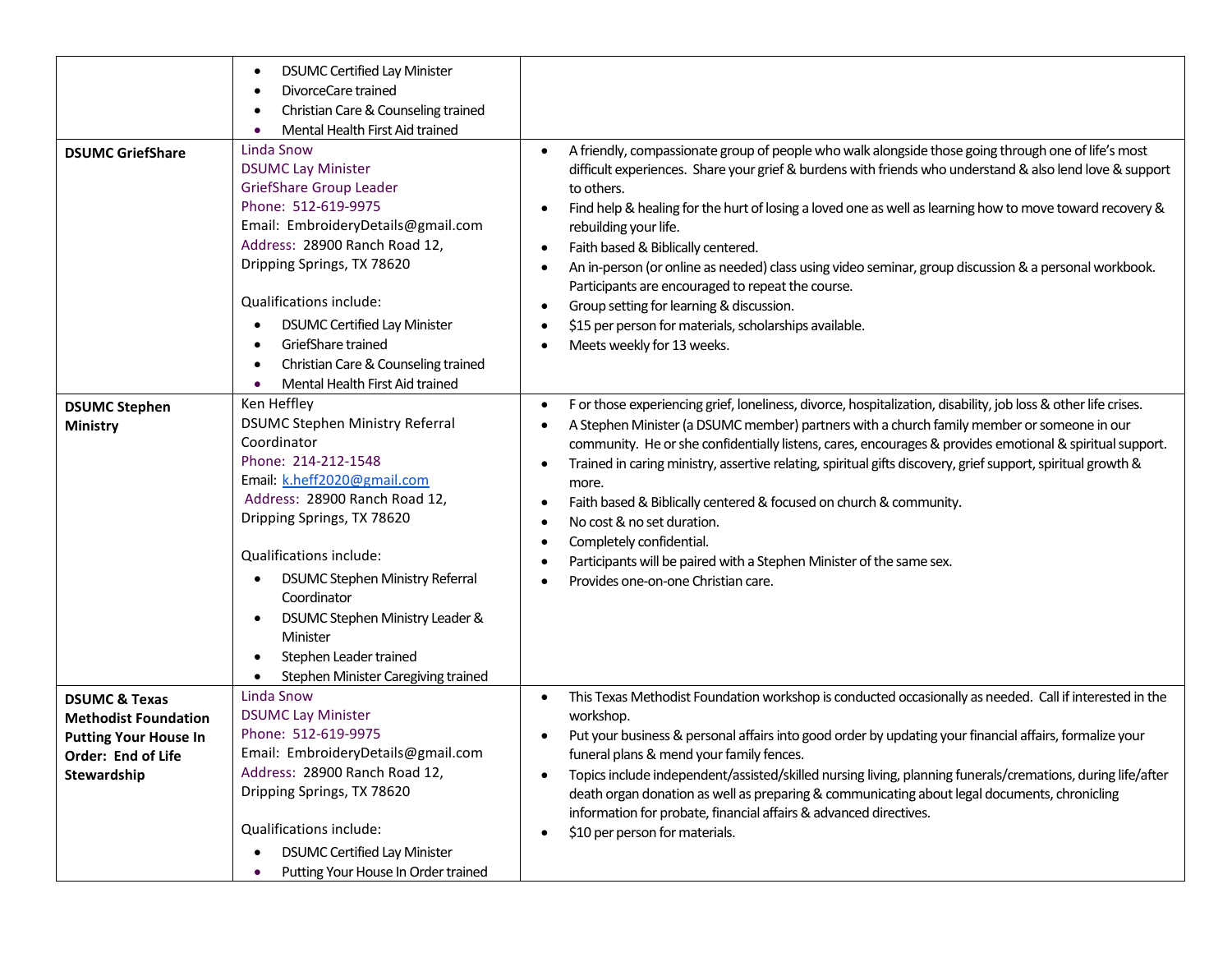| | | |
|---|---|---|
| | • DSUMC Certified Lay Minister<br>• DivorceCare trained<br>• Christian Care & Counseling trained<br>• Mental Health First Aid trained | |
| **DSUMC GriefShare** | Linda Snow<br>DSUMC Lay Minister<br>GriefShare Group Leader<br>Phone: 512-619-9975<br>Email: EmbroideryDetails@gmail.com<br>Address: 28900 Ranch Road 12, Dripping Springs, TX 78620<br><br>Qualifications include:<br>• DSUMC Certified Lay Minister<br>• GriefShare trained<br>• Christian Care & Counseling trained<br>• Mental Health First Aid trained | • A friendly, compassionate group of people who walk alongside those going through one of life's most difficult experiences. Share your grief & burdens with friends who understand & also lend love & support to others.<br>• Find help & healing for the hurt of losing a loved one as well as learning how to move toward recovery & rebuilding your life.<br>• Faith based & Biblically centered.<br>• An in-person (or online as needed) class using video seminar, group discussion & a personal workbook. Participants are encouraged to repeat the course.<br>• Group setting for learning & discussion.<br>• $15 per person for materials, scholarships available.<br>• Meets weekly for 13 weeks. |
| **DSUMC Stephen Ministry** | Ken Heffley<br>DSUMC Stephen Ministry Referral Coordinator<br>Phone: 214-212-1548<br>Email: k.heff2020@gmail.com<br>Address: 28900 Ranch Road 12, Dripping Springs, TX 78620<br><br>Qualifications include:<br>• DSUMC Stephen Ministry Referral Coordinator<br>• DSUMC Stephen Ministry Leader & Minister<br>• Stephen Leader trained<br>• Stephen Minister Caregiving trained | • F or those experiencing grief, loneliness, divorce, hospitalization, disability, job loss & other life crises.<br>• A Stephen Minister (a DSUMC member) partners with a church family member or someone in our community. He or she confidentially listens, cares, encourages & provides emotional & spiritual support.<br>• Trained in caring ministry, assertive relating, spiritual gifts discovery, grief support, spiritual growth & more.<br>• Faith based & Biblically centered & focused on church & community.<br>• No cost & no set duration.<br>• Completely confidential.<br>• Participants will be paired with a Stephen Minister of the same sex.<br>• Provides one-on-one Christian care. |
| **DSUMC & Texas Methodist Foundation Putting Your House In Order: End of Life Stewardship** | Linda Snow<br>DSUMC Lay Minister<br>Phone: 512-619-9975<br>Email: EmbroideryDetails@gmail.com<br>Address: 28900 Ranch Road 12, Dripping Springs, TX 78620<br><br>Qualifications include:<br>• DSUMC Certified Lay Minister<br>• Putting Your House In Order trained | • This Texas Methodist Foundation workshop is conducted occasionally as needed. Call if interested in the workshop.<br>• Put your business & personal affairs into good order by updating your financial affairs, formalize your funeral plans & mend your family fences.<br>• Topics include independent/assisted/skilled nursing living, planning funerals/cremations, during life/after death organ donation as well as preparing & communicating about legal documents, chronicling information for probate, financial affairs & advanced directives.<br>• $10 per person for materials. |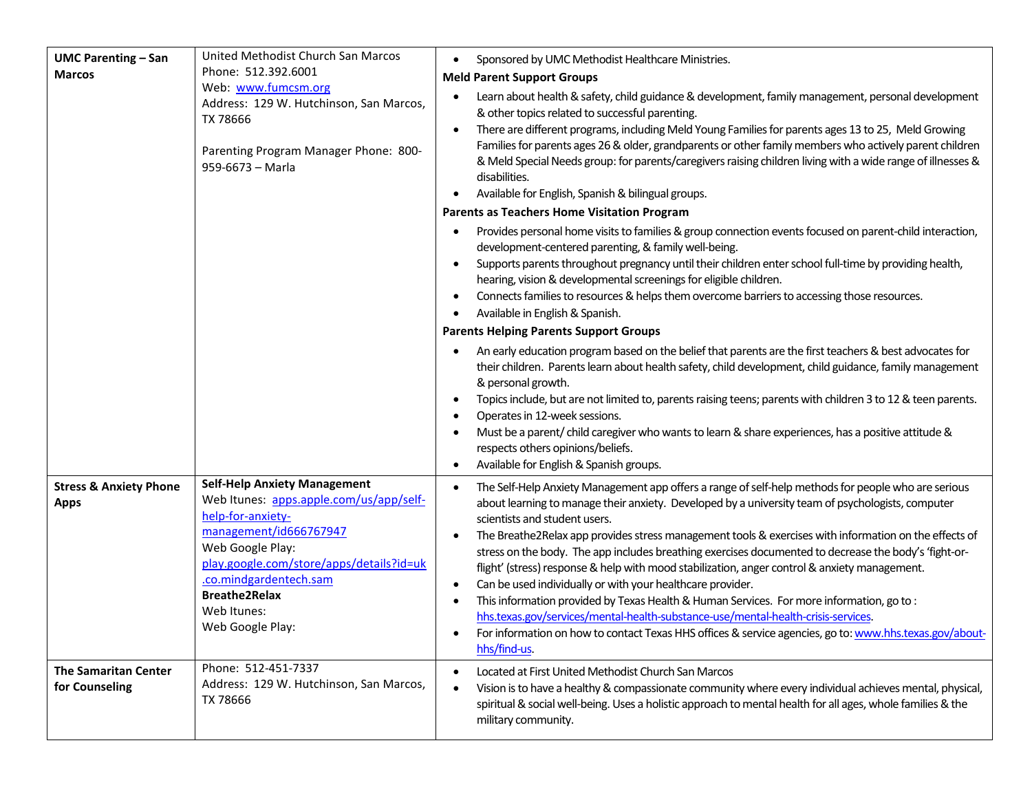| | | |
|---|---|---|
| **UMC Parenting – San Marcos** | United Methodist Church San Marcos<br>Phone: 512.392.6001<br>Web: www.fumcsm.org<br>Address: 129 W. Hutchinson, San Marcos, TX 78666<br><br>Parenting Program Manager Phone: 800-959-6673 – Marla | • Sponsored by UMC Methodist Healthcare Ministries.<br>**Meld Parent Support Groups**<br>• Learn about health & safety, child guidance & development, family management, personal development & other topics related to successful parenting.<br>• There are different programs, including Meld Young Families for parents ages 13 to 25, Meld Growing Families for parents ages 26 & older, grandparents or other family members who actively parent children & Meld Special Needs group: for parents/caregivers raising children living with a wide range of illnesses & disabilities.<br>• Available for English, Spanish & bilingual groups.<br>**Parents as Teachers Home Visitation Program**<br>• Provides personal home visits to families & group connection events focused on parent-child interaction, development-centered parenting, & family well-being.<br>• Supports parents throughout pregnancy until their children enter school full-time by providing health, hearing, vision & developmental screenings for eligible children.<br>• Connects families to resources & helps them overcome barriers to accessing those resources.<br>• Available in English & Spanish.<br>**Parents Helping Parents Support Groups**<br>• An early education program based on the belief that parents are the first teachers & best advocates for their children. Parents learn about health safety, child development, child guidance, family management & personal growth.<br>• Topics include, but are not limited to, parents raising teens; parents with children 3 to 12 & teen parents.<br>• Operates in 12-week sessions.<br>• Must be a parent/ child caregiver who wants to learn & share experiences, has a positive attitude & respects others opinions/beliefs.<br>• Available for English & Spanish groups. |
| **Stress & Anxiety Phone Apps** | **Self-Help Anxiety Management**<br>Web Itunes: apps.apple.com/us/app/self-help-for-anxiety-management/id666767947<br>Web Google Play: play.google.com/store/apps/details?id=uk.co.mindgardentech.sam<br>**Breathe2Relax**<br>Web Itunes:<br>Web Google Play: | • The Self-Help Anxiety Management app offers a range of self-help methods for people who are serious about learning to manage their anxiety. Developed by a university team of psychologists, computer scientists and student users.<br>• The Breathe2Relax app provides stress management tools & exercises with information on the effects of stress on the body. The app includes breathing exercises documented to decrease the body's 'fight-or-flight' (stress) response & help with mood stabilization, anger control & anxiety management.<br>• Can be used individually or with your healthcare provider.<br>• This information provided by Texas Health & Human Services. For more information, go to : hhs.texas.gov/services/mental-health-substance-use/mental-health-crisis-services.<br>• For information on how to contact Texas HHS offices & service agencies, go to: www.hhs.texas.gov/about-hhs/find-us. |
| **The Samaritan Center for Counseling** | Phone: 512-451-7337<br>Address: 129 W. Hutchinson, San Marcos, TX 78666 | • Located at First United Methodist Church San Marcos<br>• Vision is to have a healthy & compassionate community where every individual achieves mental, physical, spiritual & social well-being. Uses a holistic approach to mental health for all ages, whole families & the military community. |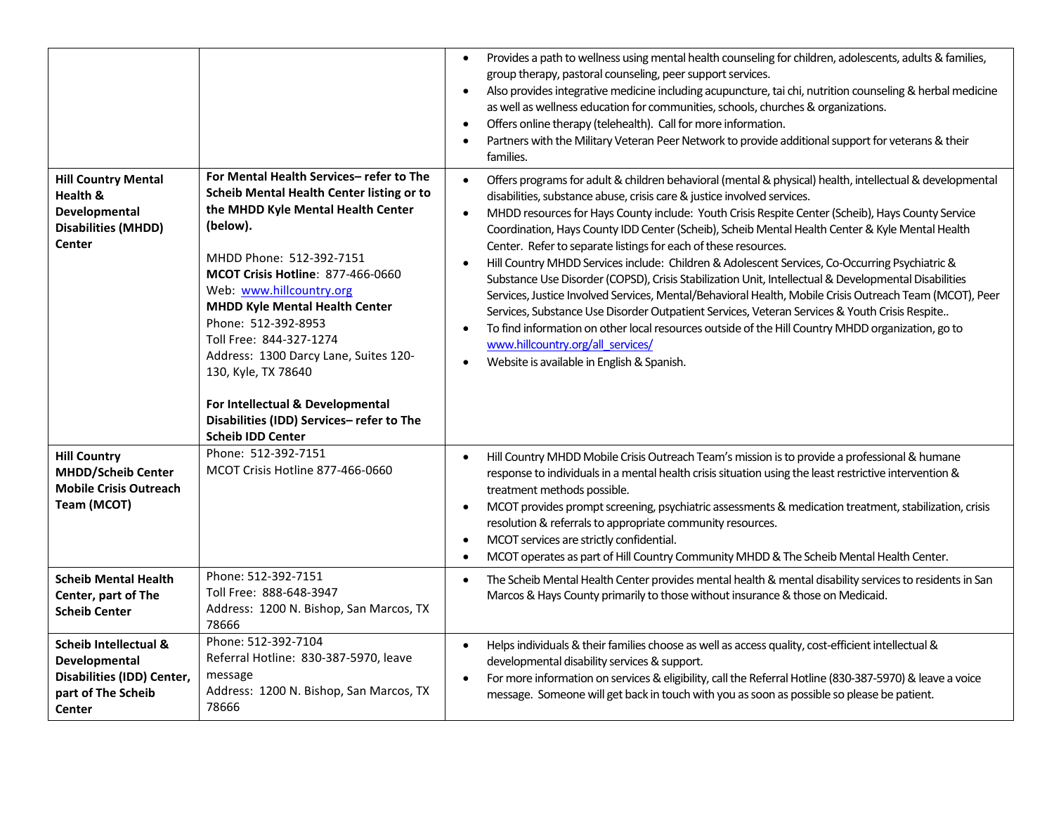| | | |
|---|---|---|
| | | • Provides a path to wellness using mental health counseling for children, adolescents, adults & families, group therapy, pastoral counseling, peer support services.<br>• Also provides integrative medicine including acupuncture, tai chi, nutrition counseling & herbal medicine as well as wellness education for communities, schools, churches & organizations.<br>• Offers online therapy (telehealth). Call for more information.<br>• Partners with the Military Veteran Peer Network to provide additional support for veterans & their families. |
| **Hill Country Mental Health & Developmental Disabilities (MHDD) Center** | **For Mental Health Services– refer to The Scheib Mental Health Center listing or to the MHDD Kyle Mental Health Center (below).**<br><br>MHDD Phone: 512-392-7151<br>**MCOT Crisis Hotline**: 877-466-0660<br>Web: www.hillcountry.org<br>**MHDD Kyle Mental Health Center**<br>Phone: 512-392-8953<br>Toll Free: 844-327-1274<br>Address: 1300 Darcy Lane, Suites 120-130, Kyle, TX 78640<br><br>**For Intellectual & Developmental Disabilities (IDD) Services– refer to The Scheib IDD Center** | • Offers programs for adult & children behavioral (mental & physical) health, intellectual & developmental disabilities, substance abuse, crisis care & justice involved services.<br>• MHDD resources for Hays County include: Youth Crisis Respite Center (Scheib), Hays County Service Coordination, Hays County IDD Center (Scheib), Scheib Mental Health Center & Kyle Mental Health Center. Refer to separate listings for each of these resources.<br>• Hill Country MHDD Services include: Children & Adolescent Services, Co-Occurring Psychiatric & Substance Use Disorder (COPSD), Crisis Stabilization Unit, Intellectual & Developmental Disabilities Services, Justice Involved Services, Mental/Behavioral Health, Mobile Crisis Outreach Team (MCOT), Peer Services, Substance Use Disorder Outpatient Services, Veteran Services & Youth Crisis Respite..<br>• To find information on other local resources outside of the Hill Country MHDD organization, go to www.hillcountry.org/all_services/<br>• Website is available in English & Spanish. |
| **Hill Country MHDD/Scheib Center Mobile Crisis Outreach Team (MCOT)** | Phone: 512-392-7151<br>MCOT Crisis Hotline 877-466-0660 | • Hill Country MHDD Mobile Crisis Outreach Team's mission is to provide a professional & humane response to individuals in a mental health crisis situation using the least restrictive intervention & treatment methods possible.<br>• MCOT provides prompt screening, psychiatric assessments & medication treatment, stabilization, crisis resolution & referrals to appropriate community resources.<br>• MCOT services are strictly confidential.<br>• MCOT operates as part of Hill Country Community MHDD & The Scheib Mental Health Center. |
| **Scheib Mental Health Center, part of The Scheib Center** | Phone: 512-392-7151<br>Toll Free: 888-648-3947<br>Address: 1200 N. Bishop, San Marcos, TX 78666 | • The Scheib Mental Health Center provides mental health & mental disability services to residents in San Marcos & Hays County primarily to those without insurance & those on Medicaid. |
| **Scheib Intellectual & Developmental Disabilities (IDD) Center, part of The Scheib Center** | Phone: 512-392-7104<br>Referral Hotline: 830-387-5970, leave message<br>Address: 1200 N. Bishop, San Marcos, TX 78666 | • Helps individuals & their families choose as well as access quality, cost-efficient intellectual & developmental disability services & support.<br>• For more information on services & eligibility, call the Referral Hotline (830-387-5970) & leave a voice message. Someone will get back in touch with you as soon as possible so please be patient. |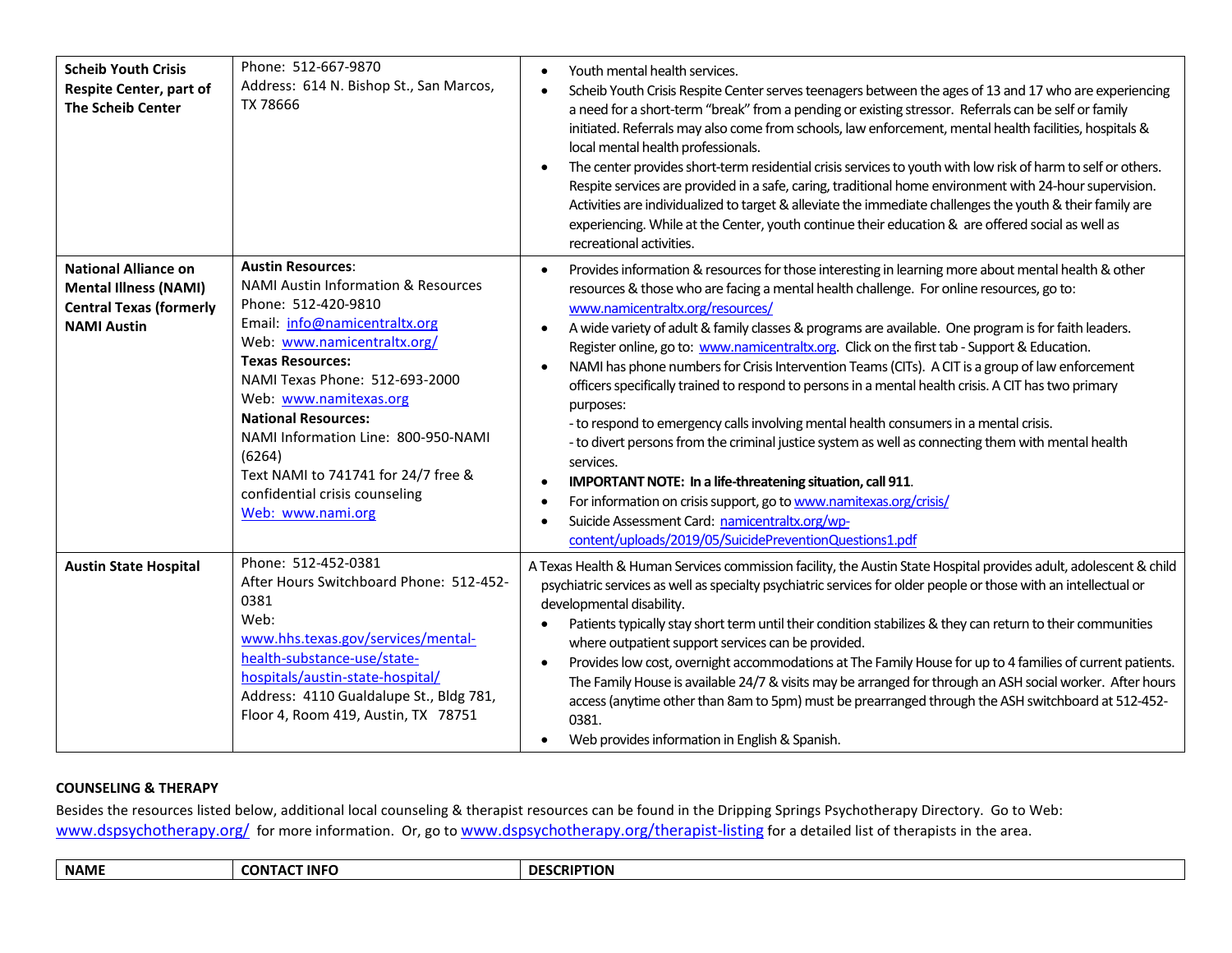| | | |
|---|---|---|
| **Scheib Youth Crisis Respite Center, part of The Scheib Center** | Phone: 512-667-9870<br>Address: 614 N. Bishop St., San Marcos, TX 78666 | • Youth mental health services.<br>• Scheib Youth Crisis Respite Center serves teenagers between the ages of 13 and 17 who are experiencing a need for a short-term "break" from a pending or existing stressor. Referrals can be self or family initiated. Referrals may also come from schools, law enforcement, mental health facilities, hospitals & local mental health professionals.<br>• The center provides short-term residential crisis services to youth with low risk of harm to self or others. Respite services are provided in a safe, caring, traditional home environment with 24-hour supervision. Activities are individualized to target & alleviate the immediate challenges the youth & their family are experiencing. While at the Center, youth continue their education & are offered social as well as recreational activities. |
| **National Alliance on Mental Illness (NAMI) Central Texas (formerly NAMI Austin** | **Austin Resources**:<br>NAMI Austin Information & Resources<br>Phone: 512-420-9810<br>Email: info@namicentraltx.org<br>Web: www.namicentraltx.org/<br>**Texas Resources:**<br>NAMI Texas Phone: 512-693-2000<br>Web: www.namitexas.org<br>**National Resources:**<br>NAMI Information Line: 800-950-NAMI (6264)<br>Text NAMI to 741741 for 24/7 free & confidential crisis counseling<br>Web: www.nami.org | • Provides information & resources for those interesting in learning more about mental health & other resources & those who are facing a mental health challenge. For online resources, go to: www.namicentraltx.org/resources/<br>• A wide variety of adult & family classes & programs are available. One program is for faith leaders. Register online, go to: www.namicentraltx.org. Click on the first tab - Support & Education.<br>• NAMI has phone numbers for Crisis Intervention Teams (CITs). A CIT is a group of law enforcement officers specifically trained to respond to persons in a mental health crisis. A CIT has two primary purposes:<br>- to respond to emergency calls involving mental health consumers in a mental crisis.<br>- to divert persons from the criminal justice system as well as connecting them with mental health services.<br>• **IMPORTANT NOTE: In a life-threatening situation, call 911**.<br>• For information on crisis support, go to www.namitexas.org/crisis/<br>• Suicide Assessment Card: namicentraltx.org/wp-content/uploads/2019/05/SuicidePreventionQuestions1.pdf |
| **Austin State Hospital** | Phone: 512-452-0381<br>After Hours Switchboard Phone: 512-452-0381<br>Web: www.hhs.texas.gov/services/mental-health-substance-use/state-hospitals/austin-state-hospital/<br>Address: 4110 Gualdalupe St., Bldg 781, Floor 4, Room 419, Austin, TX 78751 | A Texas Health & Human Services commission facility, the Austin State Hospital provides adult, adolescent & child psychiatric services as well as specialty psychiatric services for older people or those with an intellectual or developmental disability.<br>• Patients typically stay short term until their condition stabilizes & they can return to their communities where outpatient support services can be provided.<br>• Provides low cost, overnight accommodations at The Family House for up to 4 families of current patients. The Family House is available 24/7 & visits may be arranged for through an ASH social worker. After hours access (anytime other than 8am to 5pm) must be prearranged through the ASH switchboard at 512-452-0381.<br>• Web provides information in English & Spanish. |

**COUNSELING & THERAPY**

Besides the resources listed below, additional local counseling & therapist resources can be found in the Dripping Springs Psychotherapy Directory. Go to Web: www.dspsychotherapy.org/ for more information. Or, go to www.dspsychotherapy.org/therapist-listing for a detailed list of therapists in the area.

| NAME | CONTACT INFO | DESCRIPTION |
|---|---|---|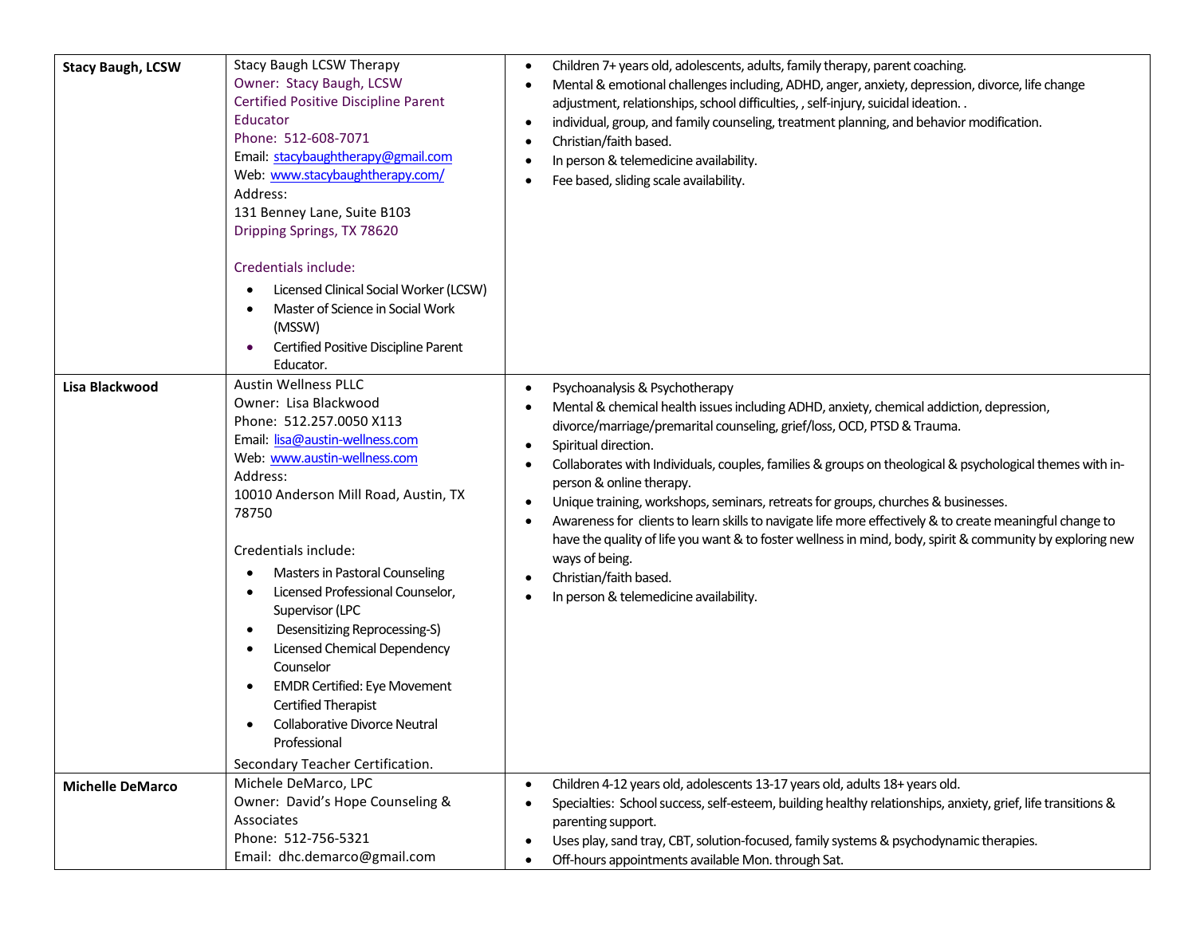| | | |
|---|---|---|
| **Stacy Baugh, LCSW** | Stacy Baugh LCSW Therapy<br>Owner: Stacy Baugh, LCSW<br>Certified Positive Discipline Parent Educator<br>Phone: 512-608-7071<br>Email: stacybaughtherapy@gmail.com<br>Web: www.stacybaughtherapy.com/<br>Address:<br>131 Benney Lane, Suite B103<br>Dripping Springs, TX 78620<br><br>Credentials include:<br>• Licensed Clinical Social Worker (LCSW)<br>• Master of Science in Social Work (MSSW)<br>• Certified Positive Discipline Parent Educator. | • Children 7+ years old, adolescents, adults, family therapy, parent coaching.<br>• Mental & emotional challenges including, ADHD, anger, anxiety, depression, divorce, life change adjustment, relationships, school difficulties, , self-injury, suicidal ideation. .<br>• individual, group, and family counseling, treatment planning, and behavior modification.<br>• Christian/faith based.<br>• In person & telemedicine availability.<br>• Fee based, sliding scale availability. |
| **Lisa Blackwood** | Austin Wellness PLLC<br>Owner: Lisa Blackwood<br>Phone: 512.257.0050 X113<br>Email: lisa@austin-wellness.com<br>Web: www.austin-wellness.com<br>Address:<br>10010 Anderson Mill Road, Austin, TX 78750<br><br>Credentials include:<br>• Masters in Pastoral Counseling<br>• Licensed Professional Counselor, Supervisor (LPC<br>• Desensitizing Reprocessing-S)<br>• Licensed Chemical Dependency Counselor<br>• EMDR Certified: Eye Movement Certified Therapist<br>• Collaborative Divorce Neutral Professional<br>Secondary Teacher Certification. | • Psychoanalysis & Psychotherapy<br>• Mental & chemical health issues including ADHD, anxiety, chemical addiction, depression, divorce/marriage/premarital counseling, grief/loss, OCD, PTSD & Trauma.<br>• Spiritual direction.<br>• Collaborates with Individuals, couples, families & groups on theological & psychological themes with in-person & online therapy.<br>• Unique training, workshops, seminars, retreats for groups, churches & businesses.<br>• Awareness for clients to learn skills to navigate life more effectively & to create meaningful change to have the quality of life you want & to foster wellness in mind, body, spirit & community by exploring new ways of being.<br>• Christian/faith based.<br>• In person & telemedicine availability. |
| **Michelle DeMarco** | Michele DeMarco, LPC<br>Owner: David's Hope Counseling & Associates<br>Phone: 512-756-5321<br>Email: dhc.demarco@gmail.com | • Children 4-12 years old, adolescents 13-17 years old, adults 18+ years old.<br>• Specialties: School success, self-esteem, building healthy relationships, anxiety, grief, life transitions & parenting support.<br>• Uses play, sand tray, CBT, solution-focused, family systems & psychodynamic therapies.<br>• Off-hours appointments available Mon. through Sat. |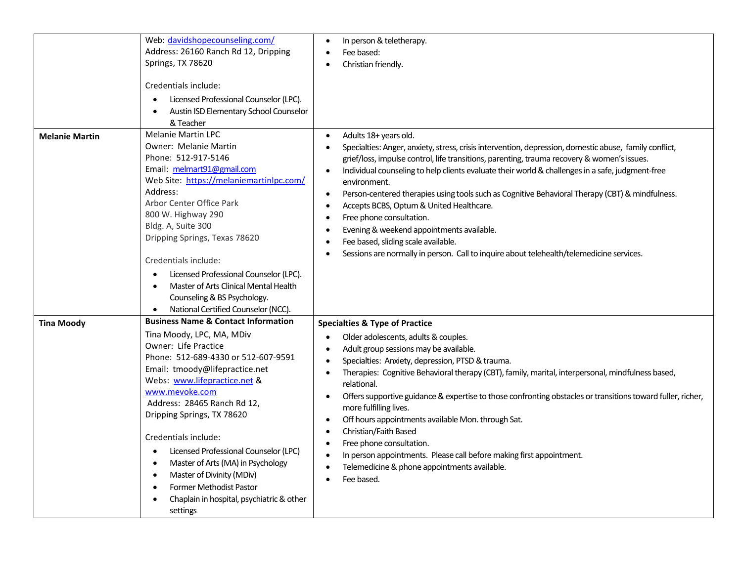| | | |
|---|---|---|
| | Web: [davidshopecounseling.com/](davidshopecounseling.com/)<br>Address: 26160 Ranch Rd 12, Dripping Springs, TX 78620<br><br>Credentials include:<br>• Licensed Professional Counselor (LPC).<br>• Austin ISD Elementary School Counselor & Teacher | • In person & teletherapy.<br>• Fee based:<br>• Christian friendly. |
| **Melanie Martin** | Melanie Martin LPC<br>Owner: Melanie Martin<br>Phone: 512-917-5146<br>Email: [melmart91@gmail.com](mailto:melmart91@gmail.com)<br>Web Site: [https://melaniemartinlpc.com/](https://melaniemartinlpc.com/)<br>Address:<br>Arbor Center Office Park<br>800 W. Highway 290<br>Bldg. A, Suite 300<br>Dripping Springs, Texas 78620<br><br>Credentials include:<br>• Licensed Professional Counselor (LPC).<br>• Master of Arts Clinical Mental Health Counseling & BS Psychology.<br>• National Certified Counselor (NCC). | • Adults 18+ years old.<br>• Specialties: Anger, anxiety, stress, crisis intervention, depression, domestic abuse, family conflict, grief/loss, impulse control, life transitions, parenting, trauma recovery & women's issues.<br>• Individual counseling to help clients evaluate their world & challenges in a safe, judgment-free environment.<br>• Person-centered therapies using tools such as Cognitive Behavioral Therapy (CBT) & mindfulness.<br>• Accepts BCBS, Optum & United Healthcare.<br>• Free phone consultation.<br>• Evening & weekend appointments available.<br>• Fee based, sliding scale available.<br>• Sessions are normally in person. Call to inquire about telehealth/telemedicine services. |
| **Tina Moody** | **Business Name & Contact Information**<br>Tina Moody, LPC, MA, MDiv<br>Owner: Life Practice<br>Phone: 512-689-4330 or 512-607-9591<br>Email: tmoody@lifepractice.net<br>Webs: [www.lifepractice.net](www.lifepractice.net) & [www.mevoke.com](www.mevoke.com)<br>Address: 28465 Ranch Rd 12, Dripping Springs, TX 78620<br><br>Credentials include:<br>• Licensed Professional Counselor (LPC)<br>• Master of Arts (MA) in Psychology<br>• Master of Divinity (MDiv)<br>• Former Methodist Pastor<br>• Chaplain in hospital, psychiatric & other settings | **Specialties & Type of Practice**<br>• Older adolescents, adults & couples.<br>• Adult group sessions may be available.<br>• Specialties: Anxiety, depression, PTSD & trauma.<br>• Therapies: Cognitive Behavioral therapy (CBT), family, marital, interpersonal, mindfulness based, relational.<br>• Offers supportive guidance & expertise to those confronting obstacles or transitions toward fuller, richer, more fulfilling lives.<br>• Off hours appointments available Mon. through Sat.<br>• Christian/Faith Based<br>• Free phone consultation.<br>• In person appointments. Please call before making first appointment.<br>• Telemedicine & phone appointments available.<br>• Fee based. |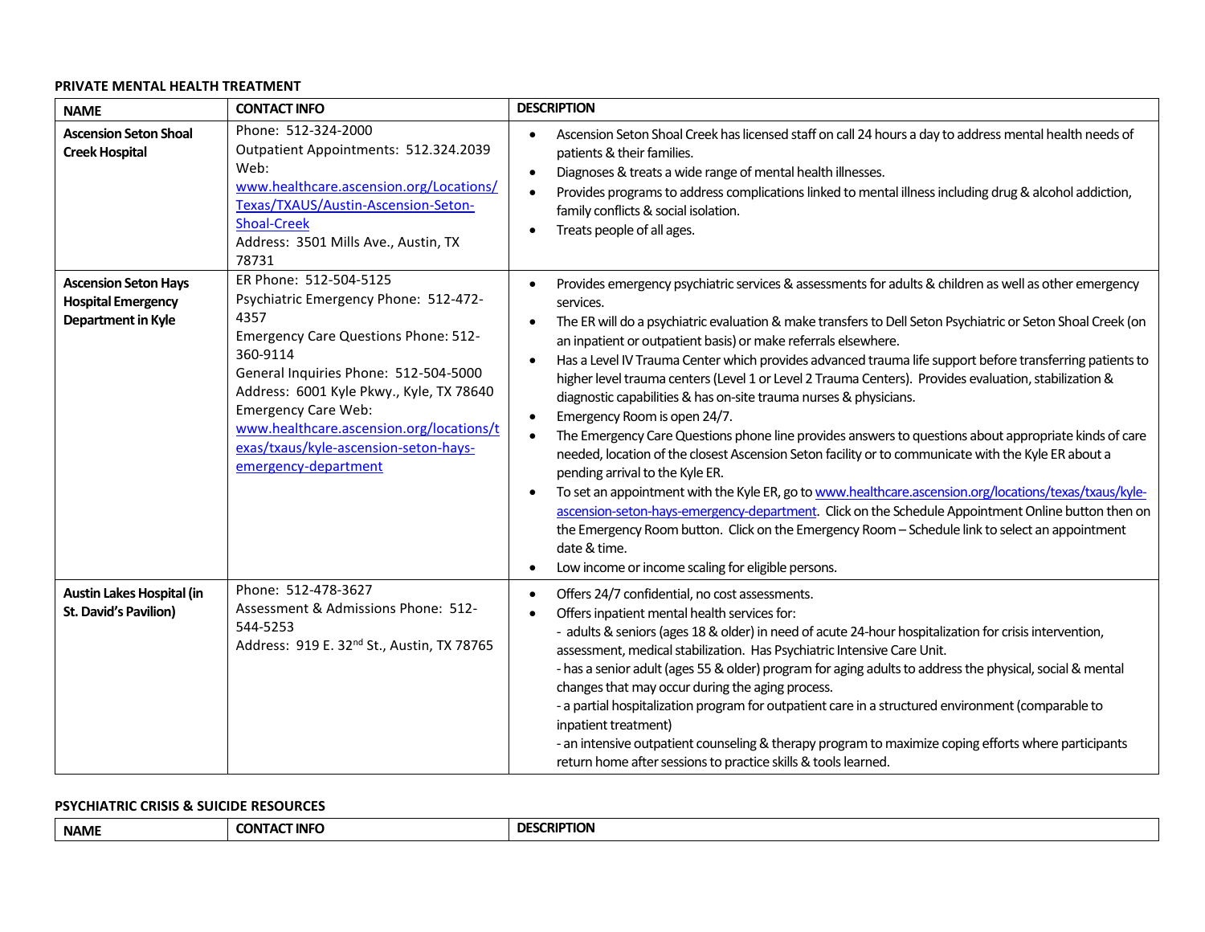**PRIVATE MENTAL HEALTH TREATMENT**

| NAME | CONTACT INFO | DESCRIPTION |
|---|---|---|
| **Ascension Seton Shoal Creek Hospital** | Phone: 512-324-2000<br>Outpatient Appointments: 512.324.2039<br>Web: www.healthcare.ascension.org/Locations/Texas/TXAUS/Austin-Ascension-Seton-Shoal-Creek<br>Address: 3501 Mills Ave., Austin, TX 78731 | • Ascension Seton Shoal Creek has licensed staff on call 24 hours a day to address mental health needs of patients & their families.<br>• Diagnoses & treats a wide range of mental health illnesses.<br>• Provides programs to address complications linked to mental illness including drug & alcohol addiction, family conflicts & social isolation.<br>• Treats people of all ages. |
| **Ascension Seton Hays Hospital Emergency Department in Kyle** | ER Phone: 512-504-5125<br>Psychiatric Emergency Phone: 512-472-4357<br>Emergency Care Questions Phone: 512-360-9114<br>General Inquiries Phone: 512-504-5000<br>Address: 6001 Kyle Pkwy., Kyle, TX 78640<br>Emergency Care Web: www.healthcare.ascension.org/locations/texas/txaus/kyle-ascension-seton-hays-emergency-department | • Provides emergency psychiatric services & assessments for adults & children as well as other emergency services.<br>• The ER will do a psychiatric evaluation & make transfers to Dell Seton Psychiatric or Seton Shoal Creek (on an inpatient or outpatient basis) or make referrals elsewhere.<br>• Has a Level IV Trauma Center which provides advanced trauma life support before transferring patients to higher level trauma centers (Level 1 or Level 2 Trauma Centers). Provides evaluation, stabilization & diagnostic capabilities & has on-site trauma nurses & physicians.<br>• Emergency Room is open 24/7.<br>• The Emergency Care Questions phone line provides answers to questions about appropriate kinds of care needed, location of the closest Ascension Seton facility or to communicate with the Kyle ER about a pending arrival to the Kyle ER.<br>• To set an appointment with the Kyle ER, go to www.healthcare.ascension.org/locations/texas/txaus/kyle-ascension-seton-hays-emergency-department. Click on the Schedule Appointment Online button then on the Emergency Room button. Click on the Emergency Room – Schedule link to select an appointment date & time.<br>• Low income or income scaling for eligible persons. |
| **Austin Lakes Hospital (in St. David's Pavilion)** | Phone: 512-478-3627<br>Assessment & Admissions Phone: 512-544-5253<br>Address: 919 E. 32nd St., Austin, TX 78765 | • Offers 24/7 confidential, no cost assessments.<br>• Offers inpatient mental health services for:<br>- adults & seniors (ages 18 & older) in need of acute 24-hour hospitalization for crisis intervention, assessment, medical stabilization. Has Psychiatric Intensive Care Unit.<br>- has a senior adult (ages 55 & older) program for aging adults to address the physical, social & mental changes that may occur during the aging process.<br>- a partial hospitalization program for outpatient care in a structured environment (comparable to inpatient treatment)<br>- an intensive outpatient counseling & therapy program to maximize coping efforts where participants return home after sessions to practice skills & tools learned. |

**PSYCHIATRIC CRISIS & SUICIDE RESOURCES**

| NAME | CONTACT INFO | DESCRIPTION |
|---|---|---|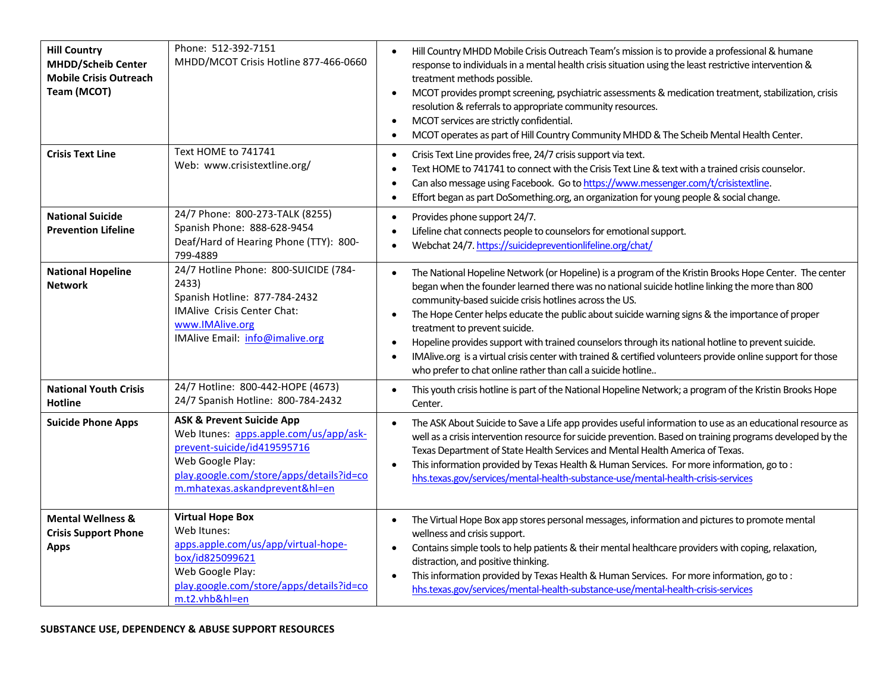| | | |
|---|---|---|
| **Hill Country MHDD/Scheib Center Mobile Crisis Outreach Team (MCOT)** | Phone: 512-392-7151<br>MHDD/MCOT Crisis Hotline 877-466-0660 | • Hill Country MHDD Mobile Crisis Outreach Team's mission is to provide a professional & humane response to individuals in a mental health crisis situation using the least restrictive intervention & treatment methods possible.<br>• MCOT provides prompt screening, psychiatric assessments & medication treatment, stabilization, crisis resolution & referrals to appropriate community resources.<br>• MCOT services are strictly confidential.<br>• MCOT operates as part of Hill Country Community MHDD & The Scheib Mental Health Center. |
| **Crisis Text Line** | Text HOME to 741741<br>Web: www.crisistextline.org/ | • Crisis Text Line provides free, 24/7 crisis support via text.<br>• Text HOME to 741741 to connect with the Crisis Text Line & text with a trained crisis counselor.<br>• Can also message using Facebook. Go to https://www.messenger.com/t/crisistextline.<br>• Effort began as part DoSomething.org, an organization for young people & social change. |
| **National Suicide Prevention Lifeline** | 24/7 Phone: 800-273-TALK (8255)<br>Spanish Phone: 888-628-9454<br>Deaf/Hard of Hearing Phone (TTY): 800-799-4889 | • Provides phone support 24/7.<br>• Lifeline chat connects people to counselors for emotional support.<br>• Webchat 24/7. https://suicidepreventionlifeline.org/chat/ |
| **National Hopeline Network** | 24/7 Hotline Phone: 800-SUICIDE (784-2433)<br>Spanish Hotline: 877-784-2432<br>IMAlive Crisis Center Chat: www.IMAlive.org<br>IMAlive Email: info@imalive.org | • The National Hopeline Network (or Hopeline) is a program of the Kristin Brooks Hope Center. The center began when the founder learned there was no national suicide hotline linking the more than 800 community-based suicide crisis hotlines across the US.<br>• The Hope Center helps educate the public about suicide warning signs & the importance of proper treatment to prevent suicide.<br>• Hopeline provides support with trained counselors through its national hotline to prevent suicide.<br>• IMAlive.org is a virtual crisis center with trained & certified volunteers provide online support for those who prefer to chat online rather than call a suicide hotline.. |
| **National Youth Crisis Hotline** | 24/7 Hotline: 800-442-HOPE (4673)<br>24/7 Spanish Hotline: 800-784-2432 | • This youth crisis hotline is part of the National Hopeline Network; a program of the Kristin Brooks Hope Center. |
| **Suicide Phone Apps** | **ASK & Prevent Suicide App**<br>Web Itunes: apps.apple.com/us/app/ask-prevent-suicide/id419595716<br>Web Google Play: play.google.com/store/apps/details?id=com.mhatexas.askandprevent&hl=en | • The ASK About Suicide to Save a Life app provides useful information to use as an educational resource as well as a crisis intervention resource for suicide prevention. Based on training programs developed by the Texas Department of State Health Services and Mental Health America of Texas.<br>• This information provided by Texas Health & Human Services. For more information, go to : hhs.texas.gov/services/mental-health-substance-use/mental-health-crisis-services |
| **Mental Wellness & Crisis Support Phone Apps** | **Virtual Hope Box**<br>Web Itunes: apps.apple.com/us/app/virtual-hope-box/id825099621<br>Web Google Play: play.google.com/store/apps/details?id=com.t2.vhb&hl=en | • The Virtual Hope Box app stores personal messages, information and pictures to promote mental wellness and crisis support.<br>• Contains simple tools to help patients & their mental healthcare providers with coping, relaxation, distraction, and positive thinking.<br>• This information provided by Texas Health & Human Services. For more information, go to : hhs.texas.gov/services/mental-health-substance-use/mental-health-crisis-services |

**SUBSTANCE USE, DEPENDENCY & ABUSE SUPPORT RESOURCES**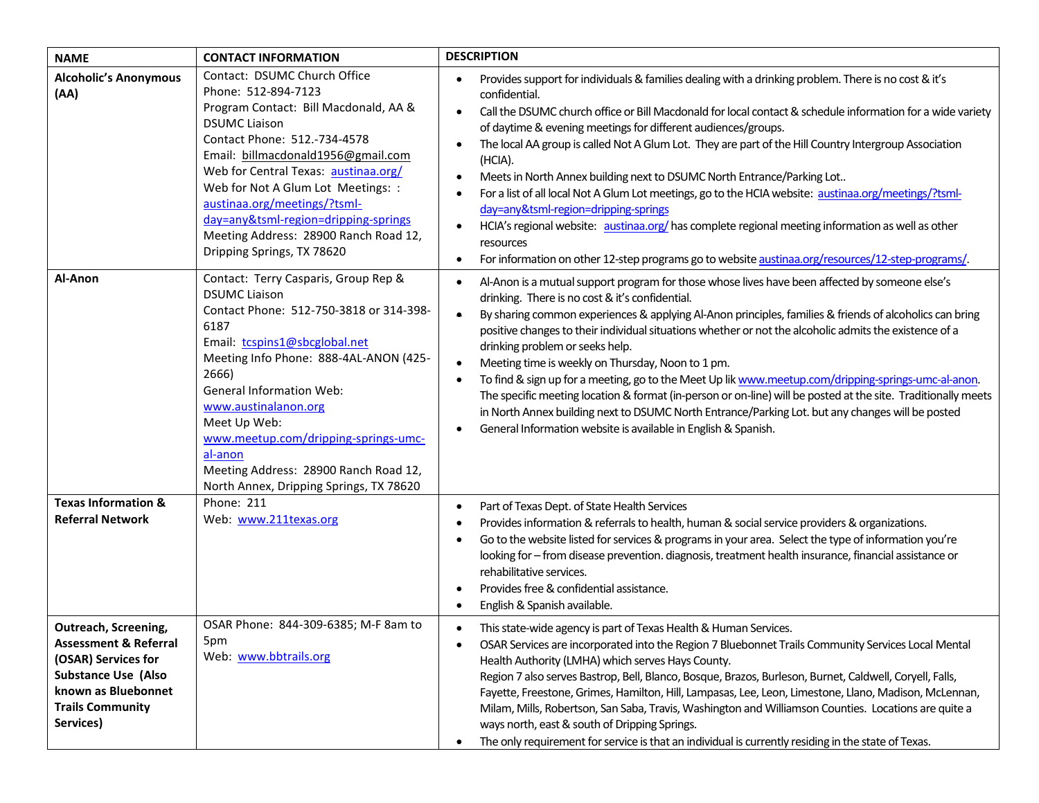| NAME | CONTACT INFORMATION | DESCRIPTION |
|---|---|---|
| **Alcoholic's Anonymous (AA)** | Contact: DSUMC Church Office<br>Phone: 512-894-7123<br>Program Contact: Bill Macdonald, AA & DSUMC Liaison<br>Contact Phone: 512.-734-4578<br>Email: billmacdonald1956@gmail.com<br>Web for Central Texas: austinaa.org/<br>Web for Not A Glum Lot Meetings: : austinaa.org/meetings/?tsml-day=any&tsml-region=dripping-springs<br>Meeting Address: 28900 Ranch Road 12, Dripping Springs, TX 78620 | • Provides support for individuals & families dealing with a drinking problem. There is no cost & it's confidential.<br>• Call the DSUMC church office or Bill Macdonald for local contact & schedule information for a wide variety of daytime & evening meetings for different audiences/groups.<br>• The local AA group is called Not A Glum Lot. They are part of the Hill Country Intergroup Association (HCIA).<br>• Meets in North Annex building next to DSUMC North Entrance/Parking Lot..<br>• For a list of all local Not A Glum Lot meetings, go to the HCIA website: austinaa.org/meetings/?tsml-day=any&tsml-region=dripping-springs<br>• HCIA's regional website: austinaa.org/ has complete regional meeting information as well as other resources<br>• For information on other 12-step programs go to website austinaa.org/resources/12-step-programs/. |
| **Al-Anon** | Contact: Terry Casparis, Group Rep & DSUMC Liaison<br>Contact Phone: 512-750-3818 or 314-398-6187<br>Email: tcspins1@sbcglobal.net<br>Meeting Info Phone: 888-4AL-ANON (425-2666)<br>General Information Web: www.austinalanon.org<br>Meet Up Web: www.meetup.com/dripping-springs-umc-al-anon<br>Meeting Address: 28900 Ranch Road 12, North Annex, Dripping Springs, TX 78620 | • Al-Anon is a mutual support program for those whose lives have been affected by someone else's drinking. There is no cost & it's confidential.<br>• By sharing common experiences & applying Al-Anon principles, families & friends of alcoholics can bring positive changes to their individual situations whether or not the alcoholic admits the existence of a drinking problem or seeks help.<br>• Meeting time is weekly on Thursday, Noon to 1 pm.<br>• To find & sign up for a meeting, go to the Meet Up lik www.meetup.com/dripping-springs-umc-al-anon. The specific meeting location & format (in-person or on-line) will be posted at the site. Traditionally meets in North Annex building next to DSUMC North Entrance/Parking Lot. but any changes will be posted<br>• General Information website is available in English & Spanish. |
| **Texas Information & Referral Network** | Phone: 211<br>Web: www.211texas.org | • Part of Texas Dept. of State Health Services<br>• Provides information & referrals to health, human & social service providers & organizations.<br>• Go to the website listed for services & programs in your area. Select the type of information you're looking for – from disease prevention. diagnosis, treatment health insurance, financial assistance or rehabilitative services.<br>• Provides free & confidential assistance.<br>• English & Spanish available. |
| **Outreach, Screening, Assessment & Referral (OSAR) Services for Substance Use (Also known as Bluebonnet Trails Community Services)** | OSAR Phone: 844-309-6385; M-F 8am to 5pm<br>Web: www.bbtrails.org | • This state-wide agency is part of Texas Health & Human Services.<br>• OSAR Services are incorporated into the Region 7 Bluebonnet Trails Community Services Local Mental Health Authority (LMHA) which serves Hays County.<br>Region 7 also serves Bastrop, Bell, Blanco, Bosque, Brazos, Burleson, Burnet, Caldwell, Coryell, Falls, Fayette, Freestone, Grimes, Hamilton, Hill, Lampasas, Lee, Leon, Limestone, Llano, Madison, McLennan, Milam, Mills, Robertson, San Saba, Travis, Washington and Williamson Counties. Locations are quite a ways north, east & south of Dripping Springs.<br>• The only requirement for service is that an individual is currently residing in the state of Texas. |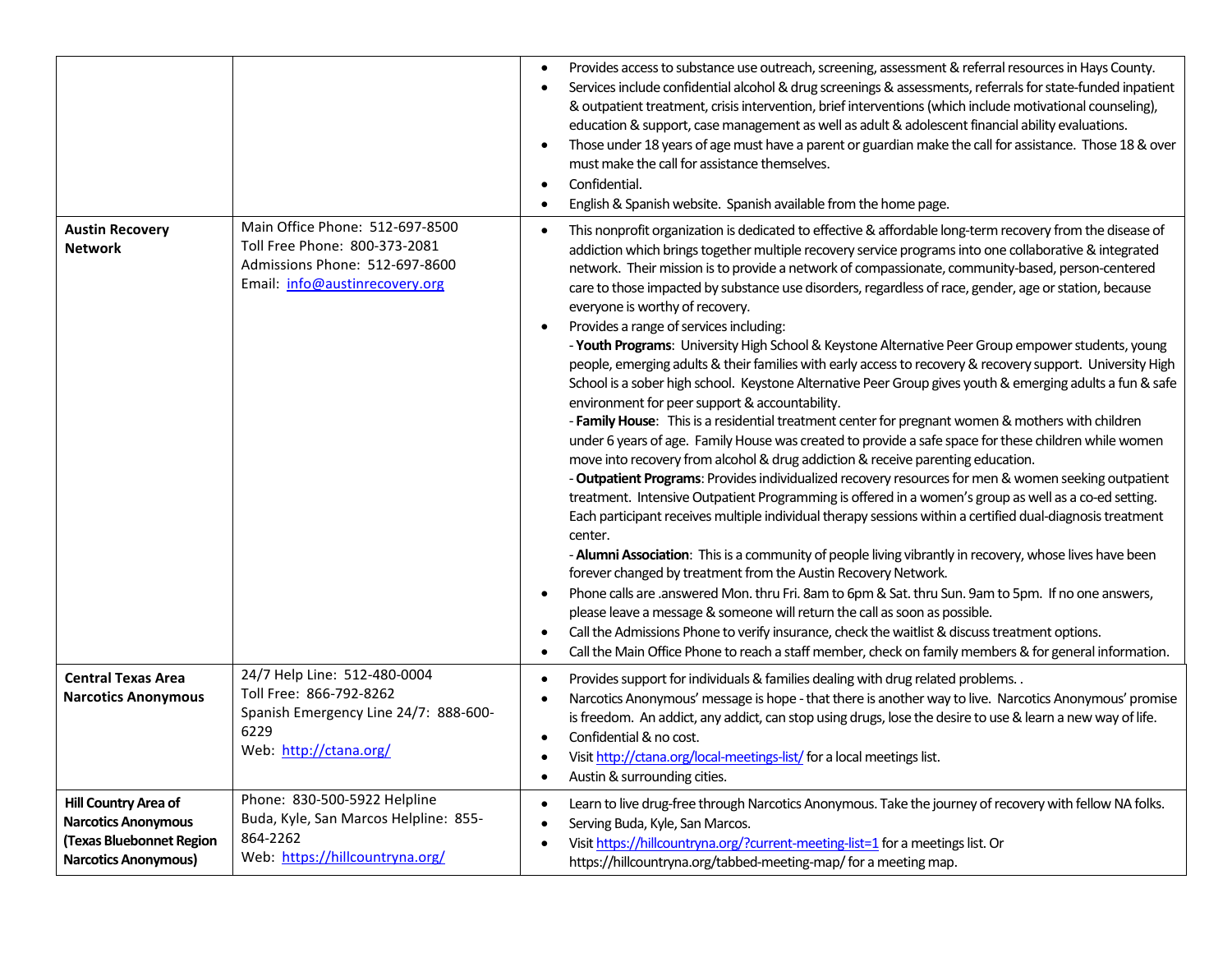| | | |
|---|---|---|
| | | • Provides access to substance use outreach, screening, assessment & referral resources in Hays County.<br>• Services include confidential alcohol & drug screenings & assessments, referrals for state-funded inpatient & outpatient treatment, crisis intervention, brief interventions (which include motivational counseling), education & support, case management as well as adult & adolescent financial ability evaluations.<br>• Those under 18 years of age must have a parent or guardian make the call for assistance. Those 18 & over must make the call for assistance themselves.<br>• Confidential.<br>• English & Spanish website. Spanish available from the home page. |
| **Austin Recovery Network** | Main Office Phone: 512-697-8500<br>Toll Free Phone: 800-373-2081<br>Admissions Phone: 512-697-8600<br>Email: info@austinrecovery.org | • This nonprofit organization is dedicated to effective & affordable long-term recovery from the disease of addiction which brings together multiple recovery service programs into one collaborative & integrated network. Their mission is to provide a network of compassionate, community-based, person-centered care to those impacted by substance use disorders, regardless of race, gender, age or station, because everyone is worthy of recovery.<br>• Provides a range of services including:<br>- **Youth Programs**: University High School & Keystone Alternative Peer Group empower students, young people, emerging adults & their families with early access to recovery & recovery support. University High School is a sober high school. Keystone Alternative Peer Group gives youth & emerging adults a fun & safe environment for peer support & accountability.<br>- **Family House**: This is a residential treatment center for pregnant women & mothers with children under 6 years of age. Family House was created to provide a safe space for these children while women move into recovery from alcohol & drug addiction & receive parenting education.<br>- **Outpatient Programs**: Provides individualized recovery resources for men & women seeking outpatient treatment. Intensive Outpatient Programming is offered in a women's group as well as a co-ed setting. Each participant receives multiple individual therapy sessions within a certified dual-diagnosis treatment center.<br>- **Alumni Association**: This is a community of people living vibrantly in recovery, whose lives have been forever changed by treatment from the Austin Recovery Network.<br>• Phone calls are .answered Mon. thru Fri. 8am to 6pm & Sat. thru Sun. 9am to 5pm. If no one answers, please leave a message & someone will return the call as soon as possible.<br>• Call the Admissions Phone to verify insurance, check the waitlist & discuss treatment options.<br>• Call the Main Office Phone to reach a staff member, check on family members & for general information. |
| **Central Texas Area Narcotics Anonymous** | 24/7 Help Line: 512-480-0004<br>Toll Free: 866-792-8262<br>Spanish Emergency Line 24/7: 888-600-6229<br>Web: http://ctana.org/ | • Provides support for individuals & families dealing with drug related problems. .<br>• Narcotics Anonymous' message is hope - that there is another way to live. Narcotics Anonymous' promise is freedom. An addict, any addict, can stop using drugs, lose the desire to use & learn a new way of life.<br>• Confidential & no cost.<br>• Visit http://ctana.org/local-meetings-list/ for a local meetings list.<br>• Austin & surrounding cities. |
| **Hill Country Area of Narcotics Anonymous (Texas Bluebonnet Region Narcotics Anonymous)** | Phone: 830-500-5922 Helpline<br>Buda, Kyle, San Marcos Helpline: 855-864-2262<br>Web: https://hillcountryna.org/ | • Learn to live drug-free through Narcotics Anonymous. Take the journey of recovery with fellow NA folks.<br>• Serving Buda, Kyle, San Marcos.<br>• Visit https://hillcountryna.org/?current-meeting-list=1 for a meetings list. Or https://hillcountryna.org/tabbed-meeting-map/ for a meeting map. |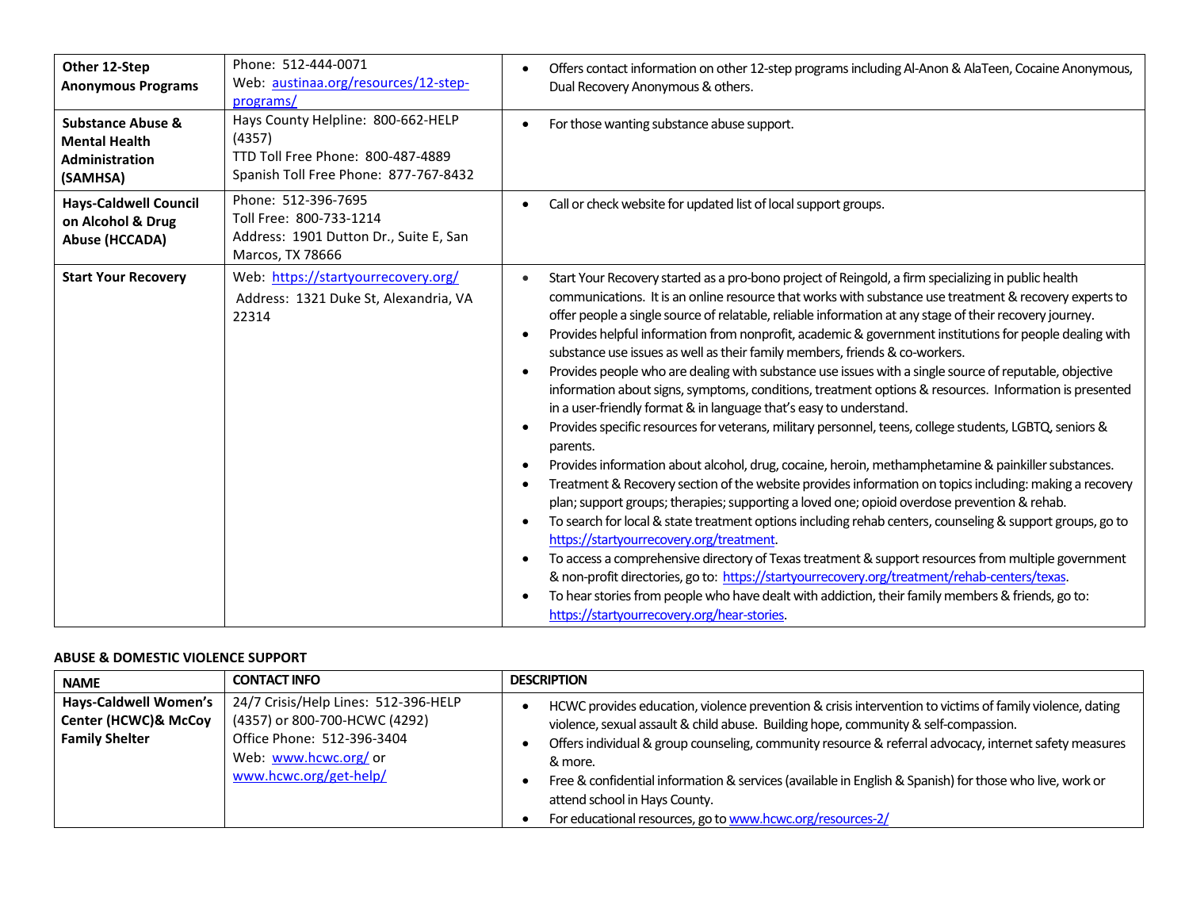| | | |
|---|---|---|
| **Other 12-Step Anonymous Programs** | Phone: 512-444-0071<br>Web: [austinaa.org/resources/12-step-programs/](austinaa.org/resources/12-step-programs/) | • Offers contact information on other 12-step programs including Al-Anon & AlaTeen, Cocaine Anonymous, Dual Recovery Anonymous & others. |
| **Substance Abuse & Mental Health Administration (SAMHSA)** | Hays County Helpline: 800-662-HELP (4357)<br>TTD Toll Free Phone: 800-487-4889<br>Spanish Toll Free Phone: 877-767-8432 | • For those wanting substance abuse support. |
| **Hays-Caldwell Council on Alcohol & Drug Abuse (HCCADA)** | Phone: 512-396-7695<br>Toll Free: 800-733-1214<br>Address: 1901 Dutton Dr., Suite E, San Marcos, TX 78666 | • Call or check website for updated list of local support groups. |
| **Start Your Recovery** | Web: [https://startyourrecovery.org/](https://startyourrecovery.org/)<br>Address: 1321 Duke St, Alexandria, VA 22314 | • Start Your Recovery started as a pro-bono project of Reingold, a firm specializing in public health communications. It is an online resource that works with substance use treatment & recovery experts to offer people a single source of relatable, reliable information at any stage of their recovery journey.<br>• Provides helpful information from nonprofit, academic & government institutions for people dealing with substance use issues as well as their family members, friends & co-workers.<br>• Provides people who are dealing with substance use issues with a single source of reputable, objective information about signs, symptoms, conditions, treatment options & resources. Information is presented in a user-friendly format & in language that's easy to understand.<br>• Provides specific resources for veterans, military personnel, teens, college students, LGBTQ, seniors & parents.<br>• Provides information about alcohol, drug, cocaine, heroin, methamphetamine & painkiller substances.<br>• Treatment & Recovery section of the website provides information on topics including: making a recovery plan; support groups; therapies; supporting a loved one; opioid overdose prevention & rehab.<br>• To search for local & state treatment options including rehab centers, counseling & support groups, go to [https://startyourrecovery.org/treatment](https://startyourrecovery.org/treatment).<br>• To access a comprehensive directory of Texas treatment & support resources from multiple government & non-profit directories, go to: [https://startyourrecovery.org/treatment/rehab-centers/texas](https://startyourrecovery.org/treatment/rehab-centers/texas).<br>• To hear stories from people who have dealt with addiction, their family members & friends, go to: [https://startyourrecovery.org/hear-stories](https://startyourrecovery.org/hear-stories). |

**ABUSE & DOMESTIC VIOLENCE SUPPORT**

| NAME | CONTACT INFO | DESCRIPTION |
|---|---|---|
| **Hays-Caldwell Women's Center (HCWC)& McCoy Family Shelter** | 24/7 Crisis/Help Lines: 512-396-HELP (4357) or 800-700-HCWC (4292)<br>Office Phone: 512-396-3404<br>Web: [www.hcwc.org/](www.hcwc.org/) or [www.hcwc.org/get-help/](www.hcwc.org/get-help/) | • HCWC provides education, violence prevention & crisis intervention to victims of family violence, dating violence, sexual assault & child abuse. Building hope, community & self-compassion.<br>• Offers individual & group counseling, community resource & referral advocacy, internet safety measures & more.<br>• Free & confidential information & services (available in English & Spanish) for those who live, work or attend school in Hays County.<br>• For educational resources, go to [www.hcwc.org/resources-2/](www.hcwc.org/resources-2/) |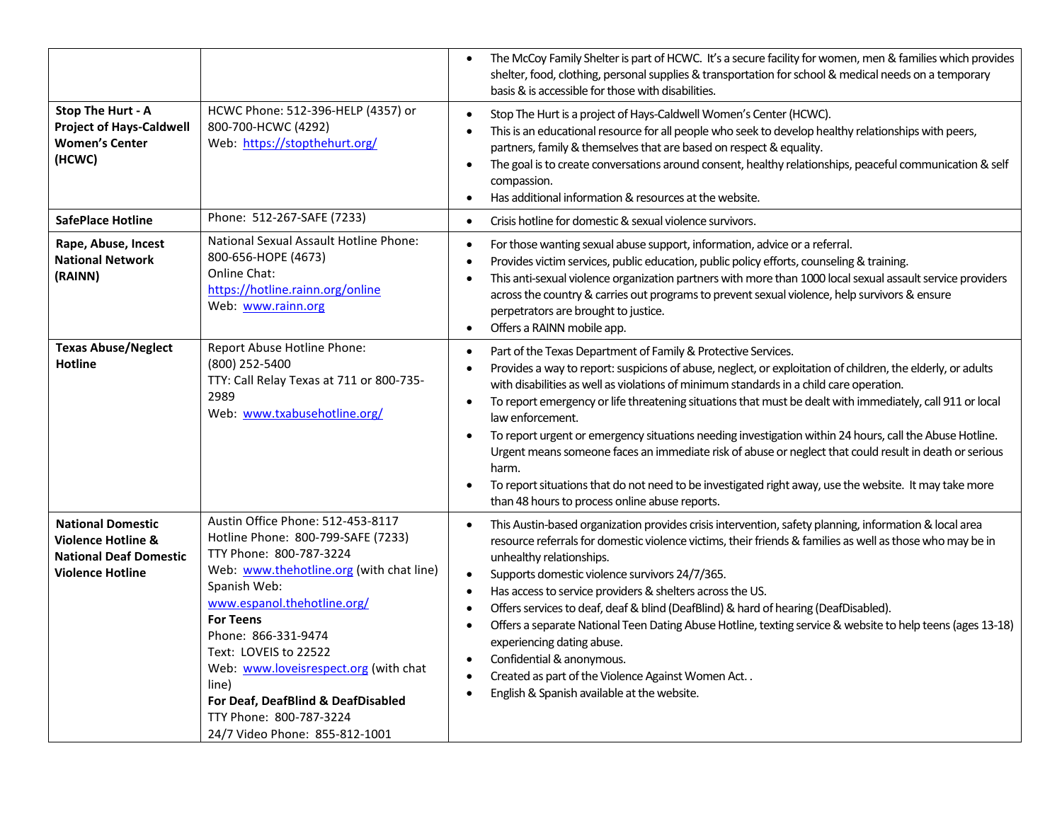| | | |
|---|---|---|
| | | • The McCoy Family Shelter is part of HCWC. It's a secure facility for women, men & families which provides shelter, food, clothing, personal supplies & transportation for school & medical needs on a temporary basis & is accessible for those with disabilities. |
| **Stop The Hurt - A Project of Hays-Caldwell Women's Center (HCWC)** | HCWC Phone: 512-396-HELP (4357) or 800-700-HCWC (4292)<br>Web: https://stopthehurt.org/ | • Stop The Hurt is a project of Hays-Caldwell Women's Center (HCWC).<br>• This is an educational resource for all people who seek to develop healthy relationships with peers, partners, family & themselves that are based on respect & equality.<br>• The goal is to create conversations around consent, healthy relationships, peaceful communication & self compassion.<br>• Has additional information & resources at the website. |
| **SafePlace Hotline** | Phone: 512-267-SAFE (7233) | • Crisis hotline for domestic & sexual violence survivors. |
| **Rape, Abuse, Incest National Network (RAINN)** | National Sexual Assault Hotline Phone: 800-656-HOPE (4673)<br>Online Chat: https://hotline.rainn.org/online<br>Web: www.rainn.org | • For those wanting sexual abuse support, information, advice or a referral.<br>• Provides victim services, public education, public policy efforts, counseling & training.<br>• This anti-sexual violence organization partners with more than 1000 local sexual assault service providers across the country & carries out programs to prevent sexual violence, help survivors & ensure perpetrators are brought to justice.<br>• Offers a RAINN mobile app. |
| **Texas Abuse/Neglect Hotline** | Report Abuse Hotline Phone: (800) 252-5400<br>TTY: Call Relay Texas at 711 or 800-735-2989<br>Web: www.txabusehotline.org/ | • Part of the Texas Department of Family & Protective Services.<br>• Provides a way to report: suspicions of abuse, neglect, or exploitation of children, the elderly, or adults with disabilities as well as violations of minimum standards in a child care operation.<br>• To report emergency or life threatening situations that must be dealt with immediately, call 911 or local law enforcement.<br>• To report urgent or emergency situations needing investigation within 24 hours, call the Abuse Hotline. Urgent means someone faces an immediate risk of abuse or neglect that could result in death or serious harm.<br>• To report situations that do not need to be investigated right away, use the website. It may take more than 48 hours to process online abuse reports. |
| **National Domestic Violence Hotline & National Deaf Domestic Violence Hotline** | Austin Office Phone: 512-453-8117<br>Hotline Phone: 800-799-SAFE (7233)<br>TTY Phone: 800-787-3224<br>Web: www.thehotline.org (with chat line)<br>Spanish Web: www.espanol.thehotline.org/<br>**For Teens**<br>Phone: 866-331-9474<br>Text: LOVEIS to 22522<br>Web: www.loveisrespect.org (with chat line)<br>**For Deaf, DeafBlind & DeafDisabled**<br>TTY Phone: 800-787-3224<br>24/7 Video Phone: 855-812-1001 | • This Austin-based organization provides crisis intervention, safety planning, information & local area resource referrals for domestic violence victims, their friends & families as well as those who may be in unhealthy relationships.<br>• Supports domestic violence survivors 24/7/365.<br>• Has access to service providers & shelters across the US.<br>• Offers services to deaf, deaf & blind (DeafBlind) & hard of hearing (DeafDisabled).<br>• Offers a separate National Teen Dating Abuse Hotline, texting service & website to help teens (ages 13-18) experiencing dating abuse.<br>• Confidential & anonymous.<br>• Created as part of the Violence Against Women Act. .<br>• English & Spanish available at the website. |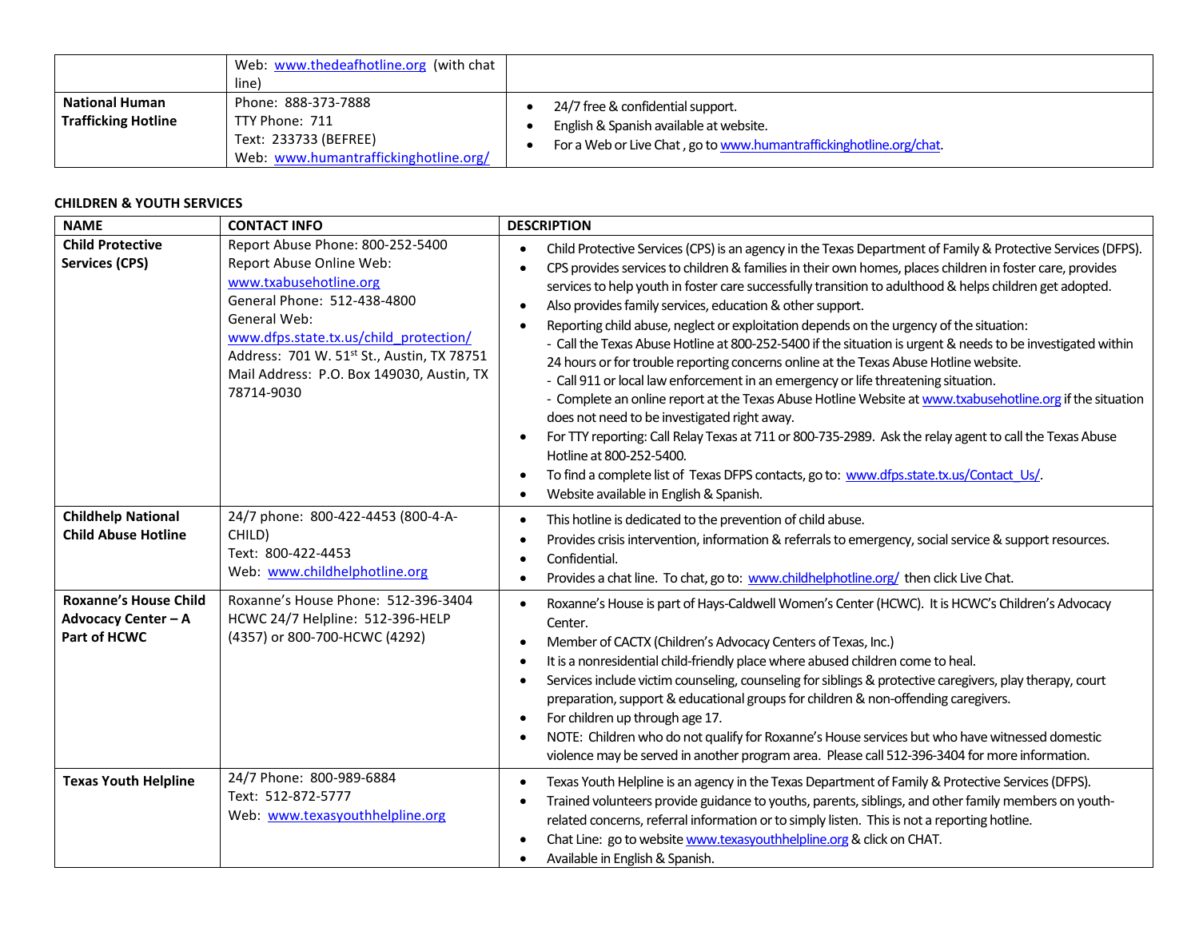| | | |
|---|---|---|
| | Web: www.thedeafhotline.org (with chat line) | |
| **National Human Trafficking Hotline** | Phone: 888-373-7888<br>TTY Phone: 711<br>Text: 233733 (BEFREE)<br>Web: www.humantraffickinghotline.org/ | • 24/7 free & confidential support.<br>• English & Spanish available at website.<br>• For a Web or Live Chat , go to www.humantraffickinghotline.org/chat. |

**CHILDREN & YOUTH SERVICES**

| NAME | CONTACT INFO | DESCRIPTION |
|---|---|---|
| **Child Protective Services (CPS)** | Report Abuse Phone: 800-252-5400<br>Report Abuse Online Web: www.txabusehotline.org<br>General Phone: 512-438-4800<br>General Web: www.dfps.state.tx.us/child_protection/<br>Address: 701 W. 51st St., Austin, TX 78751<br>Mail Address: P.O. Box 149030, Austin, TX 78714-9030 | • Child Protective Services (CPS) is an agency in the Texas Department of Family & Protective Services (DFPS).<br>• CPS provides services to children & families in their own homes, places children in foster care, provides services to help youth in foster care successfully transition to adulthood & helps children get adopted.<br>• Also provides family services, education & other support.<br>• Reporting child abuse, neglect or exploitation depends on the urgency of the situation:<br>- Call the Texas Abuse Hotline at 800-252-5400 if the situation is urgent & needs to be investigated within 24 hours or for trouble reporting concerns online at the Texas Abuse Hotline website.<br>- Call 911 or local law enforcement in an emergency or life threatening situation.<br>- Complete an online report at the Texas Abuse Hotline Website at www.txabusehotline.org if the situation does not need to be investigated right away.<br>• For TTY reporting: Call Relay Texas at 711 or 800-735-2989. Ask the relay agent to call the Texas Abuse Hotline at 800-252-5400.<br>• To find a complete list of Texas DFPS contacts, go to: www.dfps.state.tx.us/Contact_Us/.<br>• Website available in English & Spanish. |
| **Childhelp National Child Abuse Hotline** | 24/7 phone: 800-422-4453 (800-4-A-CHILD)<br>Text: 800-422-4453<br>Web: www.childhelphotline.org | • This hotline is dedicated to the prevention of child abuse.<br>• Provides crisis intervention, information & referrals to emergency, social service & support resources.<br>• Confidential.<br>• Provides a chat line. To chat, go to: www.childhelphotline.org/ then click Live Chat. |
| **Roxanne's House Child Advocacy Center – A Part of HCWC** | Roxanne's House Phone: 512-396-3404<br>HCWC 24/7 Helpline: 512-396-HELP (4357) or 800-700-HCWC (4292) | • Roxanne's House is part of Hays-Caldwell Women's Center (HCWC). It is HCWC's Children's Advocacy Center.<br>• Member of CACTX (Children's Advocacy Centers of Texas, Inc.)<br>• It is a nonresidential child-friendly place where abused children come to heal.<br>• Services include victim counseling, counseling for siblings & protective caregivers, play therapy, court preparation, support & educational groups for children & non-offending caregivers.<br>• For children up through age 17.<br>• NOTE: Children who do not qualify for Roxanne's House services but who have witnessed domestic violence may be served in another program area. Please call 512-396-3404 for more information. |
| **Texas Youth Helpline** | 24/7 Phone: 800-989-6884<br>Text: 512-872-5777<br>Web: www.texasyouthhelpline.org | • Texas Youth Helpline is an agency in the Texas Department of Family & Protective Services (DFPS).<br>• Trained volunteers provide guidance to youths, parents, siblings, and other family members on youth-related concerns, referral information or to simply listen. This is not a reporting hotline.<br>• Chat Line: go to website www.texasyouthhelpline.org & click on CHAT.<br>• Available in English & Spanish. |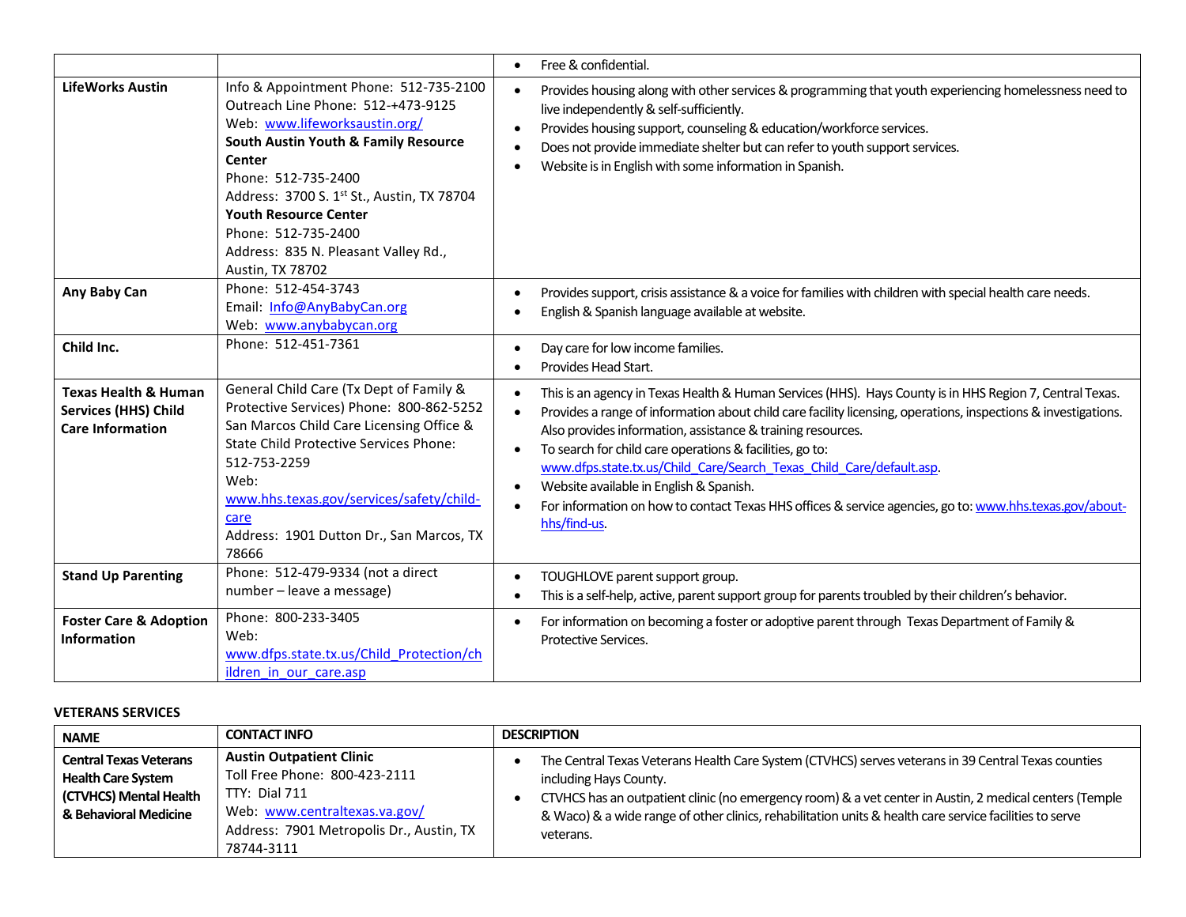| | | |
|---|---|---|
| | | • Free & confidential. |
| **LifeWorks Austin** | Info & Appointment Phone: 512-735-2100<br>Outreach Line Phone: 512-+473-9125<br>Web: www.lifeworksaustin.org/<br>**South Austin Youth & Family Resource Center**<br>Phone: 512-735-2400<br>Address: 3700 S. 1st St., Austin, TX 78704<br>**Youth Resource Center**<br>Phone: 512-735-2400<br>Address: 835 N. Pleasant Valley Rd., Austin, TX 78702 | • Provides housing along with other services & programming that youth experiencing homelessness need to live independently & self-sufficiently.<br>• Provides housing support, counseling & education/workforce services.<br>• Does not provide immediate shelter but can refer to youth support services.<br>• Website is in English with some information in Spanish. |
| **Any Baby Can** | Phone: 512-454-3743<br>Email: Info@AnyBabyCan.org<br>Web: www.anybabycan.org | • Provides support, crisis assistance & a voice for families with children with special health care needs.<br>• English & Spanish language available at website. |
| **Child Inc.** | Phone: 512-451-7361 | • Day care for low income families.<br>• Provides Head Start. |
| **Texas Health & Human Services (HHS) Child Care Information** | General Child Care (Tx Dept of Family & Protective Services) Phone: 800-862-5252<br>San Marcos Child Care Licensing Office & State Child Protective Services Phone: 512-753-2259<br>Web: www.hhs.texas.gov/services/safety/child-care<br>Address: 1901 Dutton Dr., San Marcos, TX 78666 | • This is an agency in Texas Health & Human Services (HHS). Hays County is in HHS Region 7, Central Texas.<br>• Provides a range of information about child care facility licensing, operations, inspections & investigations. Also provides information, assistance & training resources.<br>• To search for child care operations & facilities, go to: www.dfps.state.tx.us/Child_Care/Search_Texas_Child_Care/default.asp.<br>• Website available in English & Spanish.<br>• For information on how to contact Texas HHS offices & service agencies, go to: www.hhs.texas.gov/about-hhs/find-us. |
| **Stand Up Parenting** | Phone: 512-479-9334 (not a direct number – leave a message) | • TOUGHLOVE parent support group.<br>• This is a self-help, active, parent support group for parents troubled by their children's behavior. |
| **Foster Care & Adoption Information** | Phone: 800-233-3405<br>Web: www.dfps.state.tx.us/Child_Protection/children_in_our_care.asp | • For information on becoming a foster or adoptive parent through Texas Department of Family & Protective Services. |

**VETERANS SERVICES**

| NAME | CONTACT INFO | DESCRIPTION |
|---|---|---|
| **Central Texas Veterans Health Care System (CTVHCS) Mental Health & Behavioral Medicine** | **Austin Outpatient Clinic**<br>Toll Free Phone: 800-423-2111<br>TTY: Dial 711<br>Web: www.centraltexas.va.gov/<br>Address: 7901 Metropolis Dr., Austin, TX 78744-3111 | • The Central Texas Veterans Health Care System (CTVHCS) serves veterans in 39 Central Texas counties including Hays County.<br>• CTVHCS has an outpatient clinic (no emergency room) & a vet center in Austin, 2 medical centers (Temple & Waco) & a wide range of other clinics, rehabilitation units & health care service facilities to serve veterans. |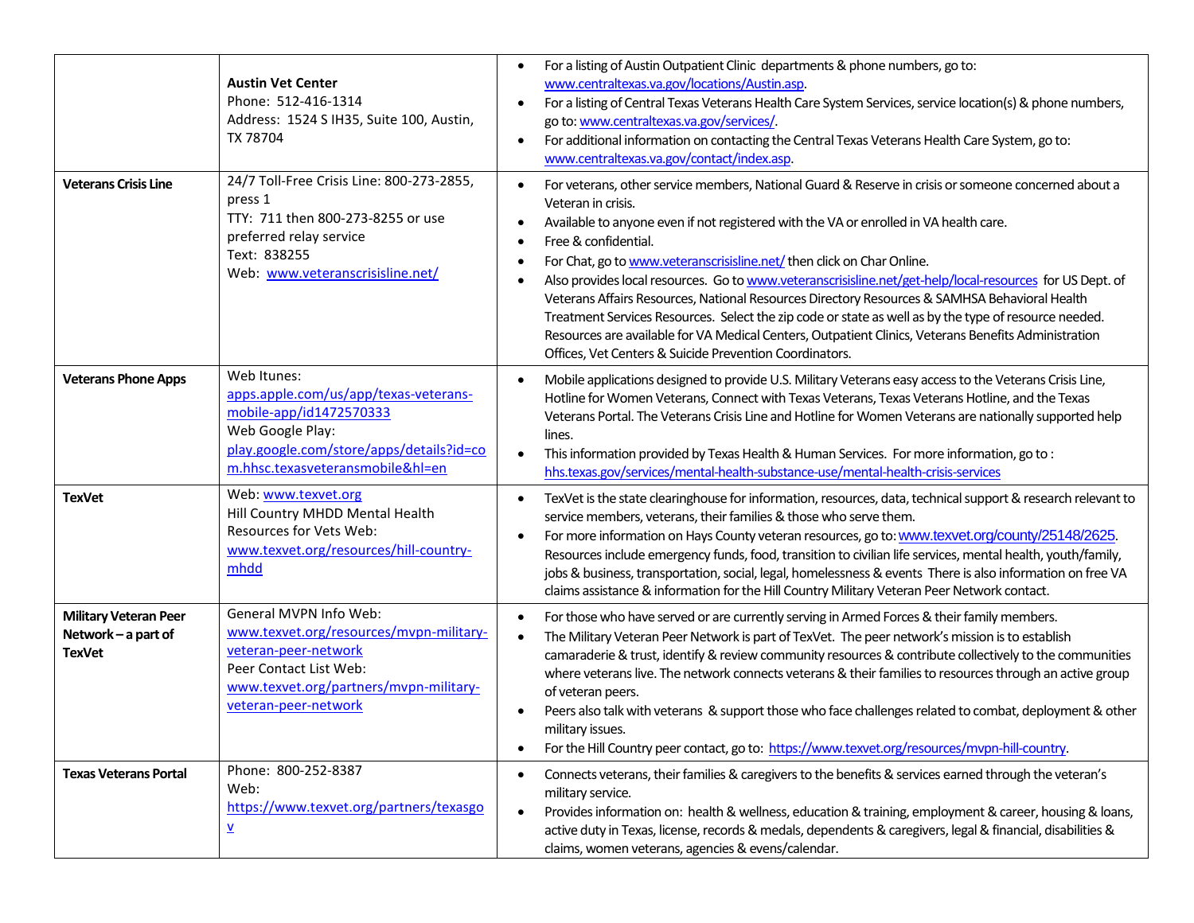| | | |
|---|---|---|
| | **Austin Vet Center**<br>Phone: 512-416-1314<br>Address: 1524 S IH35, Suite 100, Austin, TX 78704 | • For a listing of Austin Outpatient Clinic departments & phone numbers, go to: www.centraltexas.va.gov/locations/Austin.asp.<br>• For a listing of Central Texas Veterans Health Care System Services, service location(s) & phone numbers, go to: www.centraltexas.va.gov/services/.<br>• For additional information on contacting the Central Texas Veterans Health Care System, go to: www.centraltexas.va.gov/contact/index.asp. |
| **Veterans Crisis Line** | 24/7 Toll-Free Crisis Line: 800-273-2855, press 1<br>TTY: 711 then 800-273-8255 or use preferred relay service<br>Text: 838255<br>Web: www.veteranscrisisline.net/ | • For veterans, other service members, National Guard & Reserve in crisis or someone concerned about a Veteran in crisis.<br>• Available to anyone even if not registered with the VA or enrolled in VA health care.<br>• Free & confidential.<br>• For Chat, go to www.veteranscrisisline.net/ then click on Char Online.<br>• Also provides local resources. Go to www.veteranscrisisline.net/get-help/local-resources for US Dept. of Veterans Affairs Resources, National Resources Directory Resources & SAMHSA Behavioral Health Treatment Services Resources. Select the zip code or state as well as by the type of resource needed. Resources are available for VA Medical Centers, Outpatient Clinics, Veterans Benefits Administration Offices, Vet Centers & Suicide Prevention Coordinators. |
| **Veterans Phone Apps** | Web Itunes: apps.apple.com/us/app/texas-veterans-mobile-app/id1472570333<br>Web Google Play: play.google.com/store/apps/details?id=com.hhsc.texasveteransmobile&hl=en | • Mobile applications designed to provide U.S. Military Veterans easy access to the Veterans Crisis Line, Hotline for Women Veterans, Connect with Texas Veterans, Texas Veterans Hotline, and the Texas Veterans Portal. The Veterans Crisis Line and Hotline for Women Veterans are nationally supported help lines.<br>• This information provided by Texas Health & Human Services. For more information, go to : hhs.texas.gov/services/mental-health-substance-use/mental-health-crisis-services |
| **TexVet** | Web: www.texvet.org<br>Hill Country MHDD Mental Health Resources for Vets Web: www.texvet.org/resources/hill-country-mhdd | • TexVet is the state clearinghouse for information, resources, data, technical support & research relevant to service members, veterans, their families & those who serve them.<br>• For more information on Hays County veteran resources, go to: www.texvet.org/county/25148/2625. Resources include emergency funds, food, transition to civilian life services, mental health, youth/family, jobs & business, transportation, social, legal, homelessness & events There is also information on free VA claims assistance & information for the Hill Country Military Veteran Peer Network contact. |
| **Military Veteran Peer Network – a part of TexVet** | General MVPN Info Web: www.texvet.org/resources/mvpn-military-veteran-peer-network<br>Peer Contact List Web: www.texvet.org/partners/mvpn-military-veteran-peer-network | • For those who have served or are currently serving in Armed Forces & their family members.<br>• The Military Veteran Peer Network is part of TexVet. The peer network's mission is to establish camaraderie & trust, identify & review community resources & contribute collectively to the communities where veterans live. The network connects veterans & their families to resources through an active group of veteran peers.<br>• Peers also talk with veterans & support those who face challenges related to combat, deployment & other military issues.<br>• For the Hill Country peer contact, go to: https://www.texvet.org/resources/mvpn-hill-country. |
| **Texas Veterans Portal** | Phone: 800-252-8387<br>Web: https://www.texvet.org/partners/texasgov | • Connects veterans, their families & caregivers to the benefits & services earned through the veteran's military service.<br>• Provides information on: health & wellness, education & training, employment & career, housing & loans, active duty in Texas, license, records & medals, dependents & caregivers, legal & financial, disabilities & claims, women veterans, agencies & evens/calendar. |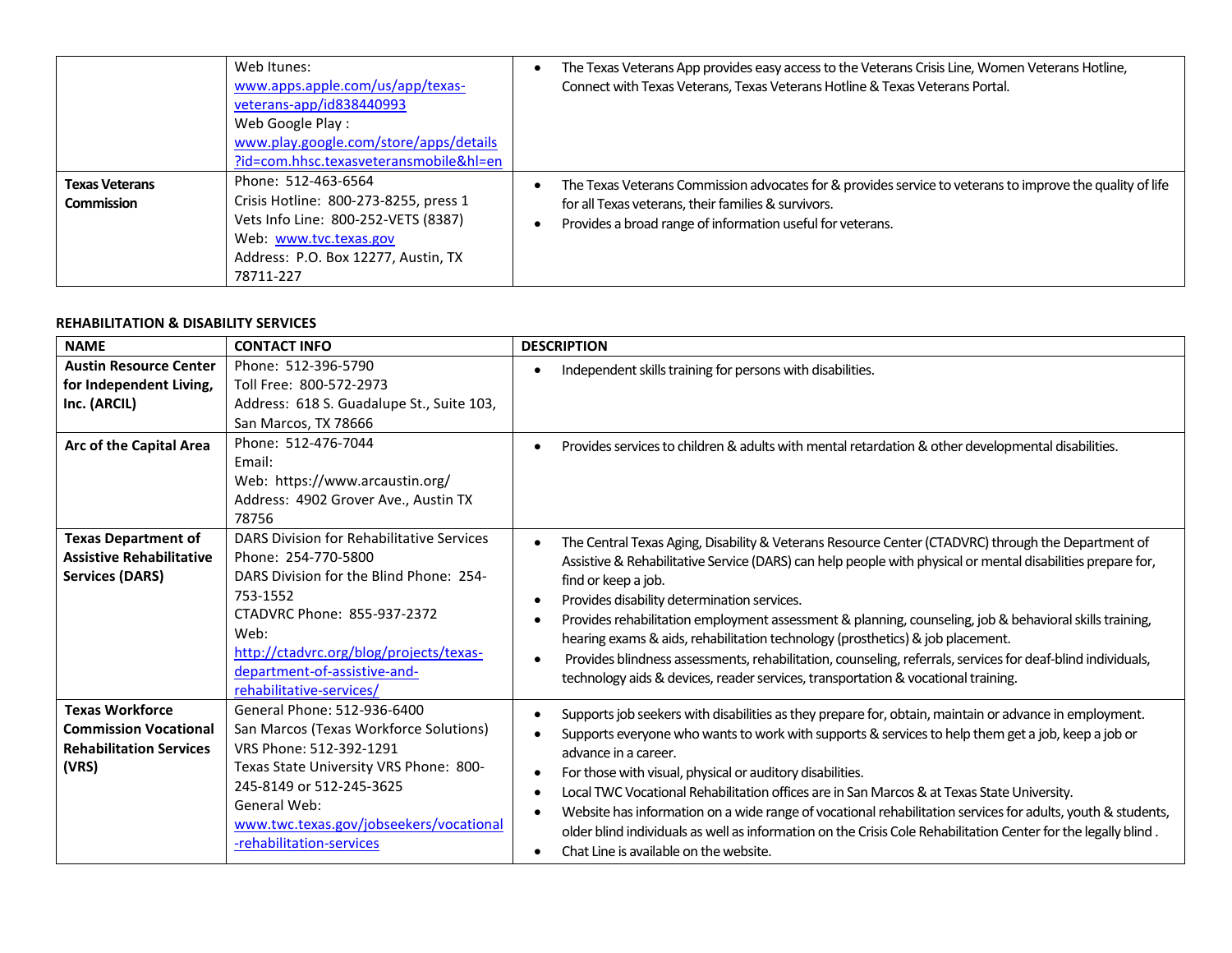| | | |
|---|---|---|
| | Web Itunes: www.apps.apple.com/us/app/texas-veterans-app/id838440993<br>Web Google Play : www.play.google.com/store/apps/details?id=com.hhsc.texasveteransmobile&hl=en | • The Texas Veterans App provides easy access to the Veterans Crisis Line, Women Veterans Hotline, Connect with Texas Veterans, Texas Veterans Hotline & Texas Veterans Portal. |
| **Texas Veterans Commission** | Phone: 512-463-6564<br>Crisis Hotline: 800-273-8255, press 1<br>Vets Info Line: 800-252-VETS (8387)<br>Web: www.tvc.texas.gov<br>Address: P.O. Box 12277, Austin, TX 78711-227 | • The Texas Veterans Commission advocates for & provides service to veterans to improve the quality of life for all Texas veterans, their families & survivors.<br>• Provides a broad range of information useful for veterans. |

**REHABILITATION & DISABILITY SERVICES**

| NAME | CONTACT INFO | DESCRIPTION |
|---|---|---|
| **Austin Resource Center for Independent Living, Inc. (ARCIL)** | Phone: 512-396-5790<br>Toll Free: 800-572-2973<br>Address: 618 S. Guadalupe St., Suite 103, San Marcos, TX 78666 | • Independent skills training for persons with disabilities. |
| **Arc of the Capital Area** | Phone: 512-476-7044<br>Email:<br>Web: https://www.arcaustin.org/<br>Address: 4902 Grover Ave., Austin TX 78756 | • Provides services to children & adults with mental retardation & other developmental disabilities. |
| **Texas Department of Assistive Rehabilitative Services (DARS)** | DARS Division for Rehabilitative Services Phone: 254-770-5800<br>DARS Division for the Blind Phone: 254-753-1552<br>CTADVRC Phone: 855-937-2372<br>Web: http://ctadvrc.org/blog/projects/texas-department-of-assistive-and-rehabilitative-services/ | • The Central Texas Aging, Disability & Veterans Resource Center (CTADVRC) through the Department of Assistive & Rehabilitative Service (DARS) can help people with physical or mental disabilities prepare for, find or keep a job.<br>• Provides disability determination services.<br>• Provides rehabilitation employment assessment & planning, counseling, job & behavioral skills training, hearing exams & aids, rehabilitation technology (prosthetics) & job placement.<br>• Provides blindness assessments, rehabilitation, counseling, referrals, services for deaf-blind individuals, technology aids & devices, reader services, transportation & vocational training. |
| **Texas Workforce Commission Vocational Rehabilitation Services (VRS)** | General Phone: 512-936-6400<br>San Marcos (Texas Workforce Solutions) VRS Phone: 512-392-1291<br>Texas State University VRS Phone: 800-245-8149 or 512-245-3625<br>General Web: www.twc.texas.gov/jobseekers/vocational-rehabilitation-services | • Supports job seekers with disabilities as they prepare for, obtain, maintain or advance in employment.<br>• Supports everyone who wants to work with supports & services to help them get a job, keep a job or advance in a career.<br>• For those with visual, physical or auditory disabilities.<br>• Local TWC Vocational Rehabilitation offices are in San Marcos & at Texas State University.<br>• Website has information on a wide range of vocational rehabilitation services for adults, youth & students, older blind individuals as well as information on the Crisis Cole Rehabilitation Center for the legally blind .<br>• Chat Line is available on the website. |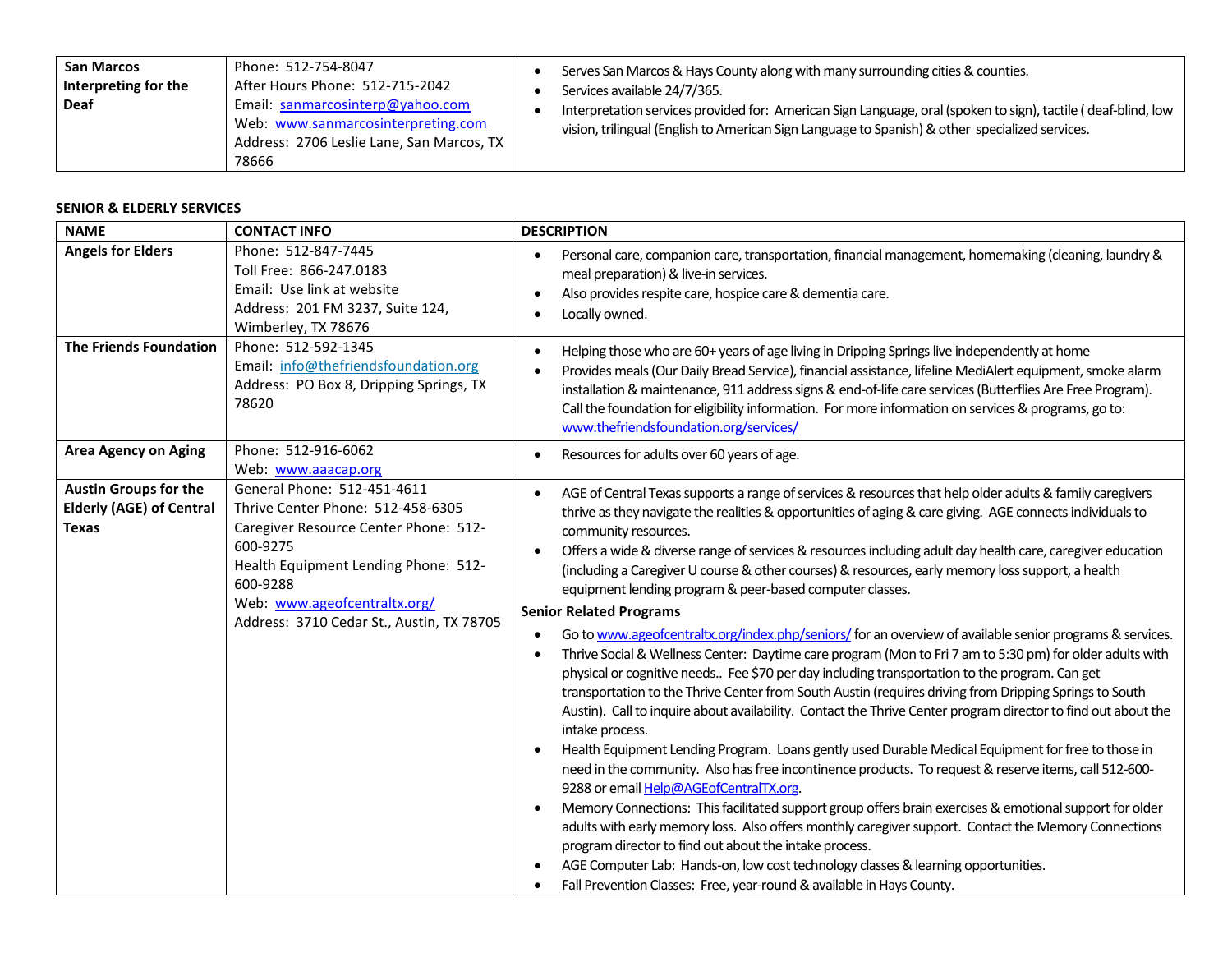| | | |
|---|---|---|
| **San Marcos Interpreting for the Deaf** | Phone: 512-754-8047<br>After Hours Phone: 512-715-2042<br>Email: sanmarcosinterp@yahoo.com<br>Web: www.sanmarcosinterpreting.com<br>Address: 2706 Leslie Lane, San Marcos, TX 78666 | • Serves San Marcos & Hays County along with many surrounding cities & counties.<br>• Services available 24/7/365.<br>• Interpretation services provided for: American Sign Language, oral (spoken to sign), tactile ( deaf-blind, low vision, trilingual (English to American Sign Language to Spanish) & other specialized services. |

**SENIOR & ELDERLY SERVICES**

| NAME | CONTACT INFO | DESCRIPTION |
|---|---|---|
| **Angels for Elders** | Phone: 512-847-7445<br>Toll Free: 866-247.0183<br>Email: Use link at website<br>Address: 201 FM 3237, Suite 124, Wimberley, TX 78676 | • Personal care, companion care, transportation, financial management, homemaking (cleaning, laundry & meal preparation) & live-in services.<br>• Also provides respite care, hospice care & dementia care.<br>• Locally owned. |
| **The Friends Foundation** | Phone: 512-592-1345<br>Email: info@thefriendsfoundation.org<br>Address: PO Box 8, Dripping Springs, TX 78620 | • Helping those who are 60+ years of age living in Dripping Springs live independently at home<br>• Provides meals (Our Daily Bread Service), financial assistance, lifeline MediAlert equipment, smoke alarm installation & maintenance, 911 address signs & end-of-life care services (Butterflies Are Free Program). Call the foundation for eligibility information. For more information on services & programs, go to: www.thefriendsfoundation.org/services/ |
| **Area Agency on Aging** | Phone: 512-916-6062<br>Web: www.aaacap.org | • Resources for adults over 60 years of age. |
| **Austin Groups for the Elderly (AGE) of Central Texas** | General Phone: 512-451-4611<br>Thrive Center Phone: 512-458-6305<br>Caregiver Resource Center Phone: 512-600-9275<br>Health Equipment Lending Phone: 512-600-9288<br>Web: www.ageofcentraltx.org/<br>Address: 3710 Cedar St., Austin, TX 78705 | • AGE of Central Texas supports a range of services & resources that help older adults & family caregivers thrive as they navigate the realities & opportunities of aging & care giving. AGE connects individuals to community resources.<br>• Offers a wide & diverse range of services & resources including adult day health care, caregiver education (including a Caregiver U course & other courses) & resources, early memory loss support, a health equipment lending program & peer-based computer classes.<br>**Senior Related Programs**<br>• Go to www.ageofcentraltx.org/index.php/seniors/ for an overview of available senior programs & services.<br>• Thrive Social & Wellness Center: Daytime care program (Mon to Fri 7 am to 5:30 pm) for older adults with physical or cognitive needs.. Fee $70 per day including transportation to the program. Can get transportation to the Thrive Center from South Austin (requires driving from Dripping Springs to South Austin). Call to inquire about availability. Contact the Thrive Center program director to find out about the intake process.<br>• Health Equipment Lending Program. Loans gently used Durable Medical Equipment for free to those in need in the community. Also has free incontinence products. To request & reserve items, call 512-600-9288 or email Help@AGEofCentralTX.org.<br>• Memory Connections: This facilitated support group offers brain exercises & emotional support for older adults with early memory loss. Also offers monthly caregiver support. Contact the Memory Connections program director to find out about the intake process.<br>• AGE Computer Lab: Hands-on, low cost technology classes & learning opportunities.<br>• Fall Prevention Classes: Free, year-round & available in Hays County. |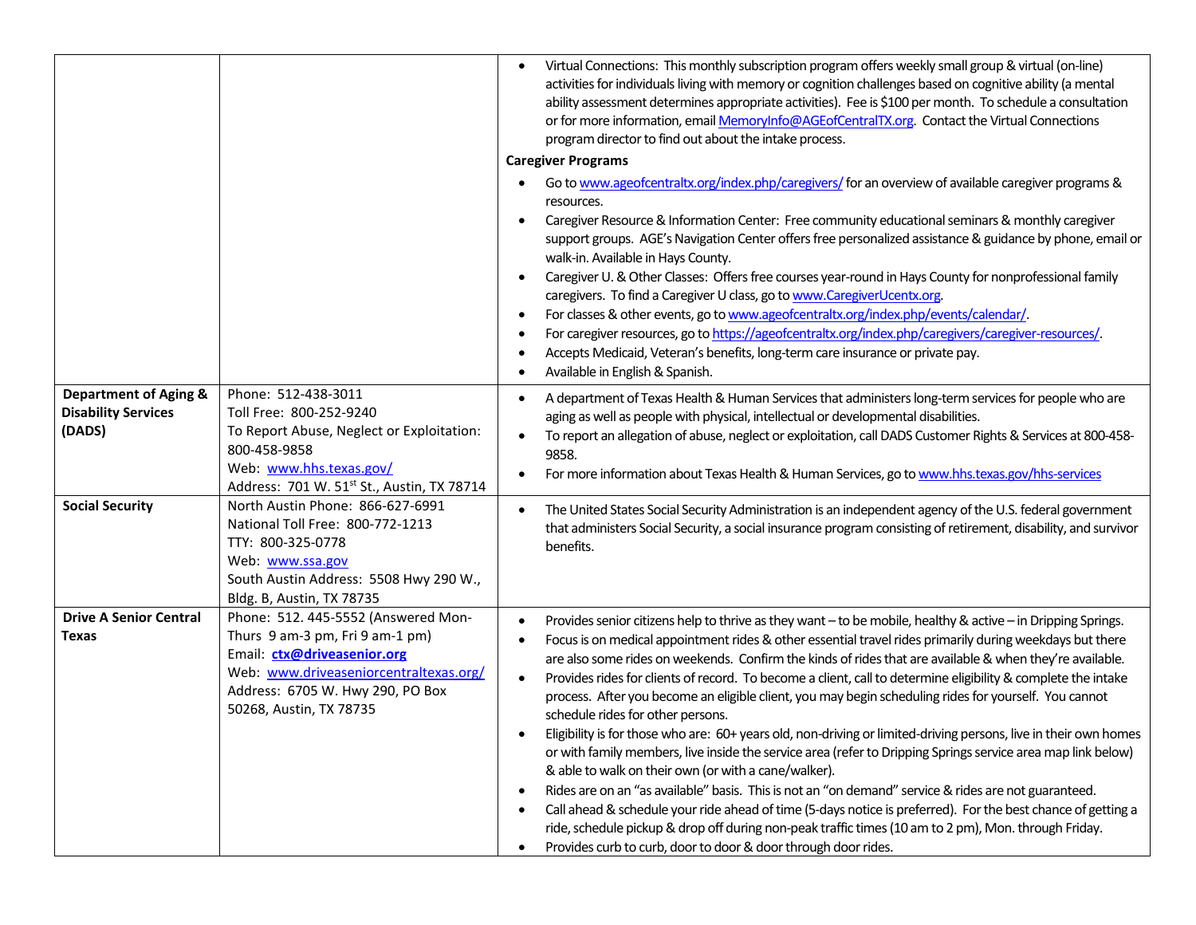| | | |
|---|---|---|
| | | • Virtual Connections: This monthly subscription program offers weekly small group & virtual (on-line) activities for individuals living with memory or cognition challenges based on cognitive ability (a mental ability assessment determines appropriate activities). Fee is $100 per month. To schedule a consultation or for more information, email MemoryInfo@AGEofCentralTX.org. Contact the Virtual Connections program director to find out about the intake process.<br>**Caregiver Programs**<br>• Go to www.ageofcentraltx.org/index.php/caregivers/ for an overview of available caregiver programs & resources.<br>• Caregiver Resource & Information Center: Free community educational seminars & monthly caregiver support groups. AGE's Navigation Center offers free personalized assistance & guidance by phone, email or walk-in. Available in Hays County.<br>• Caregiver U. & Other Classes: Offers free courses year-round in Hays County for nonprofessional family caregivers. To find a Caregiver U class, go to www.CaregiverUcentx.org.<br>• For classes & other events, go to www.ageofcentraltx.org/index.php/events/calendar/.<br>• For caregiver resources, go to https://ageofcentraltx.org/index.php/caregivers/caregiver-resources/.<br>• Accepts Medicaid, Veteran's benefits, long-term care insurance or private pay.<br>• Available in English & Spanish. |
| **Department of Aging & Disability Services (DADS)** | Phone: 512-438-3011<br>Toll Free: 800-252-9240<br>To Report Abuse, Neglect or Exploitation: 800-458-9858<br>Web: www.hhs.texas.gov/<br>Address: 701 W. 51st St., Austin, TX 78714 | • A department of Texas Health & Human Services that administers long-term services for people who are aging as well as people with physical, intellectual or developmental disabilities.<br>• To report an allegation of abuse, neglect or exploitation, call DADS Customer Rights & Services at 800-458-9858.<br>• For more information about Texas Health & Human Services, go to www.hhs.texas.gov/hhs-services |
| **Social Security** | North Austin Phone: 866-627-6991<br>National Toll Free: 800-772-1213<br>TTY: 800-325-0778<br>Web: www.ssa.gov<br>South Austin Address: 5508 Hwy 290 W., Bldg. B, Austin, TX 78735 | • The United States Social Security Administration is an independent agency of the U.S. federal government that administers Social Security, a social insurance program consisting of retirement, disability, and survivor benefits. |
| **Drive A Senior Central Texas** | Phone: 512. 445-5552 (Answered Mon-Thurs 9 am-3 pm, Fri 9 am-1 pm)<br>Email: **ctx@driveasenior.org**<br>Web: www.driveaseniorcentraltexas.org/<br>Address: 6705 W. Hwy 290, PO Box 50268, Austin, TX 78735 | • Provides senior citizens help to thrive as they want – to be mobile, healthy & active – in Dripping Springs.<br>• Focus is on medical appointment rides & other essential travel rides primarily during weekdays but there are also some rides on weekends. Confirm the kinds of rides that are available & when they're available.<br>• Provides rides for clients of record. To become a client, call to determine eligibility & complete the intake process. After you become an eligible client, you may begin scheduling rides for yourself. You cannot schedule rides for other persons.<br>• Eligibility is for those who are: 60+ years old, non-driving or limited-driving persons, live in their own homes or with family members, live inside the service area (refer to Dripping Springs service area map link below) & able to walk on their own (or with a cane/walker).<br>• Rides are on an "as available" basis. This is not an "on demand" service & rides are not guaranteed.<br>• Call ahead & schedule your ride ahead of time (5-days notice is preferred). For the best chance of getting a ride, schedule pickup & drop off during non-peak traffic times (10 am to 2 pm), Mon. through Friday.<br>• Provides curb to curb, door to door & door through door rides. |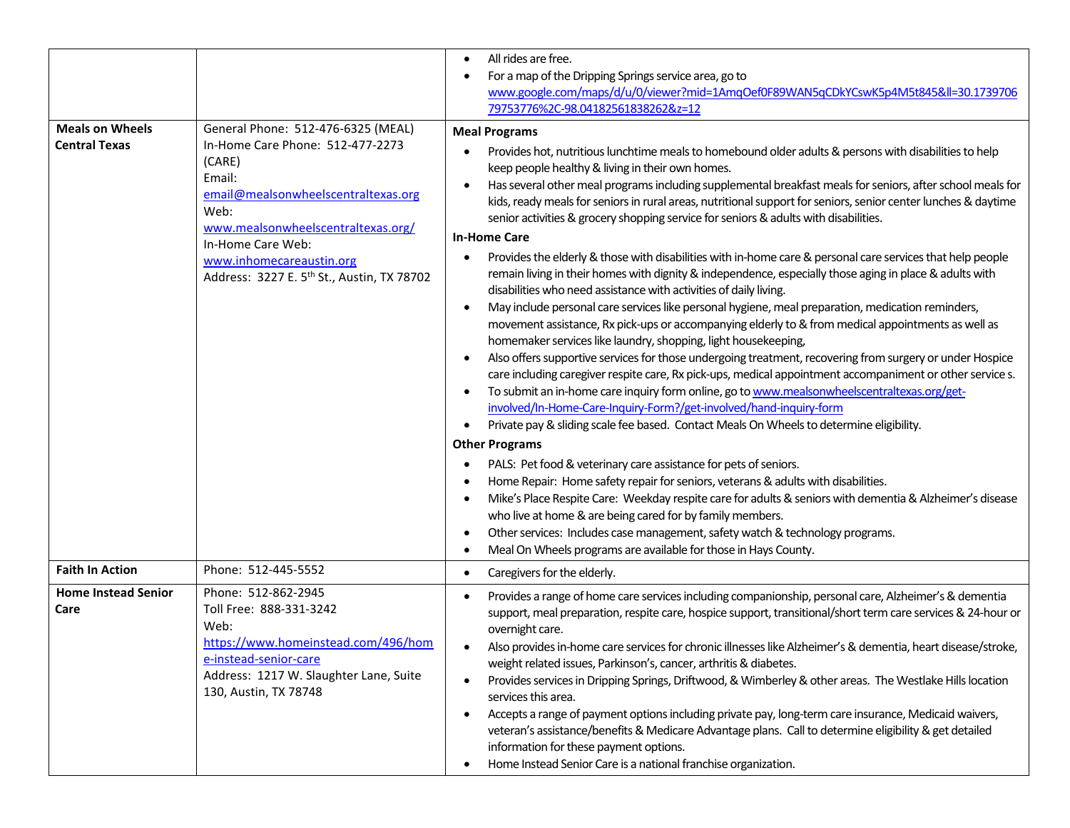| | | |
|---|---|---|
| | | • All rides are free.<br>• For a map of the Dripping Springs service area, go to www.google.com/maps/d/u/0/viewer?mid=1AmqOef0F89WAN5qCDkYCswK5p4M5t845&ll=30.173970679753776%2C-98.04182561838262&z=12 |
| **Meals on Wheels Central Texas** | General Phone: 512-476-6325 (MEAL)<br>In-Home Care Phone: 512-477-2273 (CARE)<br>Email: email@mealsonwheelscentraltexas.org<br>Web: www.mealsonwheelscentraltexas.org/<br>In-Home Care Web: www.inhomecareaustin.org<br>Address: 3227 E. 5th St., Austin, TX 78702 | **Meal Programs**<br>• Provides hot, nutritious lunchtime meals to homebound older adults & persons with disabilities to help keep people healthy & living in their own homes.<br>• Has several other meal programs including supplemental breakfast meals for seniors, after school meals for kids, ready meals for seniors in rural areas, nutritional support for seniors, senior center lunches & daytime senior activities & grocery shopping service for seniors & adults with disabilities.<br>**In-Home Care**<br>• Provides the elderly & those with disabilities with in-home care & personal care services that help people remain living in their homes with dignity & independence, especially those aging in place & adults with disabilities who need assistance with activities of daily living.<br>• May include personal care services like personal hygiene, meal preparation, medication reminders, movement assistance, Rx pick-ups or accompanying elderly to & from medical appointments as well as homemaker services like laundry, shopping, light housekeeping,<br>• Also offers supportive services for those undergoing treatment, recovering from surgery or under Hospice care including caregiver respite care, Rx pick-ups, medical appointment accompaniment or other service s.<br>• To submit an in-home care inquiry form online, go to www.mealsonwheelscentraltexas.org/get-involved/In-Home-Care-Inquiry-Form?/get-involved/hand-inquiry-form<br>• Private pay & sliding scale fee based. Contact Meals On Wheels to determine eligibility.<br>**Other Programs**<br>• PALS: Pet food & veterinary care assistance for pets of seniors.<br>• Home Repair: Home safety repair for seniors, veterans & adults with disabilities.<br>• Mike's Place Respite Care: Weekday respite care for adults & seniors with dementia & Alzheimer's disease who live at home & are being cared for by family members.<br>• Other services: Includes case management, safety watch & technology programs.<br>• Meal On Wheels programs are available for those in Hays County. |
| **Faith In Action** | Phone: 512-445-5552 | • Caregivers for the elderly. |
| **Home Instead Senior Care** | Phone: 512-862-2945<br>Toll Free: 888-331-3242<br>Web: https://www.homeinstead.com/496/home-instead-senior-care<br>Address: 1217 W. Slaughter Lane, Suite 130, Austin, TX 78748 | • Provides a range of home care services including companionship, personal care, Alzheimer's & dementia support, meal preparation, respite care, hospice support, transitional/short term care services & 24-hour or overnight care.<br>• Also provides in-home care services for chronic illnesses like Alzheimer's & dementia, heart disease/stroke, weight related issues, Parkinson's, cancer, arthritis & diabetes.<br>• Provides services in Dripping Springs, Driftwood, & Wimberley & other areas. The Westlake Hills location services this area.<br>• Accepts a range of payment options including private pay, long-term care insurance, Medicaid waivers, veteran's assistance/benefits & Medicare Advantage plans. Call to determine eligibility & get detailed information for these payment options.<br>• Home Instead Senior Care is a national franchise organization. |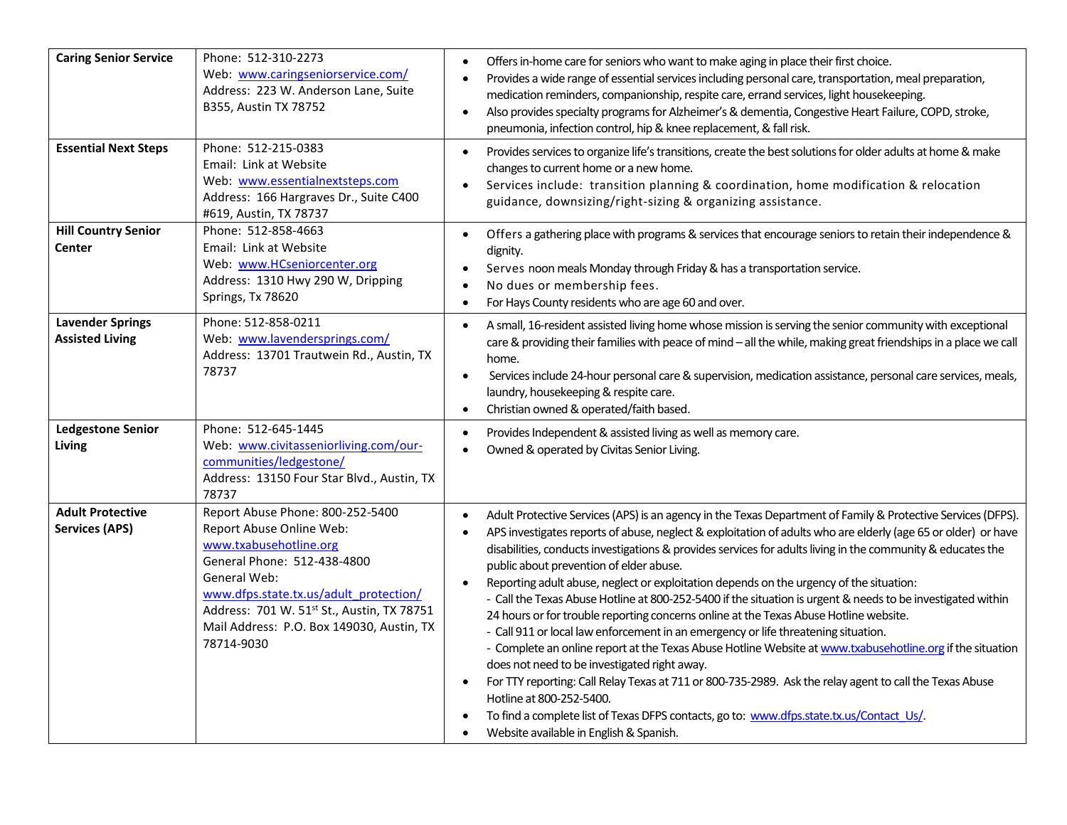| | | |
|---|---|---|
| **Caring Senior Service** | Phone: 512-310-2273<br>Web: www.caringseniorservice.com/<br>Address: 223 W. Anderson Lane, Suite B355, Austin TX 78752 | • Offers in-home care for seniors who want to make aging in place their first choice.<br>• Provides a wide range of essential services including personal care, transportation, meal preparation, medication reminders, companionship, respite care, errand services, light housekeeping.<br>• Also provides specialty programs for Alzheimer's & dementia, Congestive Heart Failure, COPD, stroke, pneumonia, infection control, hip & knee replacement, & fall risk. |
| **Essential Next Steps** | Phone: 512-215-0383<br>Email: Link at Website<br>Web: www.essentialnextsteps.com<br>Address: 166 Hargraves Dr., Suite C400 #619, Austin, TX 78737 | • Provides services to organize life's transitions, create the best solutions for older adults at home & make changes to current home or a new home.<br>• Services include: transition planning & coordination, home modification & relocation guidance, downsizing/right-sizing & organizing assistance. |
| **Hill Country Senior Center** | Phone: 512-858-4663<br>Email: Link at Website<br>Web: www.HCseniorcenter.org<br>Address: 1310 Hwy 290 W, Dripping Springs, Tx 78620 | • Offers a gathering place with programs & services that encourage seniors to retain their independence & dignity.<br>• Serves noon meals Monday through Friday & has a transportation service.<br>• No dues or membership fees.<br>• For Hays County residents who are age 60 and over. |
| **Lavender Springs Assisted Living** | Phone: 512-858-0211<br>Web: www.lavendersprings.com/<br>Address: 13701 Trautwein Rd., Austin, TX 78737 | • A small, 16-resident assisted living home whose mission is serving the senior community with exceptional care & providing their families with peace of mind – all the while, making great friendships in a place we call home.<br>• Services include 24-hour personal care & supervision, medication assistance, personal care services, meals, laundry, housekeeping & respite care.<br>• Christian owned & operated/faith based. |
| **Ledgestone Senior Living** | Phone: 512-645-1445<br>Web: www.civitasseniorliving.com/our-communities/ledgestone/<br>Address: 13150 Four Star Blvd., Austin, TX 78737 | • Provides Independent & assisted living as well as memory care.<br>• Owned & operated by Civitas Senior Living. |
| **Adult Protective Services (APS)** | Report Abuse Phone: 800-252-5400<br>Report Abuse Online Web: www.txabusehotline.org<br>General Phone: 512-438-4800<br>General Web: www.dfps.state.tx.us/adult_protection/<br>Address: 701 W. 51st St., Austin, TX 78751<br>Mail Address: P.O. Box 149030, Austin, TX 78714-9030 | • Adult Protective Services (APS) is an agency in the Texas Department of Family & Protective Services (DFPS).<br>• APS investigates reports of abuse, neglect & exploitation of adults who are elderly (age 65 or older) or have disabilities, conducts investigations & provides services for adults living in the community & educates the public about prevention of elder abuse.<br>• Reporting adult abuse, neglect or exploitation depends on the urgency of the situation:<br>- Call the Texas Abuse Hotline at 800-252-5400 if the situation is urgent & needs to be investigated within 24 hours or for trouble reporting concerns online at the Texas Abuse Hotline website.<br>- Call 911 or local law enforcement in an emergency or life threatening situation.<br>- Complete an online report at the Texas Abuse Hotline Website at www.txabusehotline.org if the situation does not need to be investigated right away.<br>• For TTY reporting: Call Relay Texas at 711 or 800-735-2989. Ask the relay agent to call the Texas Abuse Hotline at 800-252-5400.<br>• To find a complete list of Texas DFPS contacts, go to: www.dfps.state.tx.us/Contact_Us/.<br>• Website available in English & Spanish. |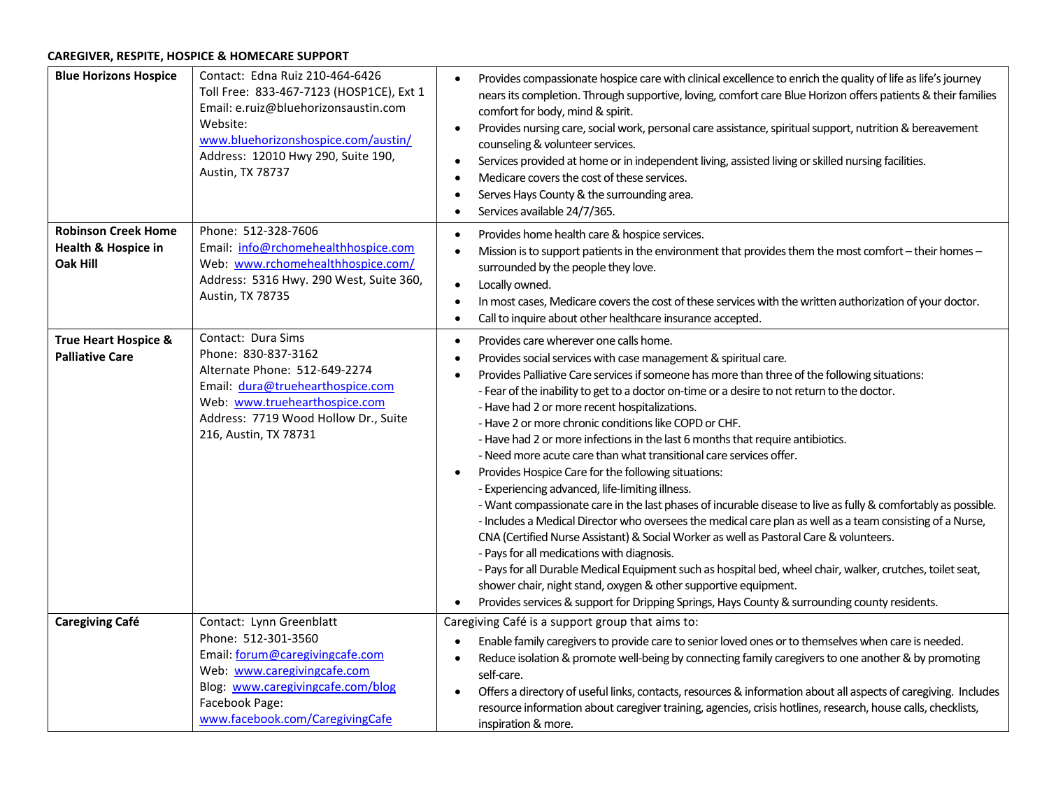**CAREGIVER, RESPITE, HOSPICE & HOMECARE SUPPORT**

| | | |
|---|---|---|
| **Blue Horizons Hospice** | Contact: Edna Ruiz 210-464-6426<br>Toll Free: 833-467-7123 (HOSP1CE), Ext 1<br>Email: e.ruiz@bluehorizonsaustin.com<br>Website: www.bluehorizonshospice.com/austin/<br>Address: 12010 Hwy 290, Suite 190, Austin, TX 78737 | • Provides compassionate hospice care with clinical excellence to enrich the quality of life as life's journey nears its completion. Through supportive, loving, comfort care Blue Horizon offers patients & their families comfort for body, mind & spirit.<br>• Provides nursing care, social work, personal care assistance, spiritual support, nutrition & bereavement counseling & volunteer services.<br>• Services provided at home or in independent living, assisted living or skilled nursing facilities.<br>• Medicare covers the cost of these services.<br>• Serves Hays County & the surrounding area.<br>• Services available 24/7/365. |
| **Robinson Creek Home Health & Hospice in Oak Hill** | Phone: 512-328-7606<br>Email: info@rchomehealthhospice.com<br>Web: www.rchomehealthhospice.com/<br>Address: 5316 Hwy. 290 West, Suite 360, Austin, TX 78735 | • Provides home health care & hospice services.<br>• Mission is to support patients in the environment that provides them the most comfort – their homes – surrounded by the people they love.<br>• Locally owned.<br>• In most cases, Medicare covers the cost of these services with the written authorization of your doctor.<br>• Call to inquire about other healthcare insurance accepted. |
| **True Heart Hospice & Palliative Care** | Contact: Dura Sims<br>Phone: 830-837-3162<br>Alternate Phone: 512-649-2274<br>Email: dura@truehearthospice.com<br>Web: www.truehearthospice.com<br>Address: 7719 Wood Hollow Dr., Suite 216, Austin, TX 78731 | • Provides care wherever one calls home.<br>• Provides social services with case management & spiritual care.<br>• Provides Palliative Care services if someone has more than three of the following situations:<br>- Fear of the inability to get to a doctor on-time or a desire to not return to the doctor.<br>- Have had 2 or more recent hospitalizations.<br>- Have 2 or more chronic conditions like COPD or CHF.<br>- Have had 2 or more infections in the last 6 months that require antibiotics.<br>- Need more acute care than what transitional care services offer.<br>• Provides Hospice Care for the following situations:<br>- Experiencing advanced, life-limiting illness.<br>- Want compassionate care in the last phases of incurable disease to live as fully & comfortably as possible.<br>- Includes a Medical Director who oversees the medical care plan as well as a team consisting of a Nurse, CNA (Certified Nurse Assistant) & Social Worker as well as Pastoral Care & volunteers.<br>- Pays for all medications with diagnosis.<br>- Pays for all Durable Medical Equipment such as hospital bed, wheel chair, walker, crutches, toilet seat, shower chair, night stand, oxygen & other supportive equipment.<br>• Provides services & support for Dripping Springs, Hays County & surrounding county residents. |
| **Caregiving Café** | Contact: Lynn Greenblatt<br>Phone: 512-301-3560<br>Email: forum@caregivingcafe.com<br>Web: www.caregivingcafe.com<br>Blog: www.caregivingcafe.com/blog<br>Facebook Page: www.facebook.com/CaregivingCafe | Caregiving Café is a support group that aims to:<br>• Enable family caregivers to provide care to senior loved ones or to themselves when care is needed.<br>• Reduce isolation & promote well-being by connecting family caregivers to one another & by promoting self-care.<br>• Offers a directory of useful links, contacts, resources & information about all aspects of caregiving. Includes resource information about caregiver training, agencies, crisis hotlines, research, house calls, checklists, inspiration & more. |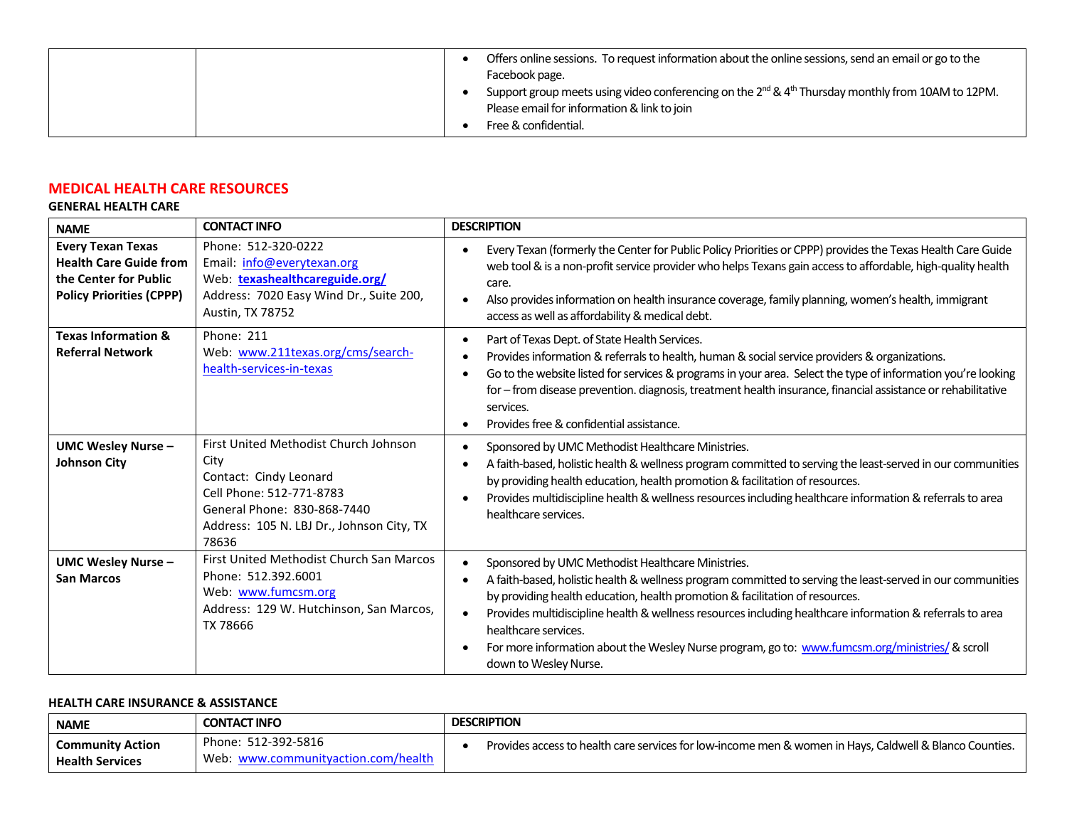| | | |
|---|---|---|
| | | • Offers online sessions. To request information about the online sessions, send an email or go to the Facebook page.<br>• Support group meets using video conferencing on the 2nd & 4th Thursday monthly from 10AM to 12PM. Please email for information & link to join<br>• Free & confidential. |

## MEDICAL HEALTH CARE RESOURCES

### GENERAL HEALTH CARE

| NAME | CONTACT INFO | DESCRIPTION |
|---|---|---|
| **Every Texan Texas Health Care Guide from the Center for Public Policy Priorities (CPPP)** | Phone: 512-320-0222<br>Email: info@everytexan.org<br>Web: **texashealthcareguide.org/**<br>Address: 7020 Easy Wind Dr., Suite 200, Austin, TX 78752 | • Every Texan (formerly the Center for Public Policy Priorities or CPPP) provides the Texas Health Care Guide web tool & is a non-profit service provider who helps Texans gain access to affordable, high-quality health care.<br>• Also provides information on health insurance coverage, family planning, women's health, immigrant access as well as affordability & medical debt. |
| **Texas Information & Referral Network** | Phone: 211<br>Web: www.211texas.org/cms/search-health-services-in-texas | • Part of Texas Dept. of State Health Services.<br>• Provides information & referrals to health, human & social service providers & organizations.<br>• Go to the website listed for services & programs in your area. Select the type of information you're looking for – from disease prevention. diagnosis, treatment health insurance, financial assistance or rehabilitative services.<br>• Provides free & confidential assistance. |
| **UMC Wesley Nurse – Johnson City** | First United Methodist Church Johnson City<br>Contact: Cindy Leonard<br>Cell Phone: 512-771-8783<br>General Phone: 830-868-7440<br>Address: 105 N. LBJ Dr., Johnson City, TX 78636 | • Sponsored by UMC Methodist Healthcare Ministries.<br>• A faith-based, holistic health & wellness program committed to serving the least-served in our communities by providing health education, health promotion & facilitation of resources.<br>• Provides multidiscipline health & wellness resources including healthcare information & referrals to area healthcare services. |
| **UMC Wesley Nurse – San Marcos** | First United Methodist Church San Marcos<br>Phone: 512.392.6001<br>Web: www.fumcsm.org<br>Address: 129 W. Hutchinson, San Marcos, TX 78666 | • Sponsored by UMC Methodist Healthcare Ministries.<br>• A faith-based, holistic health & wellness program committed to serving the least-served in our communities by providing health education, health promotion & facilitation of resources.<br>• Provides multidiscipline health & wellness resources including healthcare information & referrals to area healthcare services.<br>• For more information about the Wesley Nurse program, go to: www.fumcsm.org/ministries/ & scroll down to Wesley Nurse. |

### HEALTH CARE INSURANCE & ASSISTANCE

| NAME | CONTACT INFO | DESCRIPTION |
|---|---|---|
| **Community Action Health Services** | Phone: 512-392-5816<br>Web: www.communityaction.com/health | • Provides access to health care services for low-income men & women in Hays, Caldwell & Blanco Counties. |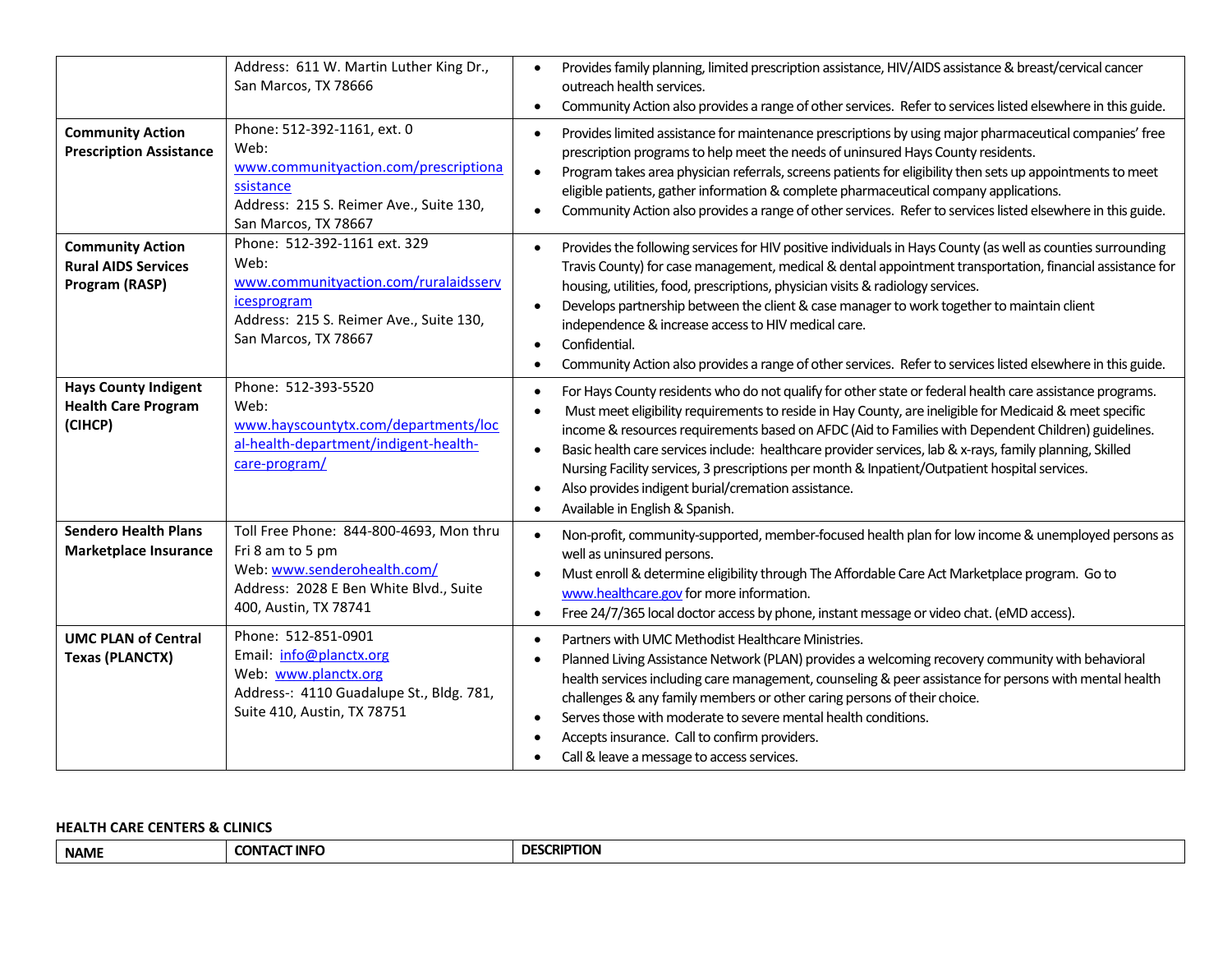| | | |
|---|---|---|
| | Address: 611 W. Martin Luther King Dr., San Marcos, TX 78666 | • Provides family planning, limited prescription assistance, HIV/AIDS assistance & breast/cervical cancer outreach health services.<br>• Community Action also provides a range of other services. Refer to services listed elsewhere in this guide. |
| **Community Action Prescription Assistance** | Phone: 512-392-1161, ext. 0<br>Web: [www.communityaction.com/prescriptionassistance](www.communityaction.com/prescriptionassistance)<br>Address: 215 S. Reimer Ave., Suite 130, San Marcos, TX 78667 | • Provides limited assistance for maintenance prescriptions by using major pharmaceutical companies' free prescription programs to help meet the needs of uninsured Hays County residents.<br>• Program takes area physician referrals, screens patients for eligibility then sets up appointments to meet eligible patients, gather information & complete pharmaceutical company applications.<br>• Community Action also provides a range of other services. Refer to services listed elsewhere in this guide. |
| **Community Action Rural AIDS Services Program (RASP)** | Phone: 512-392-1161 ext. 329<br>Web: [www.communityaction.com/ruralaidsservicesprogram](www.communityaction.com/ruralaidsservicesprogram)<br>Address: 215 S. Reimer Ave., Suite 130, San Marcos, TX 78667 | • Provides the following services for HIV positive individuals in Hays County (as well as counties surrounding Travis County) for case management, medical & dental appointment transportation, financial assistance for housing, utilities, food, prescriptions, physician visits & radiology services.<br>• Develops partnership between the client & case manager to work together to maintain client independence & increase access to HIV medical care.<br>• Confidential.<br>• Community Action also provides a range of other services. Refer to services listed elsewhere in this guide. |
| **Hays County Indigent Health Care Program (CIHCP)** | Phone: 512-393-5520<br>Web: [www.hayscountytx.com/departments/local-health-department/indigent-health-care-program/](www.hayscountytx.com/departments/local-health-department/indigent-health-care-program/) | • For Hays County residents who do not qualify for other state or federal health care assistance programs.<br>• Must meet eligibility requirements to reside in Hay County, are ineligible for Medicaid & meet specific income & resources requirements based on AFDC (Aid to Families with Dependent Children) guidelines.<br>• Basic health care services include: healthcare provider services, lab & x-rays, family planning, Skilled Nursing Facility services, 3 prescriptions per month & Inpatient/Outpatient hospital services.<br>• Also provides indigent burial/cremation assistance.<br>• Available in English & Spanish. |
| **Sendero Health Plans Marketplace Insurance** | Toll Free Phone: 844-800-4693, Mon thru Fri 8 am to 5 pm<br>Web: [www.senderohealth.com/](www.senderohealth.com/)<br>Address: 2028 E Ben White Blvd., Suite 400, Austin, TX 78741 | • Non-profit, community-supported, member-focused health plan for low income & unemployed persons as well as uninsured persons.<br>• Must enroll & determine eligibility through The Affordable Care Act Marketplace program. Go to [www.healthcare.gov](www.healthcare.gov) for more information.<br>• Free 24/7/365 local doctor access by phone, instant message or video chat. (eMD access). |
| **UMC PLAN of Central Texas (PLANCTX)** | Phone: 512-851-0901<br>Email: info@planctx.org<br>Web: [www.planctx.org](www.planctx.org)<br>Address-: 4110 Guadalupe St., Bldg. 781, Suite 410, Austin, TX 78751 | • Partners with UMC Methodist Healthcare Ministries.<br>• Planned Living Assistance Network (PLAN) provides a welcoming recovery community with behavioral health services including care management, counseling & peer assistance for persons with mental health challenges & any family members or other caring persons of their choice.<br>• Serves those with moderate to severe mental health conditions.<br>• Accepts insurance. Call to confirm providers.<br>• Call & leave a message to access services. |

**HEALTH CARE CENTERS & CLINICS**

| NAME | CONTACT INFO | DESCRIPTION |
|---|---|---|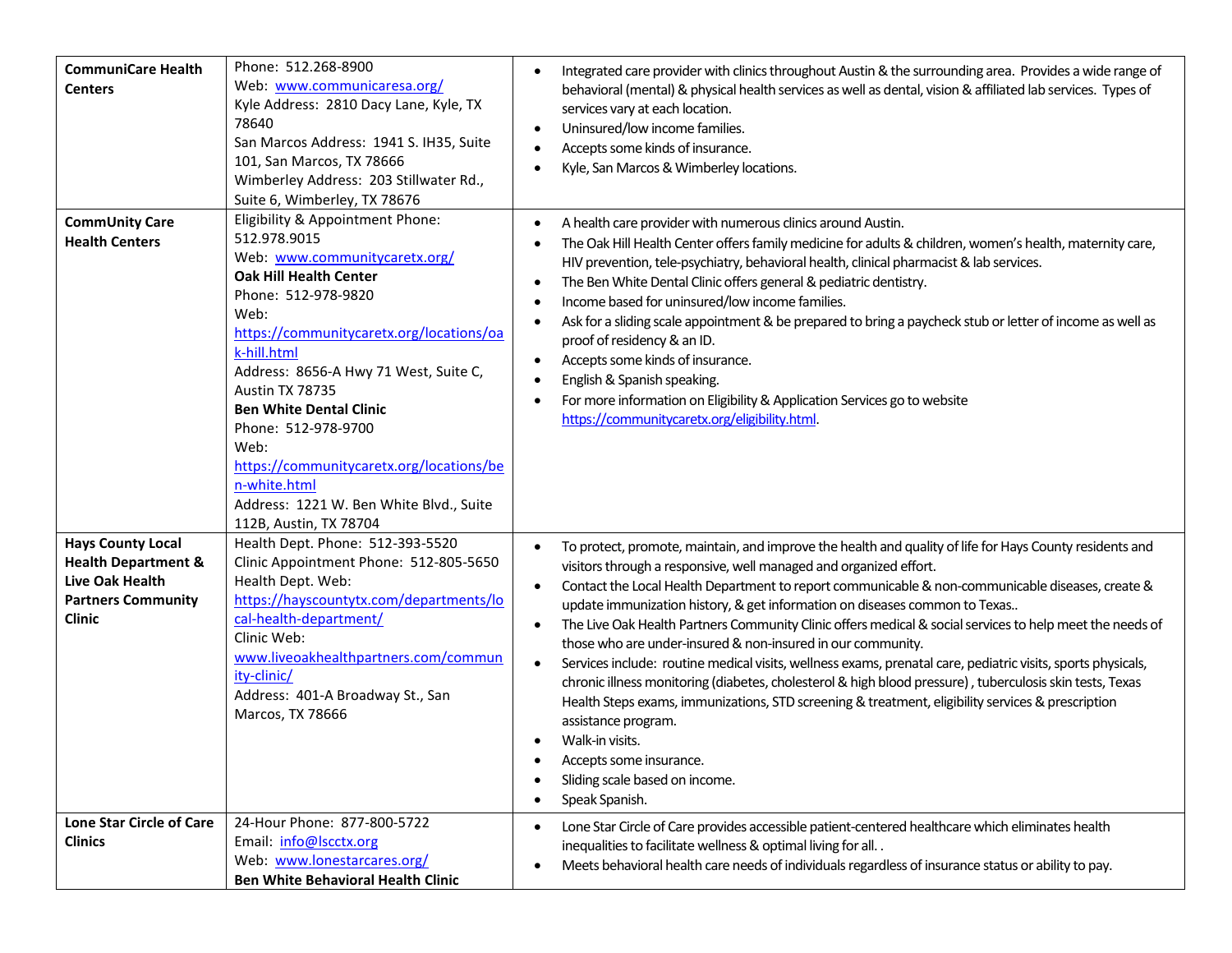| | | |
|---|---|---|
| **CommuniCare Health Centers** | Phone: 512.268-8900<br>Web: www.communicaresa.org/<br>Kyle Address: 2810 Dacy Lane, Kyle, TX 78640<br>San Marcos Address: 1941 S. IH35, Suite 101, San Marcos, TX 78666<br>Wimberley Address: 203 Stillwater Rd., Suite 6, Wimberley, TX 78676 | • Integrated care provider with clinics throughout Austin & the surrounding area. Provides a wide range of behavioral (mental) & physical health services as well as dental, vision & affiliated lab services. Types of services vary at each location.<br>• Uninsured/low income families.<br>• Accepts some kinds of insurance.<br>• Kyle, San Marcos & Wimberley locations. |
| **CommUnity Care Health Centers** | Eligibility & Appointment Phone: 512.978.9015<br>Web: www.communitycaretx.org/<br>**Oak Hill Health Center**<br>Phone: 512-978-9820<br>Web: https://communitycaretx.org/locations/oak-hill.html<br>Address: 8656-A Hwy 71 West, Suite C, Austin TX 78735<br>**Ben White Dental Clinic**<br>Phone: 512-978-9700<br>Web: https://communitycaretx.org/locations/ben-white.html<br>Address: 1221 W. Ben White Blvd., Suite 112B, Austin, TX 78704 | • A health care provider with numerous clinics around Austin.<br>• The Oak Hill Health Center offers family medicine for adults & children, women's health, maternity care, HIV prevention, tele-psychiatry, behavioral health, clinical pharmacist & lab services.<br>• The Ben White Dental Clinic offers general & pediatric dentistry.<br>• Income based for uninsured/low income families.<br>• Ask for a sliding scale appointment & be prepared to bring a paycheck stub or letter of income as well as proof of residency & an ID.<br>• Accepts some kinds of insurance.<br>• English & Spanish speaking.<br>• For more information on Eligibility & Application Services go to website https://communitycaretx.org/eligibility.html. |
| **Hays County Local Health Department & Live Oak Health Partners Community Clinic** | Health Dept. Phone: 512-393-5520<br>Clinic Appointment Phone: 512-805-5650<br>Health Dept. Web: https://hayscountytx.com/departments/local-health-department/<br>Clinic Web: www.liveoakhealthpartners.com/community-clinic/<br>Address: 401-A Broadway St., San Marcos, TX 78666 | • To protect, promote, maintain, and improve the health and quality of life for Hays County residents and visitors through a responsive, well managed and organized effort.<br>• Contact the Local Health Department to report communicable & non-communicable diseases, create & update immunization history, & get information on diseases common to Texas..<br>• The Live Oak Health Partners Community Clinic offers medical & social services to help meet the needs of those who are under-insured & non-insured in our community.<br>• Services include: routine medical visits, wellness exams, prenatal care, pediatric visits, sports physicals, chronic illness monitoring (diabetes, cholesterol & high blood pressure) , tuberculosis skin tests, Texas Health Steps exams, immunizations, STD screening & treatment, eligibility services & prescription assistance program.<br>• Walk-in visits.<br>• Accepts some insurance.<br>• Sliding scale based on income.<br>• Speak Spanish. |
| **Lone Star Circle of Care Clinics** | 24-Hour Phone: 877-800-5722<br>Email: info@lscctx.org<br>Web: www.lonestarcares.org/<br>**Ben White Behavioral Health Clinic** | • Lone Star Circle of Care provides accessible patient-centered healthcare which eliminates health inequalities to facilitate wellness & optimal living for all. .<br>• Meets behavioral health care needs of individuals regardless of insurance status or ability to pay. |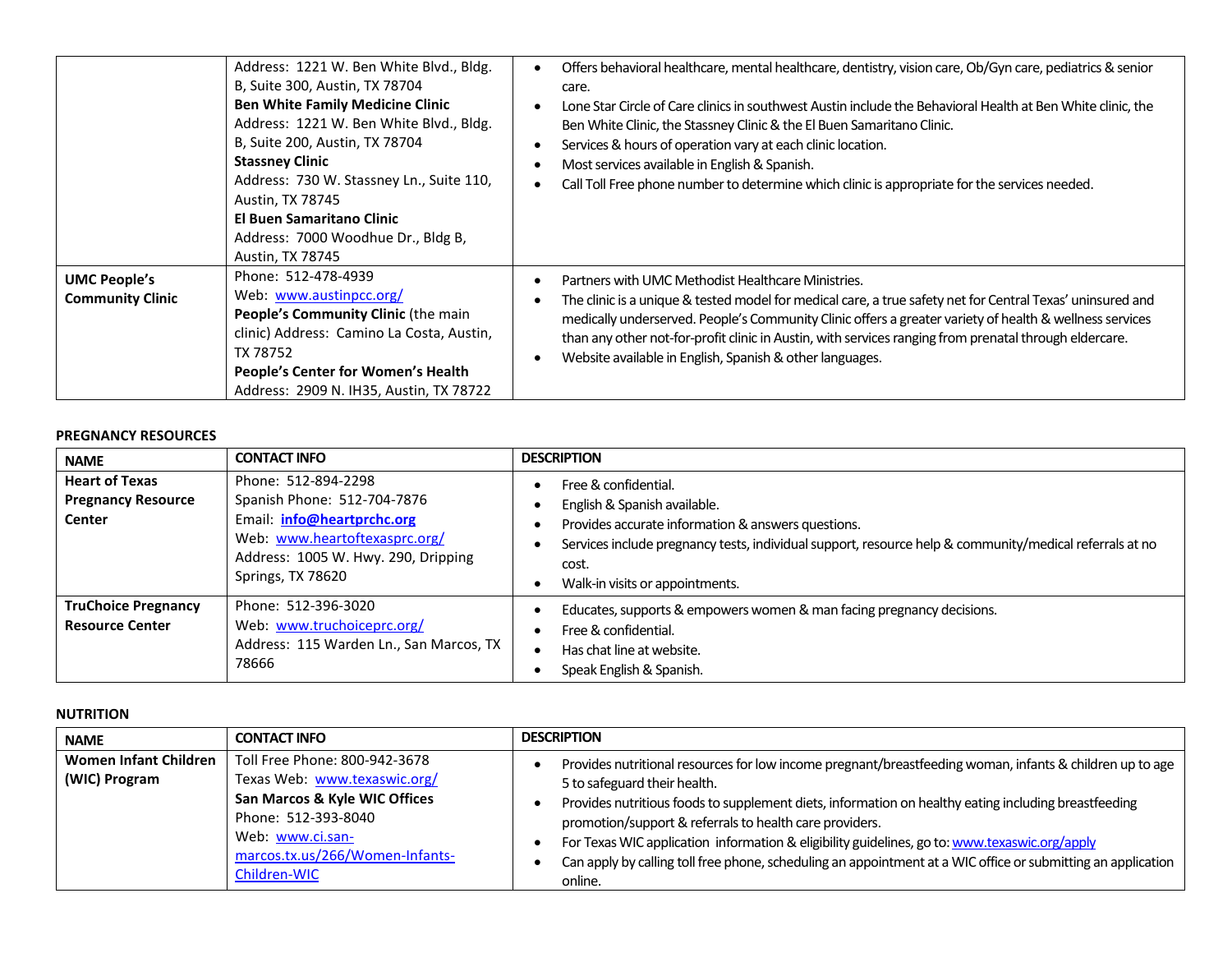| | | |
|---|---|---|
| | Address: 1221 W. Ben White Blvd., Bldg. B, Suite 300, Austin, TX 78704<br>**Ben White Family Medicine Clinic**<br>Address: 1221 W. Ben White Blvd., Bldg. B, Suite 200, Austin, TX 78704<br>**Stassney Clinic**<br>Address: 730 W. Stassney Ln., Suite 110, Austin, TX 78745<br>**El Buen Samaritano Clinic**<br>Address: 7000 Woodhue Dr., Bldg B, Austin, TX 78745 | • Offers behavioral healthcare, mental healthcare, dentistry, vision care, Ob/Gyn care, pediatrics & senior care.<br>• Lone Star Circle of Care clinics in southwest Austin include the Behavioral Health at Ben White clinic, the Ben White Clinic, the Stassney Clinic & the El Buen Samaritano Clinic.<br>• Services & hours of operation vary at each clinic location.<br>• Most services available in English & Spanish.<br>• Call Toll Free phone number to determine which clinic is appropriate for the services needed. |
| **UMC People's Community Clinic** | Phone: 512-478-4939<br>Web: [www.austinpcc.org/](http://www.austinpcc.org/)<br>**People's Community Clinic** (the main clinic) Address: Camino La Costa, Austin, TX 78752<br>**People's Center for Women's Health**<br>Address: 2909 N. IH35, Austin, TX 78722 | • Partners with UMC Methodist Healthcare Ministries.<br>• The clinic is a unique & tested model for medical care, a true safety net for Central Texas' uninsured and medically underserved. People's Community Clinic offers a greater variety of health & wellness services than any other not-for-profit clinic in Austin, with services ranging from prenatal through eldercare.<br>• Website available in English, Spanish & other languages. |

**PREGNANCY RESOURCES**

| NAME | CONTACT INFO | DESCRIPTION |
|---|---|---|
| **Heart of Texas Pregnancy Resource Center** | Phone: 512-894-2298<br>Spanish Phone: 512-704-7876<br>Email: **info@heartprchc.org**<br>Web: [www.heartoftexasprc.org/](http://www.heartoftexasprc.org/)<br>Address: 1005 W. Hwy. 290, Dripping Springs, TX 78620 | • Free & confidential.<br>• English & Spanish available.<br>• Provides accurate information & answers questions.<br>• Services include pregnancy tests, individual support, resource help & community/medical referrals at no cost.<br>• Walk-in visits or appointments. |
| **TruChoice Pregnancy Resource Center** | Phone: 512-396-3020<br>Web: [www.truchoiceprc.org/](http://www.truchoiceprc.org/)<br>Address: 115 Warden Ln., San Marcos, TX 78666 | • Educates, supports & empowers women & man facing pregnancy decisions.<br>• Free & confidential.<br>• Has chat line at website.<br>• Speak English & Spanish. |

**NUTRITION**

| NAME | CONTACT INFO | DESCRIPTION |
|---|---|---|
| **Women Infant Children (WIC) Program** | Toll Free Phone: 800-942-3678<br>Texas Web: [www.texaswic.org/](http://www.texaswic.org/)<br>**San Marcos & Kyle WIC Offices**<br>Phone: 512-393-8040<br>Web: [www.ci.san-marcos.tx.us/266/Women-Infants-Children-WIC](http://www.ci.san-marcos.tx.us/266/Women-Infants-Children-WIC) | • Provides nutritional resources for low income pregnant/breastfeeding woman, infants & children up to age 5 to safeguard their health.<br>• Provides nutritious foods to supplement diets, information on healthy eating including breastfeeding promotion/support & referrals to health care providers.<br>• For Texas WIC application information & eligibility guidelines, go to: [www.texaswic.org/apply](http://www.texaswic.org/apply)<br>• Can apply by calling toll free phone, scheduling an appointment at a WIC office or submitting an application online. |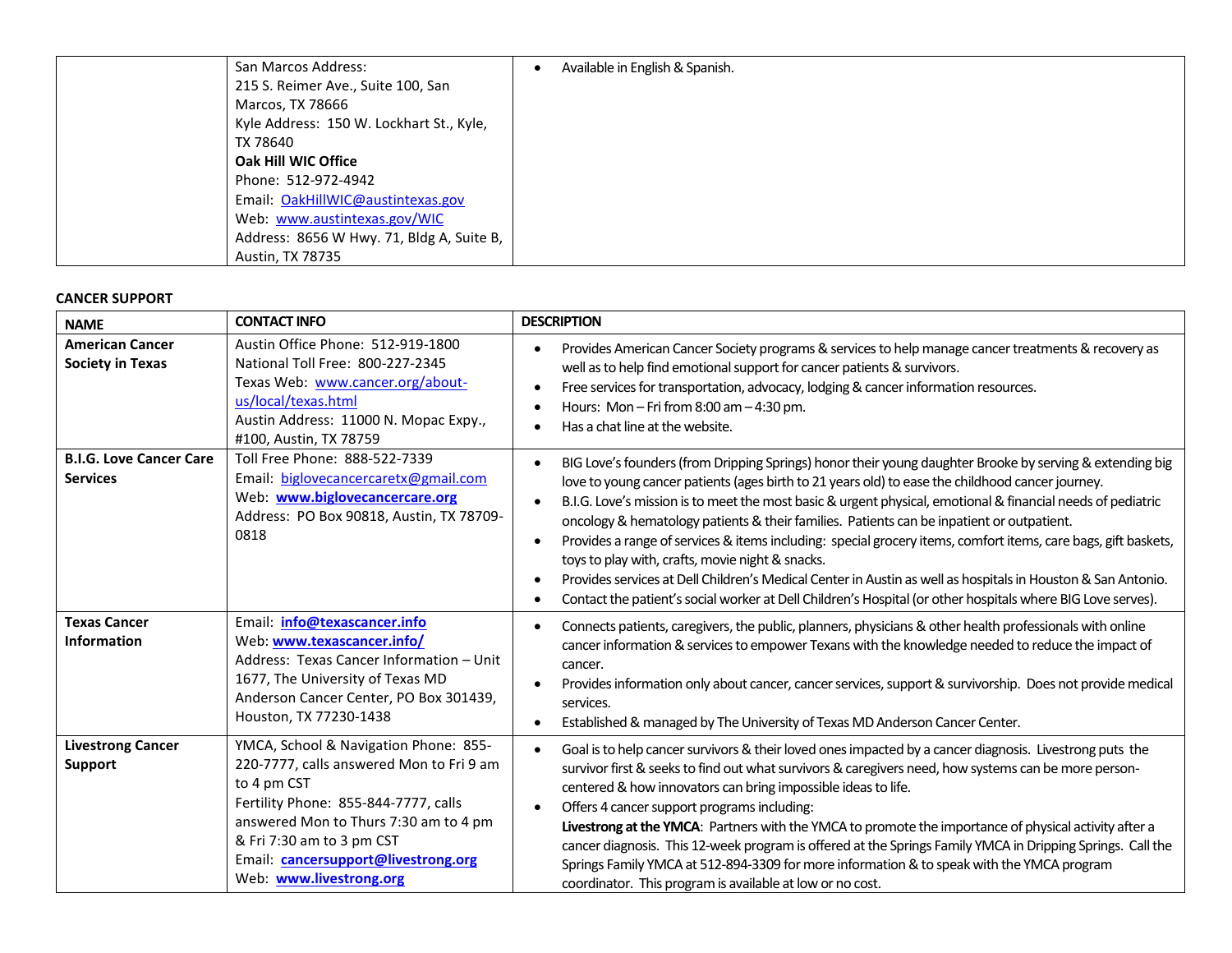| | San Marcos Address: 215 S. Reimer Ave., Suite 100, San Marcos, TX 78666<br>Kyle Address: 150 W. Lockhart St., Kyle, TX 78640<br>**Oak Hill WIC Office**<br>Phone: 512-972-4942<br>Email: OakHillWIC@austintexas.gov<br>Web: www.austintexas.gov/WIC<br>Address: 8656 W Hwy. 71, Bldg A, Suite B, Austin, TX 78735 | • Available in English & Spanish. |
|---|---|---|

**CANCER SUPPORT**

| NAME | CONTACT INFO | DESCRIPTION |
|---|---|---|
| **American Cancer Society in Texas** | Austin Office Phone: 512-919-1800<br>National Toll Free: 800-227-2345<br>Texas Web: www.cancer.org/about-us/local/texas.html<br>Austin Address: 11000 N. Mopac Expy., #100, Austin, TX 78759 | • Provides American Cancer Society programs & services to help manage cancer treatments & recovery as well as to help find emotional support for cancer patients & survivors.<br>• Free services for transportation, advocacy, lodging & cancer information resources.<br>• Hours: Mon – Fri from 8:00 am – 4:30 pm.<br>• Has a chat line at the website. |
| **B.I.G. Love Cancer Care Services** | Toll Free Phone: 888-522-7339<br>Email: biglovecancercaretx@gmail.com<br>Web: **www.biglovecancercare.org**<br>Address: PO Box 90818, Austin, TX 78709-0818 | • BIG Love's founders (from Dripping Springs) honor their young daughter Brooke by serving & extending big love to young cancer patients (ages birth to 21 years old) to ease the childhood cancer journey.<br>• B.I.G. Love's mission is to meet the most basic & urgent physical, emotional & financial needs of pediatric oncology & hematology patients & their families. Patients can be inpatient or outpatient.<br>• Provides a range of services & items including: special grocery items, comfort items, care bags, gift baskets, toys to play with, crafts, movie night & snacks.<br>• Provides services at Dell Children's Medical Center in Austin as well as hospitals in Houston & San Antonio.<br>• Contact the patient's social worker at Dell Children's Hospital (or other hospitals where BIG Love serves). |
| **Texas Cancer Information** | Email: **info@texascancer.info**<br>Web: **www.texascancer.info/**<br>Address: Texas Cancer Information – Unit 1677, The University of Texas MD Anderson Cancer Center, PO Box 301439, Houston, TX 77230-1438 | • Connects patients, caregivers, the public, planners, physicians & other health professionals with online cancer information & services to empower Texans with the knowledge needed to reduce the impact of cancer.<br>• Provides information only about cancer, cancer services, support & survivorship. Does not provide medical services.<br>• Established & managed by The University of Texas MD Anderson Cancer Center. |
| **Livestrong Cancer Support** | YMCA, School & Navigation Phone: 855-220-7777, calls answered Mon to Fri 9 am to 4 pm CST<br>Fertility Phone: 855-844-7777, calls answered Mon to Thurs 7:30 am to 4 pm & Fri 7:30 am to 3 pm CST<br>Email: **cancersupport@livestrong.org**<br>Web: **www.livestrong.org** | • Goal is to help cancer survivors & their loved ones impacted by a cancer diagnosis. Livestrong puts the survivor first & seeks to find out what survivors & caregivers need, how systems can be more person-centered & how innovators can bring impossible ideas to life.<br>• Offers 4 cancer support programs including:<br>**Livestrong at the YMCA**: Partners with the YMCA to promote the importance of physical activity after a cancer diagnosis. This 12-week program is offered at the Springs Family YMCA in Dripping Springs. Call the Springs Family YMCA at 512-894-3309 for more information & to speak with the YMCA program coordinator. This program is available at low or no cost. |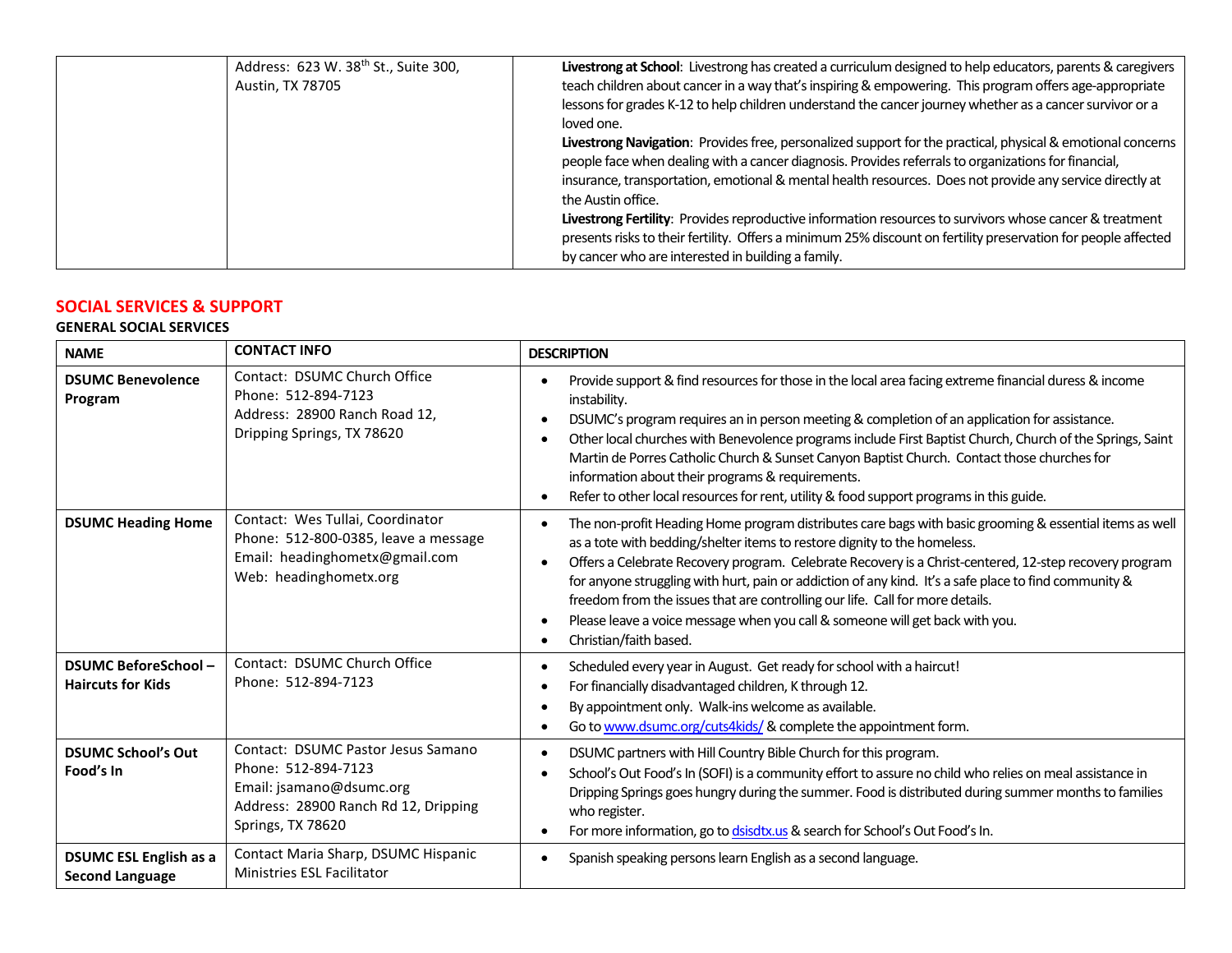| | Address: 623 W. 38th St., Suite 300, Austin, TX 78705 | **Livestrong at School**: Livestrong has created a curriculum designed to help educators, parents & caregivers teach children about cancer in a way that's inspiring & empowering. This program offers age-appropriate lessons for grades K-12 to help children understand the cancer journey whether as a cancer survivor or a loved one.<br>**Livestrong Navigation**: Provides free, personalized support for the practical, physical & emotional concerns people face when dealing with a cancer diagnosis. Provides referrals to organizations for financial, insurance, transportation, emotional & mental health resources. Does not provide any service directly at the Austin office.<br>**Livestrong Fertility**: Provides reproductive information resources to survivors whose cancer & treatment presents risks to their fertility. Offers a minimum 25% discount on fertility preservation for people affected by cancer who are interested in building a family. |
|---|---|---|

## SOCIAL SERVICES & SUPPORT

### GENERAL SOCIAL SERVICES

| NAME | CONTACT INFO | DESCRIPTION |
|---|---|---|
| **DSUMC Benevolence Program** | Contact: DSUMC Church Office<br>Phone: 512-894-7123<br>Address: 28900 Ranch Road 12, Dripping Springs, TX 78620 | • Provide support & find resources for those in the local area facing extreme financial duress & income instability.<br>• DSUMC's program requires an in person meeting & completion of an application for assistance.<br>• Other local churches with Benevolence programs include First Baptist Church, Church of the Springs, Saint Martin de Porres Catholic Church & Sunset Canyon Baptist Church. Contact those churches for information about their programs & requirements.<br>• Refer to other local resources for rent, utility & food support programs in this guide. |
| **DSUMC Heading Home** | Contact: Wes Tullai, Coordinator<br>Phone: 512-800-0385, leave a message<br>Email: headinghometx@gmail.com<br>Web: headinghometx.org | • The non-profit Heading Home program distributes care bags with basic grooming & essential items as well as a tote with bedding/shelter items to restore dignity to the homeless.<br>• Offers a Celebrate Recovery program. Celebrate Recovery is a Christ-centered, 12-step recovery program for anyone struggling with hurt, pain or addiction of any kind. It's a safe place to find community & freedom from the issues that are controlling our life. Call for more details.<br>• Please leave a voice message when you call & someone will get back with you.<br>• Christian/faith based. |
| **DSUMC BeforeSchool – Haircuts for Kids** | Contact: DSUMC Church Office<br>Phone: 512-894-7123 | • Scheduled every year in August. Get ready for school with a haircut!<br>• For financially disadvantaged children, K through 12.<br>• By appointment only. Walk-ins welcome as available.<br>• Go to www.dsumc.org/cuts4kids/ & complete the appointment form. |
| **DSUMC School's Out Food's In** | Contact: DSUMC Pastor Jesus Samano<br>Phone: 512-894-7123<br>Email: jsamano@dsumc.org<br>Address: 28900 Ranch Rd 12, Dripping Springs, TX 78620 | • DSUMC partners with Hill Country Bible Church for this program.<br>• School's Out Food's In (SOFI) is a community effort to assure no child who relies on meal assistance in Dripping Springs goes hungry during the summer. Food is distributed during summer months to families who register.<br>• For more information, go to dsisdtx.us & search for School's Out Food's In. |
| **DSUMC ESL English as a Second Language** | Contact Maria Sharp, DSUMC Hispanic Ministries ESL Facilitator | • Spanish speaking persons learn English as a second language. |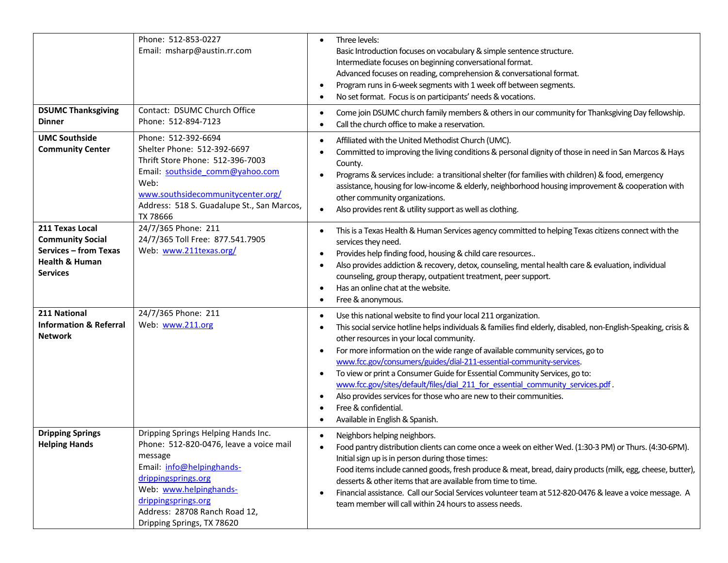| | | |
|---|---|---|
| | Phone: 512-853-0227<br>Email: msharp@austin.rr.com | • Three levels:<br>Basic Introduction focuses on vocabulary & simple sentence structure.<br>Intermediate focuses on beginning conversational format.<br>Advanced focuses on reading, comprehension & conversational format.<br>• Program runs in 6-week segments with 1 week off between segments.<br>• No set format. Focus is on participants' needs & vocations. |
| **DSUMC Thanksgiving Dinner** | Contact: DSUMC Church Office<br>Phone: 512-894-7123 | • Come join DSUMC church family members & others in our community for Thanksgiving Day fellowship.<br>• Call the church office to make a reservation. |
| **UMC Southside Community Center** | Phone: 512-392-6694<br>Shelter Phone: 512-392-6697<br>Thrift Store Phone: 512-396-7003<br>Email: southside_comm@yahoo.com<br>Web: www.southsidecommunitycenter.org/<br>Address: 518 S. Guadalupe St., San Marcos, TX 78666 | • Affiliated with the United Methodist Church (UMC).<br>• Committed to improving the living conditions & personal dignity of those in need in San Marcos & Hays County.<br>• Programs & services include: a transitional shelter (for families with children) & food, emergency assistance, housing for low-income & elderly, neighborhood housing improvement & cooperation with other community organizations.<br>• Also provides rent & utility support as well as clothing. |
| **211 Texas Local Community Social Services – from Texas Health & Human Services** | 24/7/365 Phone: 211<br>24/7/365 Toll Free: 877.541.7905<br>Web: www.211texas.org/ | • This is a Texas Health & Human Services agency committed to helping Texas citizens connect with the services they need.<br>• Provides help finding food, housing & child care resources..<br>• Also provides addiction & recovery, detox, counseling, mental health care & evaluation, individual counseling, group therapy, outpatient treatment, peer support.<br>• Has an online chat at the website.<br>• Free & anonymous. |
| **211 National Information & Referral Network** | 24/7/365 Phone: 211<br>Web: www.211.org | • Use this national website to find your local 211 organization.<br>• This social service hotline helps individuals & families find elderly, disabled, non-English-Speaking, crisis & other resources in your local community.<br>• For more information on the wide range of available community services, go to www.fcc.gov/consumers/guides/dial-211-essential-community-services.<br>• To view or print a Consumer Guide for Essential Community Services, go to: www.fcc.gov/sites/default/files/dial_211_for_essential_community_services.pdf .<br>• Also provides services for those who are new to their communities.<br>• Free & confidential.<br>• Available in English & Spanish. |
| **Dripping Springs Helping Hands** | Dripping Springs Helping Hands Inc.<br>Phone: 512-820-0476, leave a voice mail message<br>Email: info@helpinghands-drippingsprings.org<br>Web: www.helpinghands-drippingsprings.org<br>Address: 28708 Ranch Road 12, Dripping Springs, TX 78620 | • Neighbors helping neighbors.<br>• Food pantry distribution clients can come once a week on either Wed. (1:30-3 PM) or Thurs. (4:30-6PM). Initial sign up is in person during those times:<br>Food items include canned goods, fresh produce & meat, bread, dairy products (milk, egg, cheese, butter), desserts & other items that are available from time to time.<br>• Financial assistance. Call our Social Services volunteer team at 512-820-0476 & leave a voice message. A team member will call within 24 hours to assess needs. |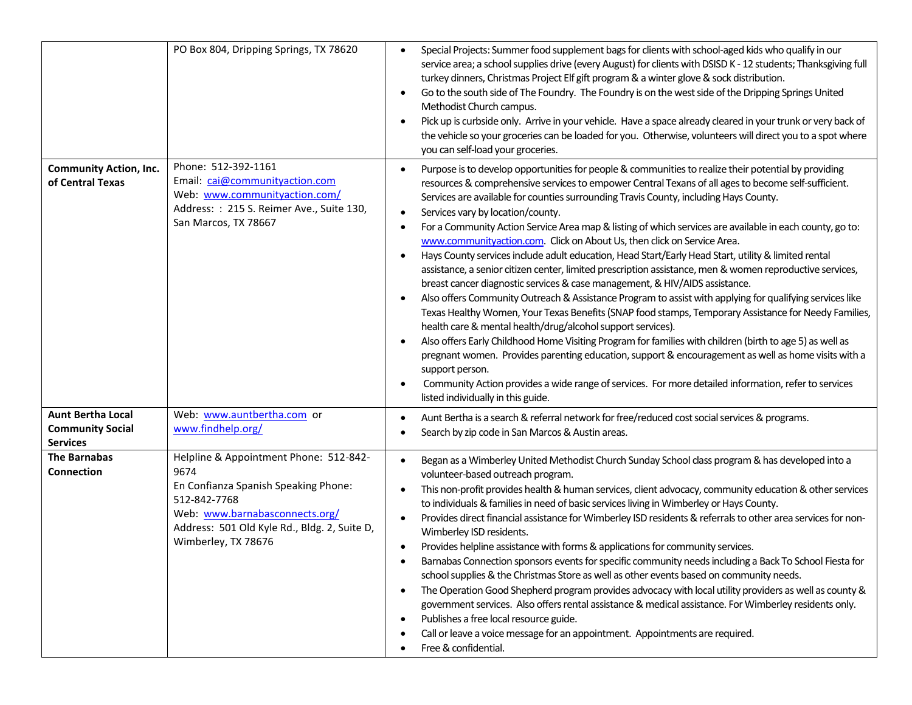| | | |
|---|---|---|
| | PO Box 804, Dripping Springs, TX 78620 | • Special Projects: Summer food supplement bags for clients with school-aged kids who qualify in our service area; a school supplies drive (every August) for clients with DSISD K - 12 students; Thanksgiving full turkey dinners, Christmas Project Elf gift program & a winter glove & sock distribution.<br>• Go to the south side of The Foundry. The Foundry is on the west side of the Dripping Springs United Methodist Church campus.<br>• Pick up is curbside only. Arrive in your vehicle. Have a space already cleared in your trunk or very back of the vehicle so your groceries can be loaded for you. Otherwise, volunteers will direct you to a spot where you can self-load your groceries. |
| **Community Action, Inc. of Central Texas** | Phone: 512-392-1161<br>Email: cai@communityaction.com<br>Web: www.communityaction.com/<br>Address: : 215 S. Reimer Ave., Suite 130, San Marcos, TX 78667 | • Purpose is to develop opportunities for people & communities to realize their potential by providing resources & comprehensive services to empower Central Texans of all ages to become self-sufficient. Services are available for counties surrounding Travis County, including Hays County.<br>• Services vary by location/county.<br>• For a Community Action Service Area map & listing of which services are available in each county, go to: www.communityaction.com. Click on About Us, then click on Service Area.<br>• Hays County services include adult education, Head Start/Early Head Start, utility & limited rental assistance, a senior citizen center, limited prescription assistance, men & women reproductive services, breast cancer diagnostic services & case management, & HIV/AIDS assistance.<br>• Also offers Community Outreach & Assistance Program to assist with applying for qualifying services like Texas Healthy Women, Your Texas Benefits (SNAP food stamps, Temporary Assistance for Needy Families, health care & mental health/drug/alcohol support services).<br>• Also offers Early Childhood Home Visiting Program for families with children (birth to age 5) as well as pregnant women. Provides parenting education, support & encouragement as well as home visits with a support person.<br>• Community Action provides a wide range of services. For more detailed information, refer to services listed individually in this guide. |
| **Aunt Bertha Local Community Social Services** | Web: www.auntbertha.com or www.findhelp.org/ | • Aunt Bertha is a search & referral network for free/reduced cost social services & programs.<br>• Search by zip code in San Marcos & Austin areas. |
| **The Barnabas Connection** | Helpline & Appointment Phone: 512-842-9674<br>En Confianza Spanish Speaking Phone: 512-842-7768<br>Web: www.barnabasconnects.org/<br>Address: 501 Old Kyle Rd., Bldg. 2, Suite D, Wimberley, TX 78676 | • Began as a Wimberley United Methodist Church Sunday School class program & has developed into a volunteer-based outreach program.<br>• This non-profit provides health & human services, client advocacy, community education & other services to individuals & families in need of basic services living in Wimberley or Hays County.<br>• Provides direct financial assistance for Wimberley ISD residents & referrals to other area services for non-Wimberley ISD residents.<br>• Provides helpline assistance with forms & applications for community services.<br>• Barnabas Connection sponsors events for specific community needs including a Back To School Fiesta for school supplies & the Christmas Store as well as other events based on community needs.<br>• The Operation Good Shepherd program provides advocacy with local utility providers as well as county & government services. Also offers rental assistance & medical assistance. For Wimberley residents only.<br>• Publishes a free local resource guide.<br>• Call or leave a voice message for an appointment. Appointments are required.<br>• Free & confidential. |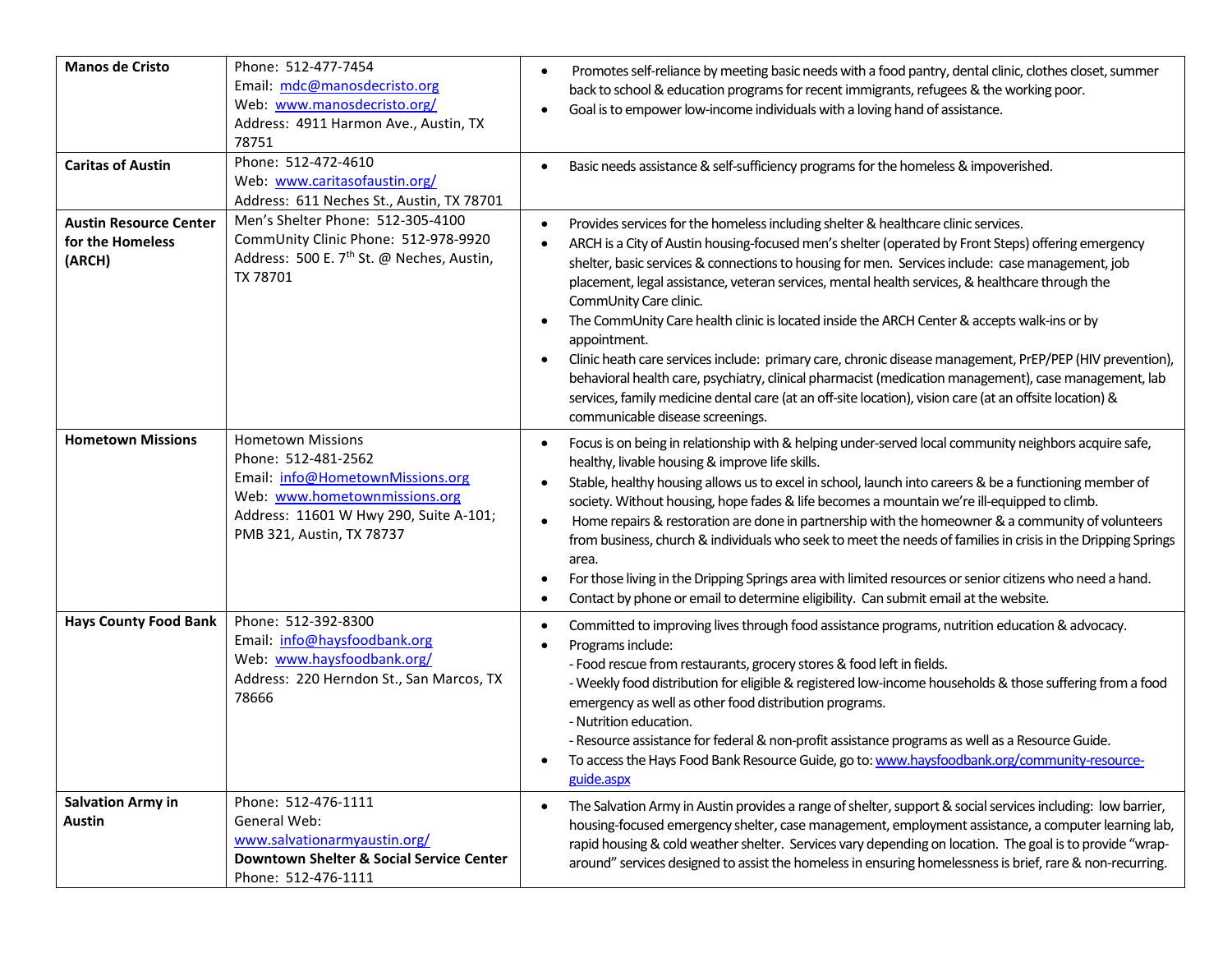| | | |
|---|---|---|
| **Manos de Cristo** | Phone: 512-477-7454<br>Email: mdc@manosdecristo.org<br>Web: www.manosdecristo.org/<br>Address: 4911 Harmon Ave., Austin, TX 78751 | • Promotes self-reliance by meeting basic needs with a food pantry, dental clinic, clothes closet, summer back to school & education programs for recent immigrants, refugees & the working poor.<br>• Goal is to empower low-income individuals with a loving hand of assistance. |
| **Caritas of Austin** | Phone: 512-472-4610<br>Web: www.caritasofaustin.org/<br>Address: 611 Neches St., Austin, TX 78701 | • Basic needs assistance & self-sufficiency programs for the homeless & impoverished. |
| **Austin Resource Center for the Homeless (ARCH)** | Men's Shelter Phone: 512-305-4100<br>CommUnity Clinic Phone: 512-978-9920<br>Address: 500 E. 7th St. @ Neches, Austin, TX 78701 | • Provides services for the homeless including shelter & healthcare clinic services.<br>• ARCH is a City of Austin housing-focused men's shelter (operated by Front Steps) offering emergency shelter, basic services & connections to housing for men. Services include: case management, job placement, legal assistance, veteran services, mental health services, & healthcare through the CommUnity Care clinic.<br>• The CommUnity Care health clinic is located inside the ARCH Center & accepts walk-ins or by appointment.<br>• Clinic heath care services include: primary care, chronic disease management, PrEP/PEP (HIV prevention), behavioral health care, psychiatry, clinical pharmacist (medication management), case management, lab services, family medicine dental care (at an off-site location), vision care (at an offsite location) & communicable disease screenings. |
| **Hometown Missions** | Hometown Missions<br>Phone: 512-481-2562<br>Email: info@HometownMissions.org<br>Web: www.hometownmissions.org<br>Address: 11601 W Hwy 290, Suite A-101; PMB 321, Austin, TX 78737 | • Focus is on being in relationship with & helping under-served local community neighbors acquire safe, healthy, livable housing & improve life skills.<br>• Stable, healthy housing allows us to excel in school, launch into careers & be a functioning member of society. Without housing, hope fades & life becomes a mountain we're ill-equipped to climb.<br>• Home repairs & restoration are done in partnership with the homeowner & a community of volunteers from business, church & individuals who seek to meet the needs of families in crisis in the Dripping Springs area.<br>• For those living in the Dripping Springs area with limited resources or senior citizens who need a hand.<br>• Contact by phone or email to determine eligibility. Can submit email at the website. |
| **Hays County Food Bank** | Phone: 512-392-8300<br>Email: info@haysfoodbank.org<br>Web: www.haysfoodbank.org/<br>Address: 220 Herndon St., San Marcos, TX 78666 | • Committed to improving lives through food assistance programs, nutrition education & advocacy.<br>• Programs include:<br>- Food rescue from restaurants, grocery stores & food left in fields.<br>- Weekly food distribution for eligible & registered low-income households & those suffering from a food emergency as well as other food distribution programs.<br>- Nutrition education.<br>- Resource assistance for federal & non-profit assistance programs as well as a Resource Guide.<br>• To access the Hays Food Bank Resource Guide, go to: www.haysfoodbank.org/community-resource-guide.aspx |
| **Salvation Army in Austin** | Phone: 512-476-1111<br>General Web: www.salvationarmyaustin.org/<br>**Downtown Shelter & Social Service Center**<br>Phone: 512-476-1111 | • The Salvation Army in Austin provides a range of shelter, support & social services including: low barrier, housing-focused emergency shelter, case management, employment assistance, a computer learning lab, rapid housing & cold weather shelter. Services vary depending on location. The goal is to provide "wrap-around" services designed to assist the homeless in ensuring homelessness is brief, rare & non-recurring. |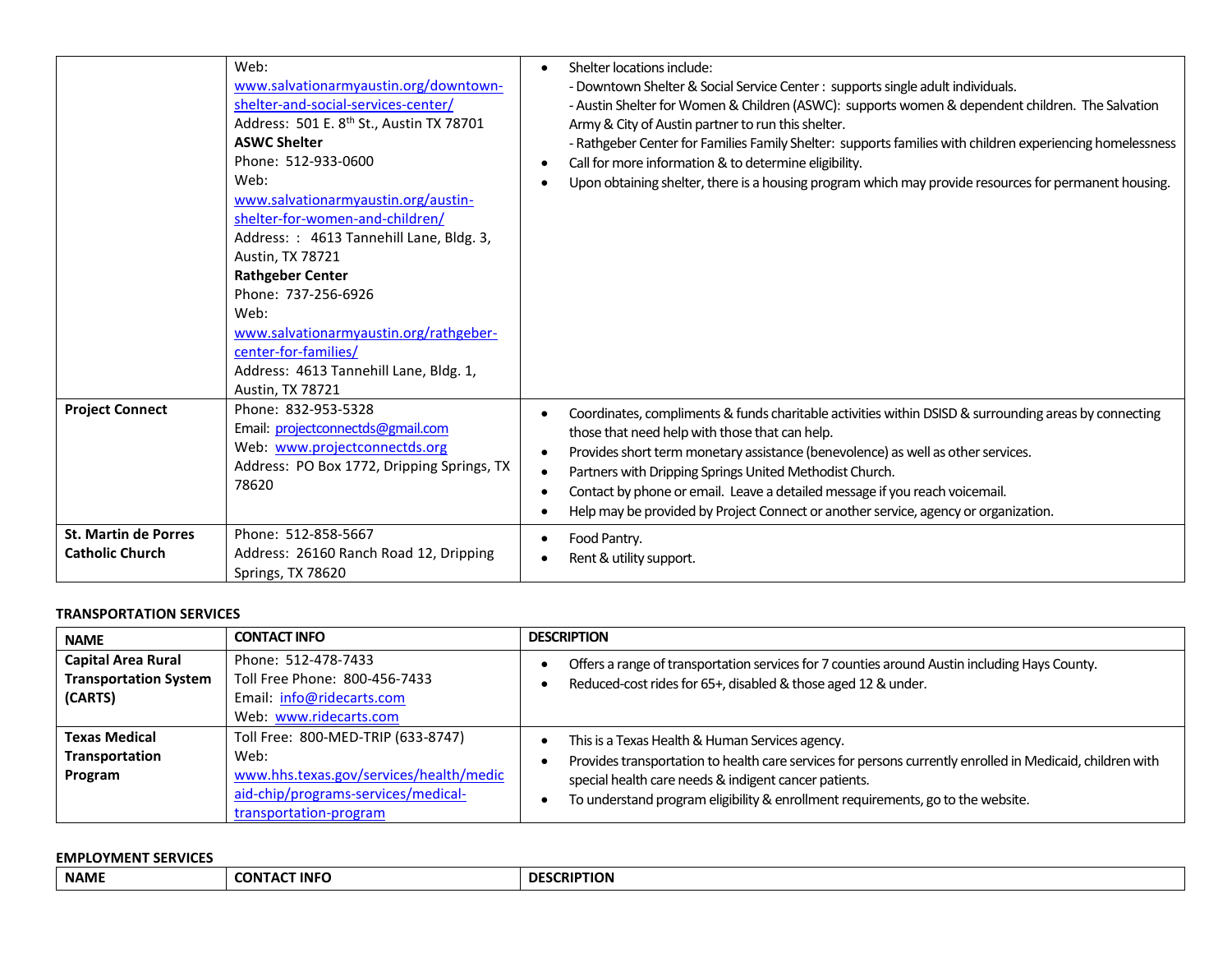| | | |
|---|---|---|
| | Web: www.salvationarmyaustin.org/downtown-shelter-and-social-services-center/<br>Address: 501 E. 8th St., Austin TX 78701<br>**ASWC Shelter**<br>Phone: 512-933-0600<br>Web: www.salvationarmyaustin.org/austin-shelter-for-women-and-children/<br>Address: : 4613 Tannehill Lane, Bldg. 3, Austin, TX 78721<br>**Rathgeber Center**<br>Phone: 737-256-6926<br>Web: www.salvationarmyaustin.org/rathgeber-center-for-families/<br>Address: 4613 Tannehill Lane, Bldg. 1, Austin, TX 78721 | • Shelter locations include:<br>- Downtown Shelter & Social Service Center : supports single adult individuals.<br>- Austin Shelter for Women & Children (ASWC): supports women & dependent children. The Salvation Army & City of Austin partner to run this shelter.<br>- Rathgeber Center for Families Family Shelter: supports families with children experiencing homelessness<br>• Call for more information & to determine eligibility.<br>• Upon obtaining shelter, there is a housing program which may provide resources for permanent housing. |
| **Project Connect** | Phone: 832-953-5328<br>Email: projectconnectds@gmail.com<br>Web: www.projectconnectds.org<br>Address: PO Box 1772, Dripping Springs, TX 78620 | • Coordinates, compliments & funds charitable activities within DSISD & surrounding areas by connecting those that need help with those that can help.<br>• Provides short term monetary assistance (benevolence) as well as other services.<br>• Partners with Dripping Springs United Methodist Church.<br>• Contact by phone or email. Leave a detailed message if you reach voicemail.<br>• Help may be provided by Project Connect or another service, agency or organization. |
| **St. Martin de Porres Catholic Church** | Phone: 512-858-5667<br>Address: 26160 Ranch Road 12, Dripping Springs, TX 78620 | • Food Pantry.<br>• Rent & utility support. |

**TRANSPORTATION SERVICES**

| NAME | CONTACT INFO | DESCRIPTION |
|---|---|---|
| **Capital Area Rural Transportation System (CARTS)** | Phone: 512-478-7433<br>Toll Free Phone: 800-456-7433<br>Email: info@ridecarts.com<br>Web: www.ridecarts.com | • Offers a range of transportation services for 7 counties around Austin including Hays County.<br>• Reduced-cost rides for 65+, disabled & those aged 12 & under. |
| **Texas Medical Transportation Program** | Toll Free: 800-MED-TRIP (633-8747)<br>Web: www.hhs.texas.gov/services/health/medicaid-chip/programs-services/medical-transportation-program | • This is a Texas Health & Human Services agency.<br>• Provides transportation to health care services for persons currently enrolled in Medicaid, children with special health care needs & indigent cancer patients.<br>• To understand program eligibility & enrollment requirements, go to the website. |

**EMPLOYMENT SERVICES**

| NAME | CONTACT INFO | DESCRIPTION |
|---|---|---|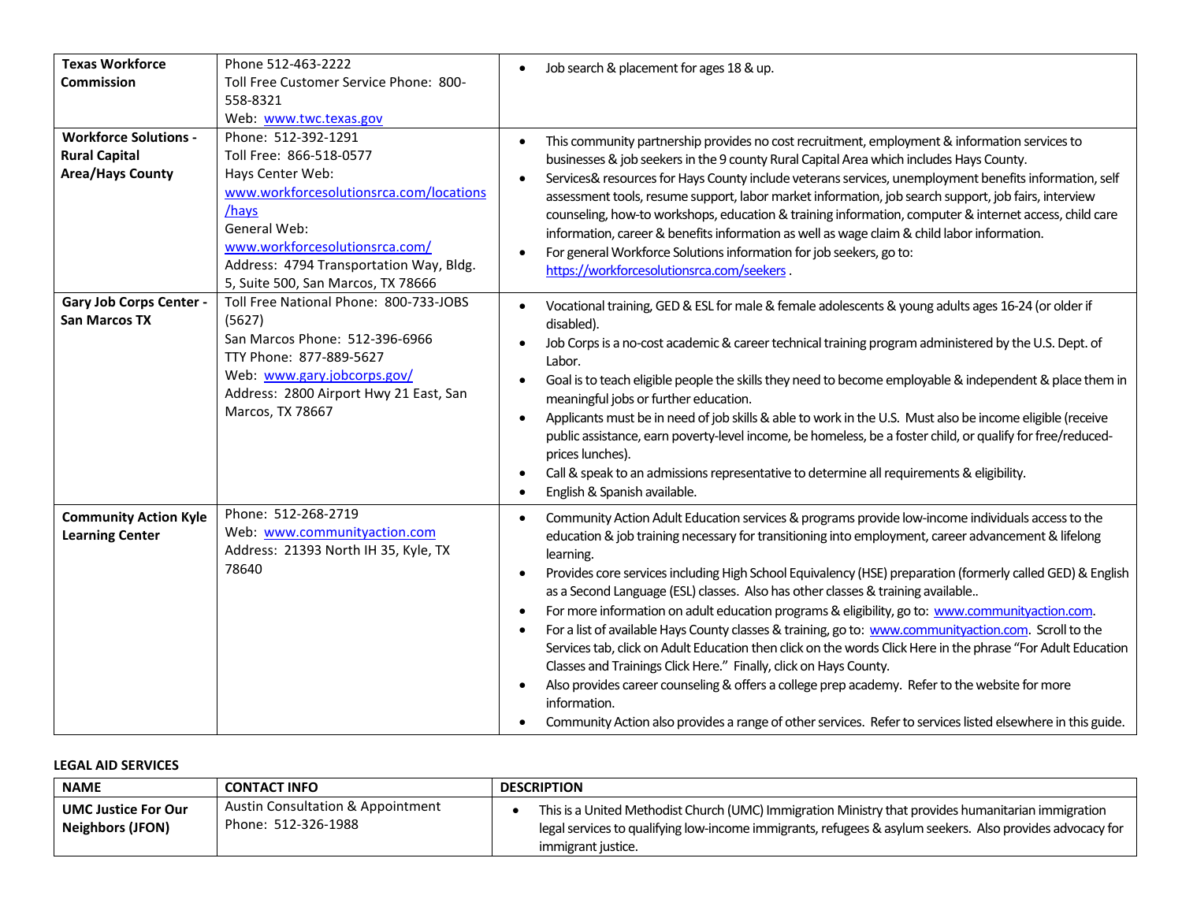| | | |
|---|---|---|
| **Texas Workforce Commission** | Phone 512-463-2222<br>Toll Free Customer Service Phone: 800-558-8321<br>Web: www.twc.texas.gov | • Job search & placement for ages 18 & up. |
| **Workforce Solutions - Rural Capital Area/Hays County** | Phone: 512-392-1291<br>Toll Free: 866-518-0577<br>Hays Center Web: www.workforcesolutionsrca.com/locations/hays<br>General Web: www.workforcesolutionsrca.com/<br>Address: 4794 Transportation Way, Bldg. 5, Suite 500, San Marcos, TX 78666 | • This community partnership provides no cost recruitment, employment & information services to businesses & job seekers in the 9 county Rural Capital Area which includes Hays County.<br>• Services& resources for Hays County include veterans services, unemployment benefits information, self assessment tools, resume support, labor market information, job search support, job fairs, interview counseling, how-to workshops, education & training information, computer & internet access, child care information, career & benefits information as well as wage claim & child labor information.<br>• For general Workforce Solutions information for job seekers, go to: https://workforcesolutionsrca.com/seekers . |
| **Gary Job Corps Center - San Marcos TX** | Toll Free National Phone: 800-733-JOBS (5627)<br>San Marcos Phone: 512-396-6966<br>TTY Phone: 877-889-5627<br>Web: www.gary.jobcorps.gov/<br>Address: 2800 Airport Hwy 21 East, San Marcos, TX 78667 | • Vocational training, GED & ESL for male & female adolescents & young adults ages 16-24 (or older if disabled).<br>• Job Corps is a no-cost academic & career technical training program administered by the U.S. Dept. of Labor.<br>• Goal is to teach eligible people the skills they need to become employable & independent & place them in meaningful jobs or further education.<br>• Applicants must be in need of job skills & able to work in the U.S. Must also be income eligible (receive public assistance, earn poverty-level income, be homeless, be a foster child, or qualify for free/reduced-prices lunches).<br>• Call & speak to an admissions representative to determine all requirements & eligibility.<br>• English & Spanish available. |
| **Community Action Kyle Learning Center** | Phone: 512-268-2719<br>Web: www.communityaction.com<br>Address: 21393 North IH 35, Kyle, TX 78640 | • Community Action Adult Education services & programs provide low-income individuals access to the education & job training necessary for transitioning into employment, career advancement & lifelong learning.<br>• Provides core services including High School Equivalency (HSE) preparation (formerly called GED) & English as a Second Language (ESL) classes. Also has other classes & training available..<br>• For more information on adult education programs & eligibility, go to: www.communityaction.com.<br>• For a list of available Hays County classes & training, go to: www.communityaction.com. Scroll to the Services tab, click on Adult Education then click on the words Click Here in the phrase "For Adult Education Classes and Trainings Click Here." Finally, click on Hays County.<br>• Also provides career counseling & offers a college prep academy. Refer to the website for more information.<br>• Community Action also provides a range of other services. Refer to services listed elsewhere in this guide. |

**LEGAL AID SERVICES**

| NAME | CONTACT INFO | DESCRIPTION |
|---|---|---|
| **UMC Justice For Our Neighbors (JFON)** | Austin Consultation & Appointment Phone: 512-326-1988 | • This is a United Methodist Church (UMC) Immigration Ministry that provides humanitarian immigration legal services to qualifying low-income immigrants, refugees & asylum seekers. Also provides advocacy for immigrant justice. |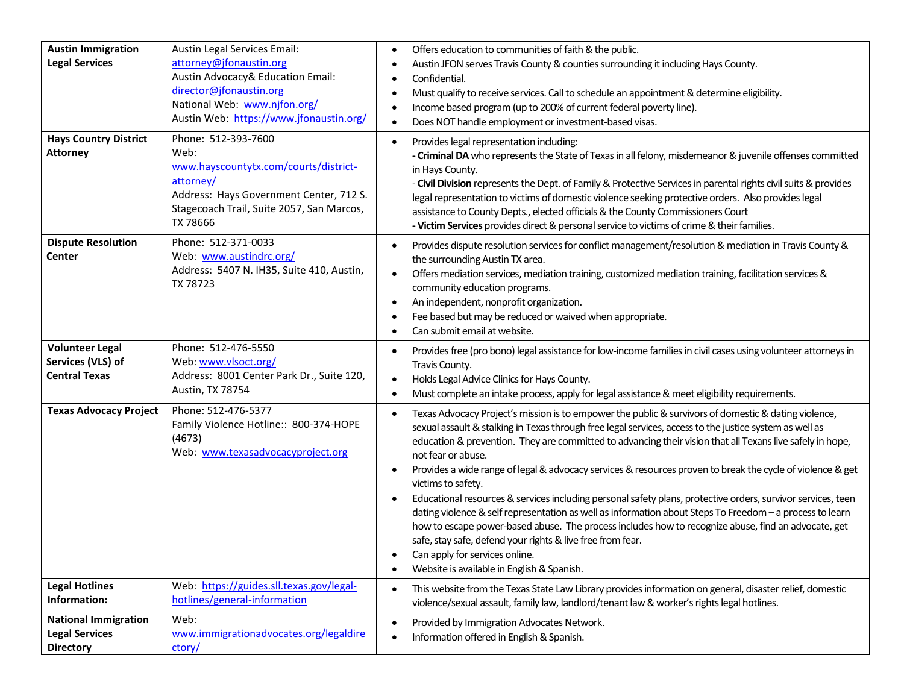| | | |
|---|---|---|
| **Austin Immigration Legal Services** | Austin Legal Services Email: attorney@jfonaustin.org<br>Austin Advocacy& Education Email: director@jfonaustin.org<br>National Web: www.njfon.org/<br>Austin Web: https://www.jfonaustin.org/ | • Offers education to communities of faith & the public.<br>• Austin JFON serves Travis County & counties surrounding it including Hays County.<br>• Confidential.<br>• Must qualify to receive services. Call to schedule an appointment & determine eligibility.<br>• Income based program (up to 200% of current federal poverty line).<br>• Does NOT handle employment or investment-based visas. |
| **Hays Country District Attorney** | Phone: 512-393-7600<br>Web: www.hayscountytx.com/courts/district-attorney/<br>Address: Hays Government Center, 712 S. Stagecoach Trail, Suite 2057, San Marcos, TX 78666 | • Provides legal representation including:<br>**- Criminal DA** who represents the State of Texas in all felony, misdemeanor & juvenile offenses committed in Hays County.<br>- **Civil Division** represents the Dept. of Family & Protective Services in parental rights civil suits & provides legal representation to victims of domestic violence seeking protective orders. Also provides legal assistance to County Depts., elected officials & the County Commissioners Court<br>**- Victim Services** provides direct & personal service to victims of crime & their families. |
| **Dispute Resolution Center** | Phone: 512-371-0033<br>Web: www.austindrc.org/<br>Address: 5407 N. IH35, Suite 410, Austin, TX 78723 | • Provides dispute resolution services for conflict management/resolution & mediation in Travis County & the surrounding Austin TX area.<br>• Offers mediation services, mediation training, customized mediation training, facilitation services & community education programs.<br>• An independent, nonprofit organization.<br>• Fee based but may be reduced or waived when appropriate.<br>• Can submit email at website. |
| **Volunteer Legal Services (VLS) of Central Texas** | Phone: 512-476-5550<br>Web: www.vlsoct.org/<br>Address: 8001 Center Park Dr., Suite 120, Austin, TX 78754 | • Provides free (pro bono) legal assistance for low-income families in civil cases using volunteer attorneys in Travis County.<br>• Holds Legal Advice Clinics for Hays County.<br>• Must complete an intake process, apply for legal assistance & meet eligibility requirements. |
| **Texas Advocacy Project** | Phone: 512-476-5377<br>Family Violence Hotline:: 800-374-HOPE (4673)<br>Web: www.texasadvocacyproject.org | • Texas Advocacy Project's mission is to empower the public & survivors of domestic & dating violence, sexual assault & stalking in Texas through free legal services, access to the justice system as well as education & prevention. They are committed to advancing their vision that all Texans live safely in hope, not fear or abuse.<br>• Provides a wide range of legal & advocacy services & resources proven to break the cycle of violence & get victims to safety.<br>• Educational resources & services including personal safety plans, protective orders, survivor services, teen dating violence & self representation as well as information about Steps To Freedom – a process to learn how to escape power-based abuse. The process includes how to recognize abuse, find an advocate, get safe, stay safe, defend your rights & live free from fear.<br>• Can apply for services online.<br>• Website is available in English & Spanish. |
| **Legal Hotlines Information:** | Web: https://guides.sll.texas.gov/legal-hotlines/general-information | • This website from the Texas State Law Library provides information on general, disaster relief, domestic violence/sexual assault, family law, landlord/tenant law & worker's rights legal hotlines. |
| **National Immigration Legal Services Directory** | Web: www.immigrationadvocates.org/legaldirectory/ | • Provided by Immigration Advocates Network.<br>• Information offered in English & Spanish. |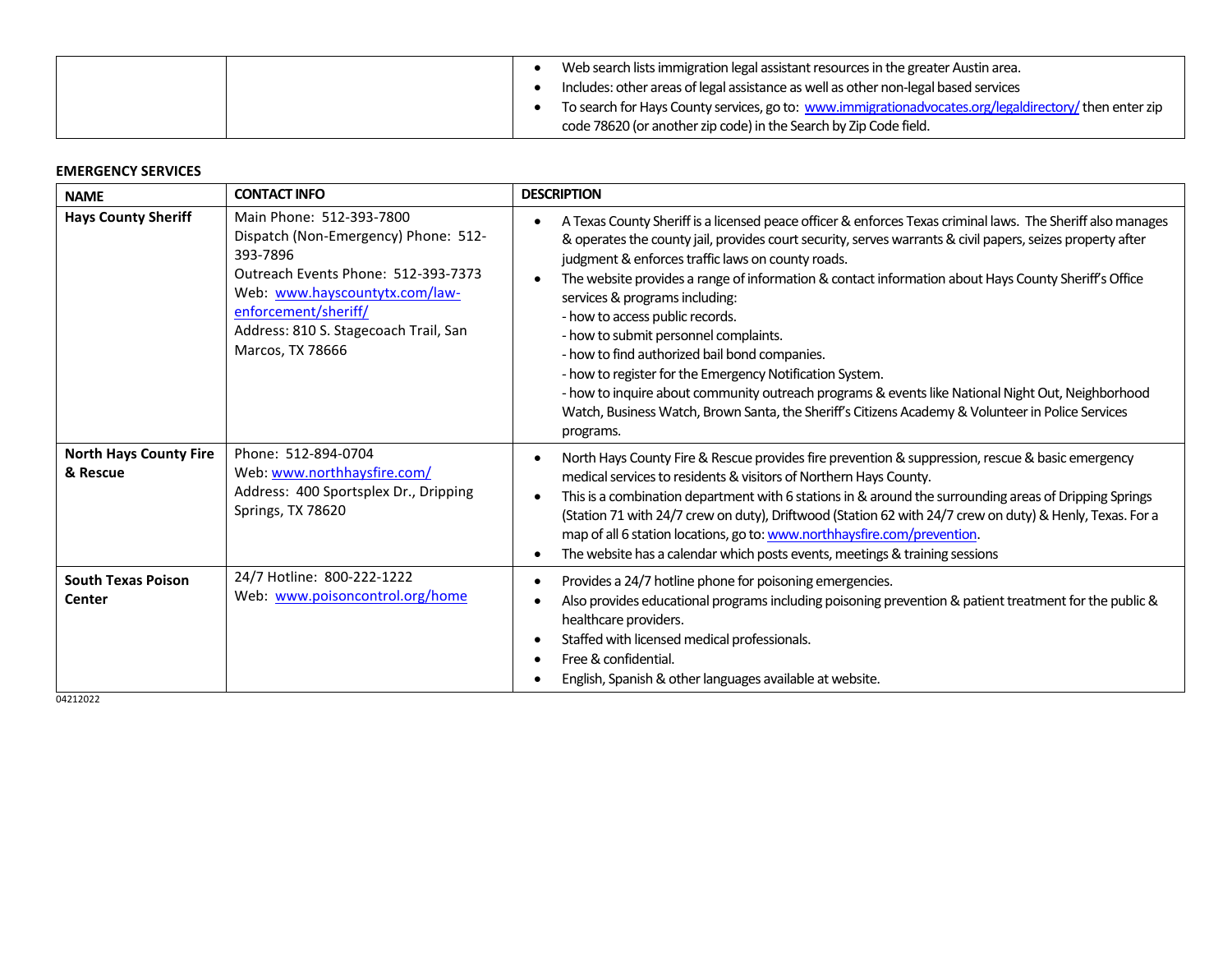| | | |
|---|---|---|
| | | • Web search lists immigration legal assistant resources in the greater Austin area.<br>• Includes: other areas of legal assistance as well as other non-legal based services<br>• To search for Hays County services, go to: www.immigrationadvocates.org/legaldirectory/ then enter zip code 78620 (or another zip code) in the Search by Zip Code field. |

**EMERGENCY SERVICES**

| NAME | CONTACT INFO | DESCRIPTION |
|---|---|---|
| **Hays County Sheriff** | Main Phone: 512-393-7800<br>Dispatch (Non-Emergency) Phone: 512-393-7896<br>Outreach Events Phone: 512-393-7373<br>Web: www.hayscountytx.com/law-enforcement/sheriff/<br>Address: 810 S. Stagecoach Trail, San Marcos, TX 78666 | • A Texas County Sheriff is a licensed peace officer & enforces Texas criminal laws. The Sheriff also manages & operates the county jail, provides court security, serves warrants & civil papers, seizes property after judgment & enforces traffic laws on county roads.<br>• The website provides a range of information & contact information about Hays County Sheriff's Office services & programs including:<br>- how to access public records.<br>- how to submit personnel complaints.<br>- how to find authorized bail bond companies.<br>- how to register for the Emergency Notification System.<br>- how to inquire about community outreach programs & events like National Night Out, Neighborhood Watch, Business Watch, Brown Santa, the Sheriff's Citizens Academy & Volunteer in Police Services programs. |
| **North Hays County Fire & Rescue** | Phone: 512-894-0704<br>Web: www.northhaysfire.com/<br>Address: 400 Sportsplex Dr., Dripping Springs, TX 78620 | • North Hays County Fire & Rescue provides fire prevention & suppression, rescue & basic emergency medical services to residents & visitors of Northern Hays County.<br>• This is a combination department with 6 stations in & around the surrounding areas of Dripping Springs (Station 71 with 24/7 crew on duty), Driftwood (Station 62 with 24/7 crew on duty) & Henly, Texas. For a map of all 6 station locations, go to: www.northhaysfire.com/prevention.<br>• The website has a calendar which posts events, meetings & training sessions |
| **South Texas Poison Center** | 24/7 Hotline: 800-222-1222<br>Web: www.poisoncontrol.org/home | • Provides a 24/7 hotline phone for poisoning emergencies.<br>• Also provides educational programs including poisoning prevention & patient treatment for the public & healthcare providers.<br>• Staffed with licensed medical professionals.<br>• Free & confidential.<br>• English, Spanish & other languages available at website. |

04212022